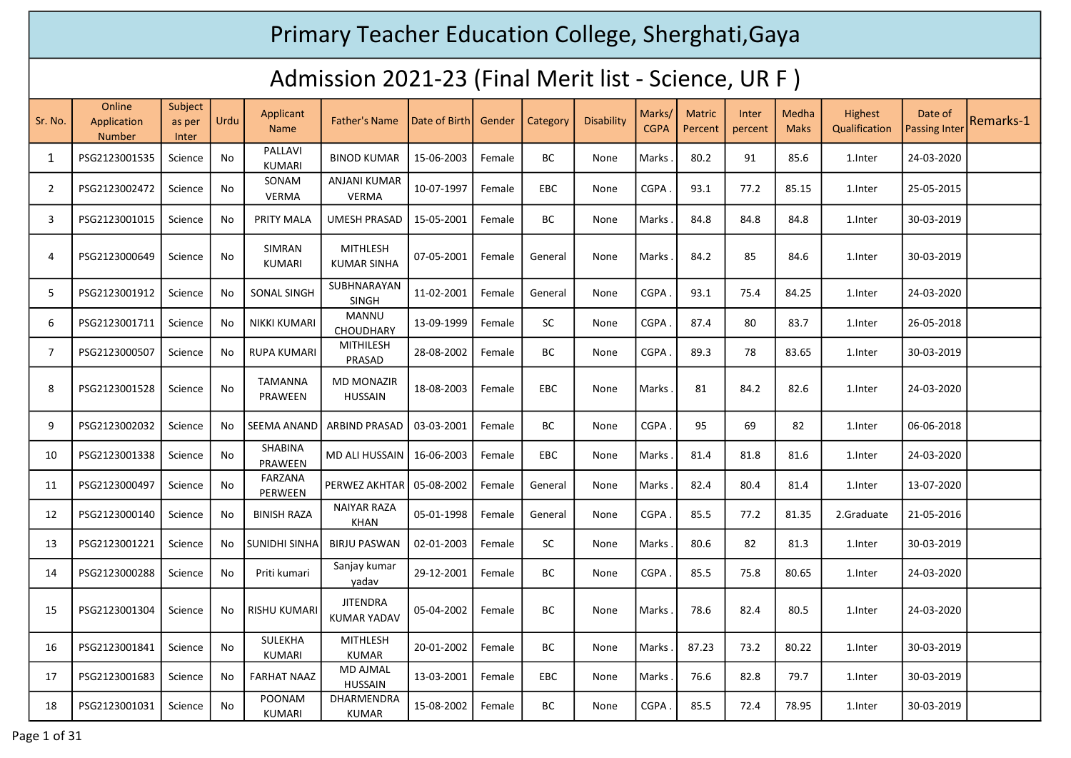# Primary Teacher Education College, Sherghati,Gaya

## Admission 2021-23 (Final Merit list - Science, UR F )

| Sr. No. | Online Application Number | Subject as per Inter | Urdu | Applicant Name | Father's Name | Date of Birth | Gender | Category | Disability | Marks/ CGPA | Matric Percent | Inter percent | Medha Maks | Highest Qualification | Date of Passing Inter | Remarks-1 |
|---|---|---|---|---|---|---|---|---|---|---|---|---|---|---|---|---|
| 1 | PSG2123001535 | Science | No | PALLAVI KUMARI | BINOD KUMAR | 15-06-2003 | Female | BC | None | Marks . | 80.2 | 91 | 85.6 | 1.Inter | 24-03-2020 | |
| 2 | PSG2123002472 | Science | No | SONAM VERMA | ANJANI KUMAR VERMA | 10-07-1997 | Female | EBC | None | CGPA . | 93.1 | 77.2 | 85.15 | 1.Inter | 25-05-2015 | |
| 3 | PSG2123001015 | Science | No | PRITY MALA | UMESH PRASAD | 15-05-2001 | Female | BC | None | Marks . | 84.8 | 84.8 | 84.8 | 1.Inter | 30-03-2019 | |
| 4 | PSG2123000649 | Science | No | SIMRAN KUMARI | MITHLESH KUMAR SINHA | 07-05-2001 | Female | General | None | Marks . | 84.2 | 85 | 84.6 | 1.Inter | 30-03-2019 | |
| 5 | PSG2123001912 | Science | No | SONAL SINGH | SUBHNARAYAN SINGH | 11-02-2001 | Female | General | None | CGPA . | 93.1 | 75.4 | 84.25 | 1.Inter | 24-03-2020 | |
| 6 | PSG2123001711 | Science | No | NIKKI KUMARI | MANNU CHOUDHARY | 13-09-1999 | Female | SC | None | CGPA . | 87.4 | 80 | 83.7 | 1.Inter | 26-05-2018 | |
| 7 | PSG2123000507 | Science | No | RUPA KUMARI | MITHILESH PRASAD | 28-08-2002 | Female | BC | None | CGPA . | 89.3 | 78 | 83.65 | 1.Inter | 30-03-2019 | |
| 8 | PSG2123001528 | Science | No | TAMANNA PRAWEEN | MD MONAZIR HUSSAIN | 18-08-2003 | Female | EBC | None | Marks . | 81 | 84.2 | 82.6 | 1.Inter | 24-03-2020 | |
| 9 | PSG2123002032 | Science | No | SEEMA ANAND | ARBIND PRASAD | 03-03-2001 | Female | BC | None | CGPA . | 95 | 69 | 82 | 1.Inter | 06-06-2018 | |
| 10 | PSG2123001338 | Science | No | SHABINA PRAWEEN | MD ALI HUSSAIN | 16-06-2003 | Female | EBC | None | Marks . | 81.4 | 81.8 | 81.6 | 1.Inter | 24-03-2020 | |
| 11 | PSG2123000497 | Science | No | FARZANA PERWEEN | PERWEZ AKHTAR | 05-08-2002 | Female | General | None | Marks . | 82.4 | 80.4 | 81.4 | 1.Inter | 13-07-2020 | |
| 12 | PSG2123000140 | Science | No | BINISH RAZA | NAIYAR RAZA KHAN | 05-01-1998 | Female | General | None | CGPA . | 85.5 | 77.2 | 81.35 | 2.Graduate | 21-05-2016 | |
| 13 | PSG2123001221 | Science | No | SUNIDHI SINHA | BIRJU PASWAN | 02-01-2003 | Female | SC | None | Marks . | 80.6 | 82 | 81.3 | 1.Inter | 30-03-2019 | |
| 14 | PSG2123000288 | Science | No | Priti kumari | Sanjay kumar yadav | 29-12-2001 | Female | BC | None | CGPA . | 85.5 | 75.8 | 80.65 | 1.Inter | 24-03-2020 | |
| 15 | PSG2123001304 | Science | No | RISHU KUMARI | JITENDRA KUMAR YADAV | 05-04-2002 | Female | BC | None | Marks . | 78.6 | 82.4 | 80.5 | 1.Inter | 24-03-2020 | |
| 16 | PSG2123001841 | Science | No | SULEKHA KUMARI | MITHLESH KUMAR | 20-01-2002 | Female | BC | None | Marks . | 87.23 | 73.2 | 80.22 | 1.Inter | 30-03-2019 | |
| 17 | PSG2123001683 | Science | No | FARHAT NAAZ | MD AJMAL HUSSAIN | 13-03-2001 | Female | EBC | None | Marks . | 76.6 | 82.8 | 79.7 | 1.Inter | 30-03-2019 | |
| 18 | PSG2123001031 | Science | No | POONAM KUMARI | DHARMENDRA KUMAR | 15-08-2002 | Female | BC | None | CGPA . | 85.5 | 72.4 | 78.95 | 1.Inter | 30-03-2019 | |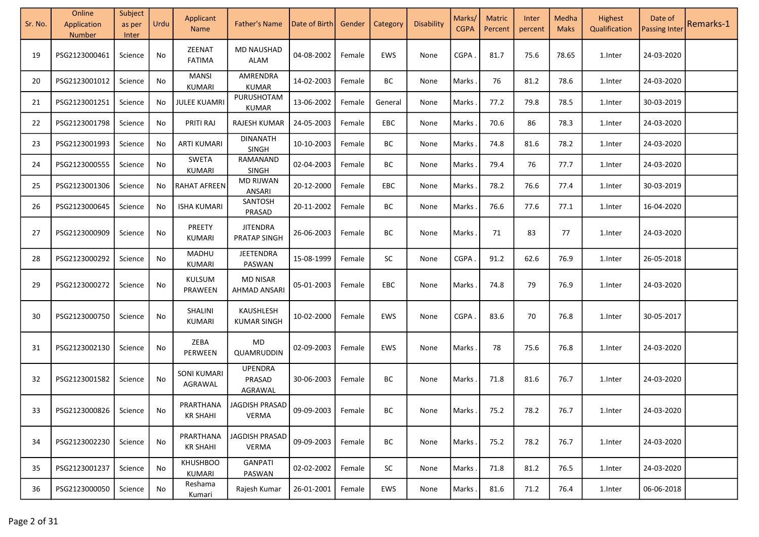| Sr. No. | Online Application Number | Subject as per Inter | Urdu | Applicant Name | Father's Name | Date of Birth | Gender | Category | Disability | Marks/ CGPA | Matric Percent | Inter percent | Medha Maks | Highest Qualification | Date of Passing Inter | Remarks-1 |
|---|---|---|---|---|---|---|---|---|---|---|---|---|---|---|---|---|
| 19 | PSG2123000461 | Science | No | ZEENAT FATIMA | MD NAUSHAD ALAM | 04-08-2002 | Female | EWS | None | CGPA . | 81.7 | 75.6 | 78.65 | 1.Inter | 24-03-2020 | |
| 20 | PSG2123001012 | Science | No | MANSI KUMARI | AMRENDRA KUMAR | 14-02-2003 | Female | BC | None | Marks . | 76 | 81.2 | 78.6 | 1.Inter | 24-03-2020 | |
| 21 | PSG2123001251 | Science | No | JULEE KUAMRI | PURUSHOTAM KUMAR | 13-06-2002 | Female | General | None | Marks . | 77.2 | 79.8 | 78.5 | 1.Inter | 30-03-2019 | |
| 22 | PSG2123001798 | Science | No | PRITI RAJ | RAJESH KUMAR | 24-05-2003 | Female | EBC | None | Marks . | 70.6 | 86 | 78.3 | 1.Inter | 24-03-2020 | |
| 23 | PSG2123001993 | Science | No | ARTI KUMARI | DINANATH SINGH | 10-10-2003 | Female | BC | None | Marks . | 74.8 | 81.6 | 78.2 | 1.Inter | 24-03-2020 | |
| 24 | PSG2123000555 | Science | No | SWETA KUMARI | RAMANAND SINGH | 02-04-2003 | Female | BC | None | Marks . | 79.4 | 76 | 77.7 | 1.Inter | 24-03-2020 | |
| 25 | PSG2123001306 | Science | No | RAHAT AFREEN | MD RIJWAN ANSARI | 20-12-2000 | Female | EBC | None | Marks . | 78.2 | 76.6 | 77.4 | 1.Inter | 30-03-2019 | |
| 26 | PSG2123000645 | Science | No | ISHA KUMARI | SANTOSH PRASAD | 20-11-2002 | Female | BC | None | Marks . | 76.6 | 77.6 | 77.1 | 1.Inter | 16-04-2020 | |
| 27 | PSG2123000909 | Science | No | PREETY KUMARI | JITENDRA PRATAP SINGH | 26-06-2003 | Female | BC | None | Marks . | 71 | 83 | 77 | 1.Inter | 24-03-2020 | |
| 28 | PSG2123000292 | Science | No | MADHU KUMARI | JEETENDRA PASWAN | 15-08-1999 | Female | SC | None | CGPA . | 91.2 | 62.6 | 76.9 | 1.Inter | 26-05-2018 | |
| 29 | PSG2123000272 | Science | No | KULSUM PRAWEEN | MD NISAR AHMAD ANSARI | 05-01-2003 | Female | EBC | None | Marks . | 74.8 | 79 | 76.9 | 1.Inter | 24-03-2020 | |
| 30 | PSG2123000750 | Science | No | SHALINI KUMARI | KAUSHLESH KUMAR SINGH | 10-02-2000 | Female | EWS | None | CGPA . | 83.6 | 70 | 76.8 | 1.Inter | 30-05-2017 | |
| 31 | PSG2123002130 | Science | No | ZEBA PERWEEN | MD QUAMRUDDIN | 02-09-2003 | Female | EWS | None | Marks . | 78 | 75.6 | 76.8 | 1.Inter | 24-03-2020 | |
| 32 | PSG2123001582 | Science | No | SONI KUMARI AGRAWAL | UPENDRA PRASAD AGRAWAL | 30-06-2003 | Female | BC | None | Marks . | 71.8 | 81.6 | 76.7 | 1.Inter | 24-03-2020 | |
| 33 | PSG2123000826 | Science | No | PRARTHANA KR SHAHI | JAGDISH PRASAD VERMA | 09-09-2003 | Female | BC | None | Marks . | 75.2 | 78.2 | 76.7 | 1.Inter | 24-03-2020 | |
| 34 | PSG2123002230 | Science | No | PRARTHANA KR SHAHI | JAGDISH PRASAD VERMA | 09-09-2003 | Female | BC | None | Marks . | 75.2 | 78.2 | 76.7 | 1.Inter | 24-03-2020 | |
| 35 | PSG2123001237 | Science | No | KHUSHBOO KUMARI | GANPATI PASWAN | 02-02-2002 | Female | SC | None | Marks . | 71.8 | 81.2 | 76.5 | 1.Inter | 24-03-2020 | |
| 36 | PSG2123000050 | Science | No | Reshama Kumari | Rajesh Kumar | 26-01-2001 | Female | EWS | None | Marks . | 81.6 | 71.2 | 76.4 | 1.Inter | 06-06-2018 | |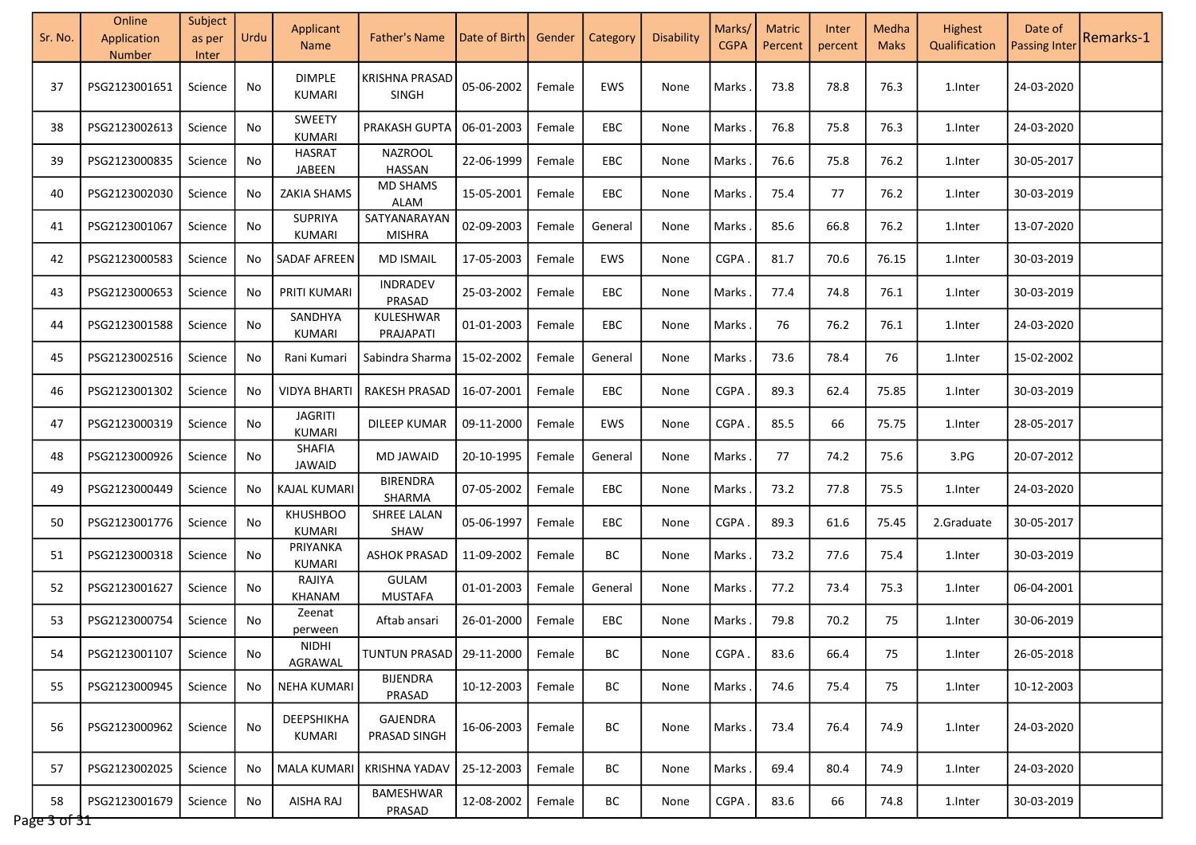| Sr. No. | Online Application Number | Subject as per Inter | Urdu | Applicant Name | Father's Name | Date of Birth | Gender | Category | Disability | Marks/ CGPA | Matric Percent | Inter percent | Medha Maks | Highest Qualification | Date of Passing Inter | Remarks-1 |
|---|---|---|---|---|---|---|---|---|---|---|---|---|---|---|---|---|
| 37 | PSG2123001651 | Science | No | DIMPLE KUMARI | KRISHNA PRASAD SINGH | 05-06-2002 | Female | EWS | None | Marks . | 73.8 | 78.8 | 76.3 | 1.Inter | 24-03-2020 | |
| 38 | PSG2123002613 | Science | No | SWEETY KUMARI | PRAKASH GUPTA | 06-01-2003 | Female | EBC | None | Marks . | 76.8 | 75.8 | 76.3 | 1.Inter | 24-03-2020 | |
| 39 | PSG2123000835 | Science | No | HASRAT JABEEN | NAZROOL HASSAN | 22-06-1999 | Female | EBC | None | Marks . | 76.6 | 75.8 | 76.2 | 1.Inter | 30-05-2017 | |
| 40 | PSG2123002030 | Science | No | ZAKIA SHAMS | MD SHAMS ALAM | 15-05-2001 | Female | EBC | None | Marks . | 75.4 | 77 | 76.2 | 1.Inter | 30-03-2019 | |
| 41 | PSG2123001067 | Science | No | SUPRIYA KUMARI | SATYANARAYAN MISHRA | 02-09-2003 | Female | General | None | Marks . | 85.6 | 66.8 | 76.2 | 1.Inter | 13-07-2020 | |
| 42 | PSG2123000583 | Science | No | SADAF AFREEN | MD ISMAIL | 17-05-2003 | Female | EWS | None | CGPA . | 81.7 | 70.6 | 76.15 | 1.Inter | 30-03-2019 | |
| 43 | PSG2123000653 | Science | No | PRITI KUMARI | INDRADEV PRASAD | 25-03-2002 | Female | EBC | None | Marks . | 77.4 | 74.8 | 76.1 | 1.Inter | 30-03-2019 | |
| 44 | PSG2123001588 | Science | No | SANDHYA KUMARI | KULESHWAR PRAJAPATI | 01-01-2003 | Female | EBC | None | Marks . | 76 | 76.2 | 76.1 | 1.Inter | 24-03-2020 | |
| 45 | PSG2123002516 | Science | No | Rani Kumari | Sabindra Sharma | 15-02-2002 | Female | General | None | Marks . | 73.6 | 78.4 | 76 | 1.Inter | 15-02-2002 | |
| 46 | PSG2123001302 | Science | No | VIDYA BHARTI | RAKESH PRASAD | 16-07-2001 | Female | EBC | None | CGPA . | 89.3 | 62.4 | 75.85 | 1.Inter | 30-03-2019 | |
| 47 | PSG2123000319 | Science | No | JAGRITI KUMARI | DILEEP KUMAR | 09-11-2000 | Female | EWS | None | CGPA . | 85.5 | 66 | 75.75 | 1.Inter | 28-05-2017 | |
| 48 | PSG2123000926 | Science | No | SHAFIA JAWAID | MD JAWAID | 20-10-1995 | Female | General | None | Marks . | 77 | 74.2 | 75.6 | 3.PG | 20-07-2012 | |
| 49 | PSG2123000449 | Science | No | KAJAL KUMARI | BIRENDRA SHARMA | 07-05-2002 | Female | EBC | None | Marks . | 73.2 | 77.8 | 75.5 | 1.Inter | 24-03-2020 | |
| 50 | PSG2123001776 | Science | No | KHUSHBOO KUMARI | SHREE LALAN SHAW | 05-06-1997 | Female | EBC | None | CGPA . | 89.3 | 61.6 | 75.45 | 2.Graduate | 30-05-2017 | |
| 51 | PSG2123000318 | Science | No | PRIYANKA KUMARI | ASHOK PRASAD | 11-09-2002 | Female | BC | None | Marks . | 73.2 | 77.6 | 75.4 | 1.Inter | 30-03-2019 | |
| 52 | PSG2123001627 | Science | No | RAJIYA KHANAM | GULAM MUSTAFA | 01-01-2003 | Female | General | None | Marks . | 77.2 | 73.4 | 75.3 | 1.Inter | 06-04-2001 | |
| 53 | PSG2123000754 | Science | No | Zeenat perween | Aftab ansari | 26-01-2000 | Female | EBC | None | Marks . | 79.8 | 70.2 | 75 | 1.Inter | 30-06-2019 | |
| 54 | PSG2123001107 | Science | No | NIDHI AGRAWAL | TUNTUN PRASAD | 29-11-2000 | Female | BC | None | CGPA . | 83.6 | 66.4 | 75 | 1.Inter | 26-05-2018 | |
| 55 | PSG2123000945 | Science | No | NEHA KUMARI | BIJENDRA PRASAD | 10-12-2003 | Female | BC | None | Marks . | 74.6 | 75.4 | 75 | 1.Inter | 10-12-2003 | |
| 56 | PSG2123000962 | Science | No | DEEPSHIKHA KUMARI | GAJENDRA PRASAD SINGH | 16-06-2003 | Female | BC | None | Marks . | 73.4 | 76.4 | 74.9 | 1.Inter | 24-03-2020 | |
| 57 | PSG2123002025 | Science | No | MALA KUMARI | KRISHNA YADAV | 25-12-2003 | Female | BC | None | Marks . | 69.4 | 80.4 | 74.9 | 1.Inter | 24-03-2020 | |
| 58 | PSG2123001679 | Science | No | AISHA RAJ | BAMESHWAR PRASAD | 12-08-2002 | Female | BC | None | CGPA . | 83.6 | 66 | 74.8 | 1.Inter | 30-03-2019 | |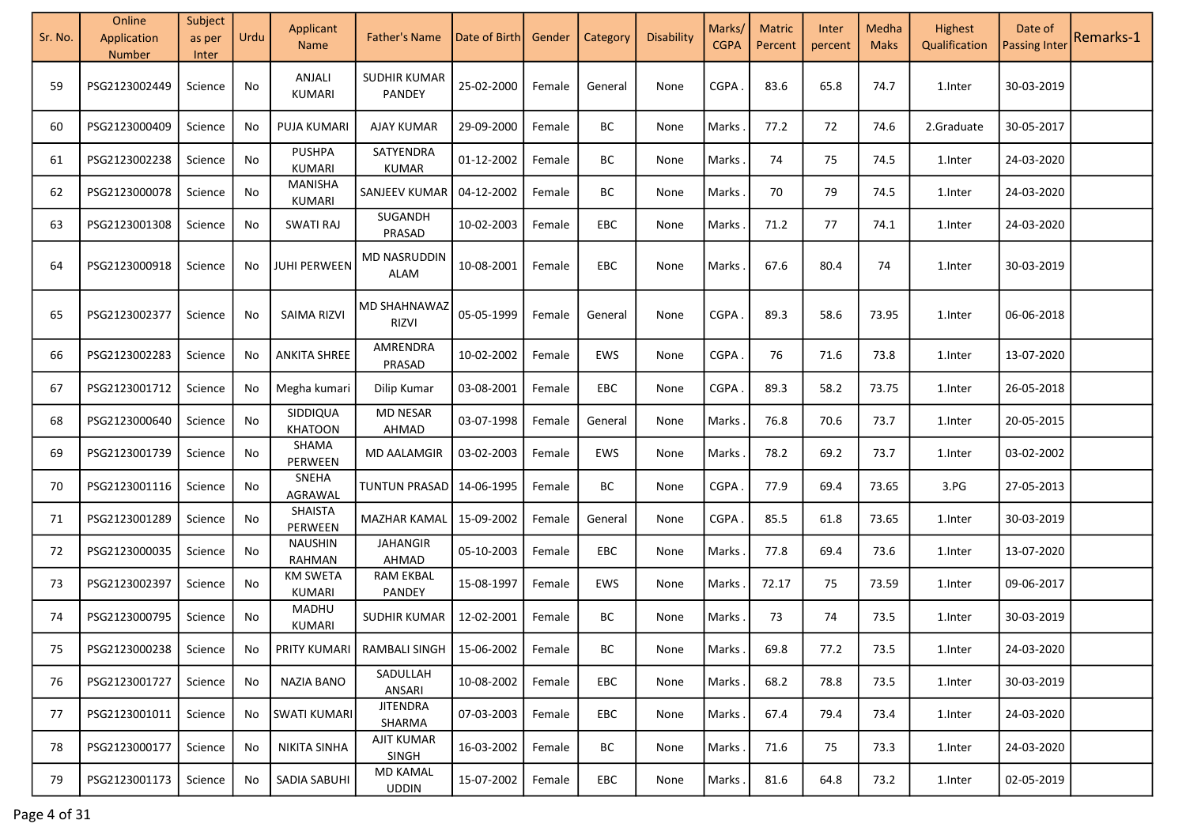| Sr. No. | Online Application Number | Subject as per Inter | Urdu | Applicant Name | Father's Name | Date of Birth | Gender | Category | Disability | Marks/ CGPA | Matric Percent | Inter percent | Medha Maks | Highest Qualification | Date of Passing Inter | Remarks-1 |
|---|---|---|---|---|---|---|---|---|---|---|---|---|---|---|---|---|
| 59 | PSG2123002449 | Science | No | ANJALI KUMARI | SUDHIR KUMAR PANDEY | 25-02-2000 | Female | General | None | CGPA . | 83.6 | 65.8 | 74.7 | 1.Inter | 30-03-2019 | |
| 60 | PSG2123000409 | Science | No | PUJA KUMARI | AJAY KUMAR | 29-09-2000 | Female | BC | None | Marks . | 77.2 | 72 | 74.6 | 2.Graduate | 30-05-2017 | |
| 61 | PSG2123002238 | Science | No | PUSHPA KUMARI | SATYENDRA KUMAR | 01-12-2002 | Female | BC | None | Marks . | 74 | 75 | 74.5 | 1.Inter | 24-03-2020 | |
| 62 | PSG2123000078 | Science | No | MANISHA KUMARI | SANJEEV KUMAR | 04-12-2002 | Female | BC | None | Marks . | 70 | 79 | 74.5 | 1.Inter | 24-03-2020 | |
| 63 | PSG2123001308 | Science | No | SWATI RAJ | SUGANDH PRASAD | 10-02-2003 | Female | EBC | None | Marks . | 71.2 | 77 | 74.1 | 1.Inter | 24-03-2020 | |
| 64 | PSG2123000918 | Science | No | JUHI PERWEEN | MD NASRUDDIN ALAM | 10-08-2001 | Female | EBC | None | Marks . | 67.6 | 80.4 | 74 | 1.Inter | 30-03-2019 | |
| 65 | PSG2123002377 | Science | No | SAIMA RIZVI | MD SHAHNAWAZ RIZVI | 05-05-1999 | Female | General | None | CGPA . | 89.3 | 58.6 | 73.95 | 1.Inter | 06-06-2018 | |
| 66 | PSG2123002283 | Science | No | ANKITA SHREE | AMRENDRA PRASAD | 10-02-2002 | Female | EWS | None | CGPA . | 76 | 71.6 | 73.8 | 1.Inter | 13-07-2020 | |
| 67 | PSG2123001712 | Science | No | Megha kumari | Dilip Kumar | 03-08-2001 | Female | EBC | None | CGPA . | 89.3 | 58.2 | 73.75 | 1.Inter | 26-05-2018 | |
| 68 | PSG2123000640 | Science | No | SIDDIQUA KHATOON | MD NESAR AHMAD | 03-07-1998 | Female | General | None | Marks . | 76.8 | 70.6 | 73.7 | 1.Inter | 20-05-2015 | |
| 69 | PSG2123001739 | Science | No | SHAMA PERWEEN | MD AALAMGIR | 03-02-2003 | Female | EWS | None | Marks . | 78.2 | 69.2 | 73.7 | 1.Inter | 03-02-2002 | |
| 70 | PSG2123001116 | Science | No | SNEHA AGRAWAL | TUNTUN PRASAD | 14-06-1995 | Female | BC | None | CGPA . | 77.9 | 69.4 | 73.65 | 3.PG | 27-05-2013 | |
| 71 | PSG2123001289 | Science | No | SHAISTA PERWEEN | MAZHAR KAMAL | 15-09-2002 | Female | General | None | CGPA . | 85.5 | 61.8 | 73.65 | 1.Inter | 30-03-2019 | |
| 72 | PSG2123000035 | Science | No | NAUSHIN RAHMAN | JAHANGIR AHMAD | 05-10-2003 | Female | EBC | None | Marks . | 77.8 | 69.4 | 73.6 | 1.Inter | 13-07-2020 | |
| 73 | PSG2123002397 | Science | No | KM SWETA KUMARI | RAM EKBAL PANDEY | 15-08-1997 | Female | EWS | None | Marks . | 72.17 | 75 | 73.59 | 1.Inter | 09-06-2017 | |
| 74 | PSG2123000795 | Science | No | MADHU KUMARI | SUDHIR KUMAR | 12-02-2001 | Female | BC | None | Marks . | 73 | 74 | 73.5 | 1.Inter | 30-03-2019 | |
| 75 | PSG2123000238 | Science | No | PRITY KUMARI | RAMBALI SINGH | 15-06-2002 | Female | BC | None | Marks . | 69.8 | 77.2 | 73.5 | 1.Inter | 24-03-2020 | |
| 76 | PSG2123001727 | Science | No | NAZIA BANO | SADULLAH ANSARI | 10-08-2002 | Female | EBC | None | Marks . | 68.2 | 78.8 | 73.5 | 1.Inter | 30-03-2019 | |
| 77 | PSG2123001011 | Science | No | SWATI KUMARI | JITENDRA SHARMA | 07-03-2003 | Female | EBC | None | Marks . | 67.4 | 79.4 | 73.4 | 1.Inter | 24-03-2020 | |
| 78 | PSG2123000177 | Science | No | NIKITA SINHA | AJIT KUMAR SINGH | 16-03-2002 | Female | BC | None | Marks . | 71.6 | 75 | 73.3 | 1.Inter | 24-03-2020 | |
| 79 | PSG2123001173 | Science | No | SADIA SABUHI | MD KAMAL UDDIN | 15-07-2002 | Female | EBC | None | Marks . | 81.6 | 64.8 | 73.2 | 1.Inter | 02-05-2019 | |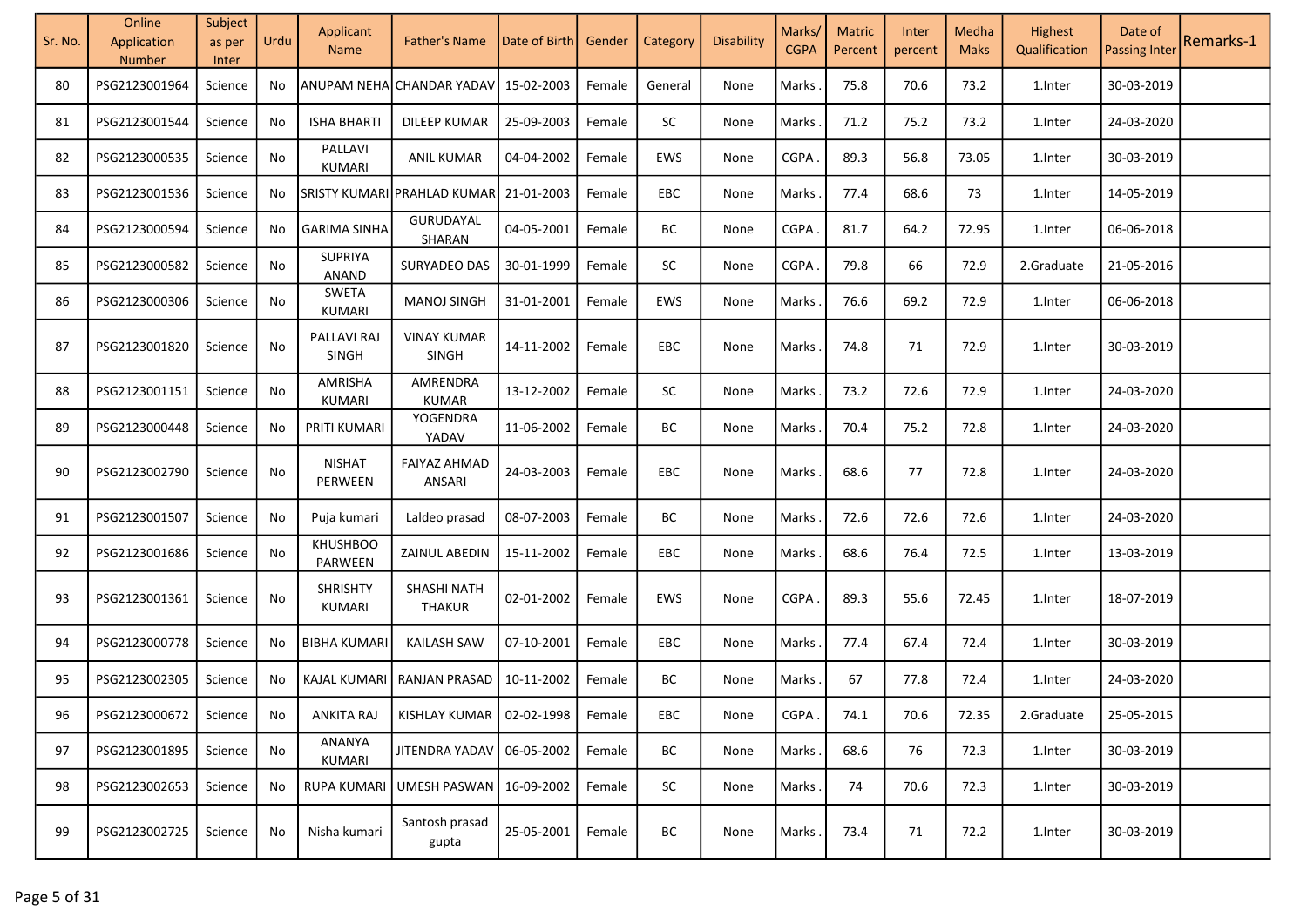| Sr. No. | Online Application Number | Subject as per Inter | Urdu | Applicant Name | Father's Name | Date of Birth | Gender | Category | Disability | Marks/ CGPA | Matric Percent | Inter percent | Medha Maks | Highest Qualification | Date of Passing Inter | Remarks-1 |
|---|---|---|---|---|---|---|---|---|---|---|---|---|---|---|---|---|
| 80 | PSG2123001964 | Science | No | ANUPAM NEHA | CHANDAR YADAV | 15-02-2003 | Female | General | None | Marks . | 75.8 | 70.6 | 73.2 | 1.Inter | 30-03-2019 | |
| 81 | PSG2123001544 | Science | No | ISHA BHARTI | DILEEP KUMAR | 25-09-2003 | Female | SC | None | Marks . | 71.2 | 75.2 | 73.2 | 1.Inter | 24-03-2020 | |
| 82 | PSG2123000535 | Science | No | PALLAVI KUMARI | ANIL KUMAR | 04-04-2002 | Female | EWS | None | CGPA . | 89.3 | 56.8 | 73.05 | 1.Inter | 30-03-2019 | |
| 83 | PSG2123001536 | Science | No | SRISTY KUMARI | PRAHLAD KUMAR | 21-01-2003 | Female | EBC | None | Marks . | 77.4 | 68.6 | 73 | 1.Inter | 14-05-2019 | |
| 84 | PSG2123000594 | Science | No | GARIMA SINHA | GURUDAYAL SHARAN | 04-05-2001 | Female | BC | None | CGPA . | 81.7 | 64.2 | 72.95 | 1.Inter | 06-06-2018 | |
| 85 | PSG2123000582 | Science | No | SUPRIYA ANAND | SURYADEO DAS | 30-01-1999 | Female | SC | None | CGPA . | 79.8 | 66 | 72.9 | 2.Graduate | 21-05-2016 | |
| 86 | PSG2123000306 | Science | No | SWETA KUMARI | MANOJ SINGH | 31-01-2001 | Female | EWS | None | Marks . | 76.6 | 69.2 | 72.9 | 1.Inter | 06-06-2018 | |
| 87 | PSG2123001820 | Science | No | PALLAVI RAJ SINGH | VINAY KUMAR SINGH | 14-11-2002 | Female | EBC | None | Marks . | 74.8 | 71 | 72.9 | 1.Inter | 30-03-2019 | |
| 88 | PSG2123001151 | Science | No | AMRISHA KUMARI | AMRENDRA KUMAR | 13-12-2002 | Female | SC | None | Marks . | 73.2 | 72.6 | 72.9 | 1.Inter | 24-03-2020 | |
| 89 | PSG2123000448 | Science | No | PRITI KUMARI | YOGENDRA YADAV | 11-06-2002 | Female | BC | None | Marks . | 70.4 | 75.2 | 72.8 | 1.Inter | 24-03-2020 | |
| 90 | PSG2123002790 | Science | No | NISHAT PERWEEN | FAIYAZ AHMAD ANSARI | 24-03-2003 | Female | EBC | None | Marks . | 68.6 | 77 | 72.8 | 1.Inter | 24-03-2020 | |
| 91 | PSG2123001507 | Science | No | Puja kumari | Laldeo prasad | 08-07-2003 | Female | BC | None | Marks . | 72.6 | 72.6 | 72.6 | 1.Inter | 24-03-2020 | |
| 92 | PSG2123001686 | Science | No | KHUSHBOO PARWEEN | ZAINUL ABEDIN | 15-11-2002 | Female | EBC | None | Marks . | 68.6 | 76.4 | 72.5 | 1.Inter | 13-03-2019 | |
| 93 | PSG2123001361 | Science | No | SHRISHTY KUMARI | SHASHI NATH THAKUR | 02-01-2002 | Female | EWS | None | CGPA . | 89.3 | 55.6 | 72.45 | 1.Inter | 18-07-2019 | |
| 94 | PSG2123000778 | Science | No | BIBHA KUMARI | KAILASH SAW | 07-10-2001 | Female | EBC | None | Marks . | 77.4 | 67.4 | 72.4 | 1.Inter | 30-03-2019 | |
| 95 | PSG2123002305 | Science | No | KAJAL KUMARI | RANJAN PRASAD | 10-11-2002 | Female | BC | None | Marks . | 67 | 77.8 | 72.4 | 1.Inter | 24-03-2020 | |
| 96 | PSG2123000672 | Science | No | ANKITA RAJ | KISHLAY KUMAR | 02-02-1998 | Female | EBC | None | CGPA . | 74.1 | 70.6 | 72.35 | 2.Graduate | 25-05-2015 | |
| 97 | PSG2123001895 | Science | No | ANANYA KUMARI | JITENDRA YADAV | 06-05-2002 | Female | BC | None | Marks . | 68.6 | 76 | 72.3 | 1.Inter | 30-03-2019 | |
| 98 | PSG2123002653 | Science | No | RUPA KUMARI | UMESH PASWAN | 16-09-2002 | Female | SC | None | Marks . | 74 | 70.6 | 72.3 | 1.Inter | 30-03-2019 | |
| 99 | PSG2123002725 | Science | No | Nisha kumari | Santosh prasad gupta | 25-05-2001 | Female | BC | None | Marks . | 73.4 | 71 | 72.2 | 1.Inter | 30-03-2019 | |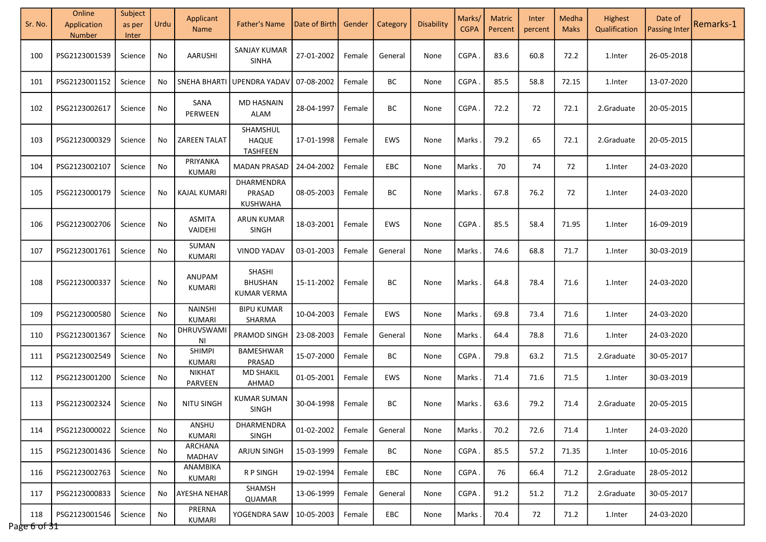| Sr. No. | Online Application Number | Subject as per Inter | Urdu | Applicant Name | Father's Name | Date of Birth | Gender | Category | Disability | Marks/ CGPA | Matric Percent | Inter percent | Medha Maks | Highest Qualification | Date of Passing Inter | Remarks-1 |
|---|---|---|---|---|---|---|---|---|---|---|---|---|---|---|---|---|
| 100 | PSG2123001539 | Science | No | AARUSHI | SANJAY KUMAR SINHA | 27-01-2002 | Female | General | None | CGPA . | 83.6 | 60.8 | 72.2 | 1.Inter | 26-05-2018 | |
| 101 | PSG2123001152 | Science | No | SNEHA BHARTI | UPENDRA YADAV | 07-08-2002 | Female | BC | None | CGPA . | 85.5 | 58.8 | 72.15 | 1.Inter | 13-07-2020 | |
| 102 | PSG2123002617 | Science | No | SANA PERWEEN | MD HASNAIN ALAM | 28-04-1997 | Female | BC | None | CGPA . | 72.2 | 72 | 72.1 | 2.Graduate | 20-05-2015 | |
| 103 | PSG2123000329 | Science | No | ZAREEN TALAT | SHAMSHUL HAQUE TASHFEEN | 17-01-1998 | Female | EWS | None | Marks . | 79.2 | 65 | 72.1 | 2.Graduate | 20-05-2015 | |
| 104 | PSG2123002107 | Science | No | PRIYANKA KUMARI | MADAN PRASAD | 24-04-2002 | Female | EBC | None | Marks . | 70 | 74 | 72 | 1.Inter | 24-03-2020 | |
| 105 | PSG2123000179 | Science | No | KAJAL KUMARI | DHARMENDRA PRASAD KUSHWAHA | 08-05-2003 | Female | BC | None | Marks . | 67.8 | 76.2 | 72 | 1.Inter | 24-03-2020 | |
| 106 | PSG2123002706 | Science | No | ASMITA VAIDEHI | ARUN KUMAR SINGH | 18-03-2001 | Female | EWS | None | CGPA . | 85.5 | 58.4 | 71.95 | 1.Inter | 16-09-2019 | |
| 107 | PSG2123001761 | Science | No | SUMAN KUMARI | VINOD YADAV | 03-01-2003 | Female | General | None | Marks . | 74.6 | 68.8 | 71.7 | 1.Inter | 30-03-2019 | |
| 108 | PSG2123000337 | Science | No | ANUPAM KUMARI | SHASHI BHUSHAN KUMAR VERMA | 15-11-2002 | Female | BC | None | Marks . | 64.8 | 78.4 | 71.6 | 1.Inter | 24-03-2020 | |
| 109 | PSG2123000580 | Science | No | NAINSHI KUMARI | BIPU KUMAR SHARMA | 10-04-2003 | Female | EWS | None | Marks . | 69.8 | 73.4 | 71.6 | 1.Inter | 24-03-2020 | |
| 110 | PSG2123001367 | Science | No | DHRUVSWAMINI | PRAMOD SINGH | 23-08-2003 | Female | General | None | Marks . | 64.4 | 78.8 | 71.6 | 1.Inter | 24-03-2020 | |
| 111 | PSG2123002549 | Science | No | SHIMPI KUMARI | BAMESHWAR PRASAD | 15-07-2000 | Female | BC | None | CGPA . | 79.8 | 63.2 | 71.5 | 2.Graduate | 30-05-2017 | |
| 112 | PSG2123001200 | Science | No | NIKHAT PARVEEN | MD SHAKIL AHMAD | 01-05-2001 | Female | EWS | None | Marks . | 71.4 | 71.6 | 71.5 | 1.Inter | 30-03-2019 | |
| 113 | PSG2123002324 | Science | No | NITU SINGH | KUMAR SUMAN SINGH | 30-04-1998 | Female | BC | None | Marks . | 63.6 | 79.2 | 71.4 | 2.Graduate | 20-05-2015 | |
| 114 | PSG2123000022 | Science | No | ANSHU KUMARI | DHARMENDRA SINGH | 01-02-2002 | Female | General | None | Marks . | 70.2 | 72.6 | 71.4 | 1.Inter | 24-03-2020 | |
| 115 | PSG2123001436 | Science | No | ARCHANA MADHAV | ARJUN SINGH | 15-03-1999 | Female | BC | None | CGPA . | 85.5 | 57.2 | 71.35 | 1.Inter | 10-05-2016 | |
| 116 | PSG2123002763 | Science | No | ANAMBIKA KUMARI | R P SINGH | 19-02-1994 | Female | EBC | None | CGPA . | 76 | 66.4 | 71.2 | 2.Graduate | 28-05-2012 | |
| 117 | PSG2123000833 | Science | No | AYESHA NEHAR | SHAMSH QUAMAR | 13-06-1999 | Female | General | None | CGPA . | 91.2 | 51.2 | 71.2 | 2.Graduate | 30-05-2017 | |
| 118 | PSG2123001546 | Science | No | PRERNA KUMARI | YOGENDRA SAW | 10-05-2003 | Female | EBC | None | Marks . | 70.4 | 72 | 71.2 | 1.Inter | 24-03-2020 | |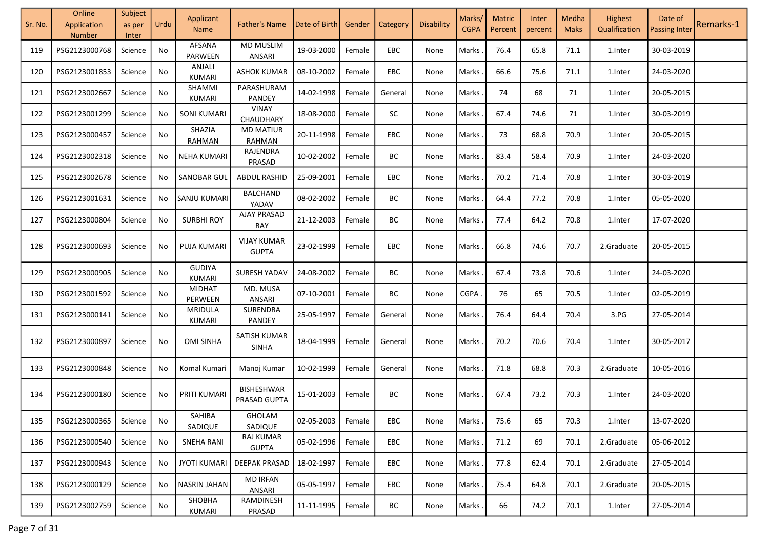| Sr. No. | Online Application Number | Subject as per Inter | Urdu | Applicant Name | Father's Name | Date of Birth | Gender | Category | Disability | Marks/ CGPA | Matric Percent | Inter percent | Medha Maks | Highest Qualification | Date of Passing Inter | Remarks-1 |
|---|---|---|---|---|---|---|---|---|---|---|---|---|---|---|---|---|
| 119 | PSG2123000768 | Science | No | AFSANA PARWEEN | MD MUSLIM ANSARI | 19-03-2000 | Female | EBC | None | Marks . | 76.4 | 65.8 | 71.1 | 1.Inter | 30-03-2019 | |
| 120 | PSG2123001853 | Science | No | ANJALI KUMARI | ASHOK KUMAR | 08-10-2002 | Female | EBC | None | Marks . | 66.6 | 75.6 | 71.1 | 1.Inter | 24-03-2020 | |
| 121 | PSG2123002667 | Science | No | SHAMMI KUMARI | PARASHURAM PANDEY | 14-02-1998 | Female | General | None | Marks . | 74 | 68 | 71 | 1.Inter | 20-05-2015 | |
| 122 | PSG2123001299 | Science | No | SONI KUMARI | VINAY CHAUDHARY | 18-08-2000 | Female | SC | None | Marks . | 67.4 | 74.6 | 71 | 1.Inter | 30-03-2019 | |
| 123 | PSG2123000457 | Science | No | SHAZIA RAHMAN | MD MATIUR RAHMAN | 20-11-1998 | Female | EBC | None | Marks . | 73 | 68.8 | 70.9 | 1.Inter | 20-05-2015 | |
| 124 | PSG2123002318 | Science | No | NEHA KUMARI | RAJENDRA PRASAD | 10-02-2002 | Female | BC | None | Marks . | 83.4 | 58.4 | 70.9 | 1.Inter | 24-03-2020 | |
| 125 | PSG2123002678 | Science | No | SANOBAR GUL | ABDUL RASHID | 25-09-2001 | Female | EBC | None | Marks . | 70.2 | 71.4 | 70.8 | 1.Inter | 30-03-2019 | |
| 126 | PSG2123001631 | Science | No | SANJU KUMARI | BALCHAND YADAV | 08-02-2002 | Female | BC | None | Marks . | 64.4 | 77.2 | 70.8 | 1.Inter | 05-05-2020 | |
| 127 | PSG2123000804 | Science | No | SURBHI ROY | AJAY PRASAD RAY | 21-12-2003 | Female | BC | None | Marks . | 77.4 | 64.2 | 70.8 | 1.Inter | 17-07-2020 | |
| 128 | PSG2123000693 | Science | No | PUJA KUMARI | VIJAY KUMAR GUPTA | 23-02-1999 | Female | EBC | None | Marks . | 66.8 | 74.6 | 70.7 | 2.Graduate | 20-05-2015 | |
| 129 | PSG2123000905 | Science | No | GUDIYA KUMARI | SURESH YADAV | 24-08-2002 | Female | BC | None | Marks . | 67.4 | 73.8 | 70.6 | 1.Inter | 24-03-2020 | |
| 130 | PSG2123001592 | Science | No | MIDHAT PERWEEN | MD. MUSA ANSARI | 07-10-2001 | Female | BC | None | CGPA . | 76 | 65 | 70.5 | 1.Inter | 02-05-2019 | |
| 131 | PSG2123000141 | Science | No | MRIDULA KUMARI | SURENDRA PANDEY | 25-05-1997 | Female | General | None | Marks . | 76.4 | 64.4 | 70.4 | 3.PG | 27-05-2014 | |
| 132 | PSG2123000897 | Science | No | OMI SINHA | SATISH KUMAR SINHA | 18-04-1999 | Female | General | None | Marks . | 70.2 | 70.6 | 70.4 | 1.Inter | 30-05-2017 | |
| 133 | PSG2123000848 | Science | No | Komal Kumari | Manoj Kumar | 10-02-1999 | Female | General | None | Marks . | 71.8 | 68.8 | 70.3 | 2.Graduate | 10-05-2016 | |
| 134 | PSG2123000180 | Science | No | PRITI KUMARI | BISHESHWAR PRASAD GUPTA | 15-01-2003 | Female | BC | None | Marks . | 67.4 | 73.2 | 70.3 | 1.Inter | 24-03-2020 | |
| 135 | PSG2123000365 | Science | No | SAHIBA SADIQUE | GHOLAM SADIQUE | 02-05-2003 | Female | EBC | None | Marks . | 75.6 | 65 | 70.3 | 1.Inter | 13-07-2020 | |
| 136 | PSG2123000540 | Science | No | SNEHA RANI | RAJ KUMAR GUPTA | 05-02-1996 | Female | EBC | None | Marks . | 71.2 | 69 | 70.1 | 2.Graduate | 05-06-2012 | |
| 137 | PSG2123000943 | Science | No | JYOTI KUMARI | DEEPAK PRASAD | 18-02-1997 | Female | EBC | None | Marks . | 77.8 | 62.4 | 70.1 | 2.Graduate | 27-05-2014 | |
| 138 | PSG2123000129 | Science | No | NASRIN JAHAN | MD IRFAN ANSARI | 05-05-1997 | Female | EBC | None | Marks . | 75.4 | 64.8 | 70.1 | 2.Graduate | 20-05-2015 | |
| 139 | PSG2123002759 | Science | No | SHOBHA KUMARI | RAMDINESH PRASAD | 11-11-1995 | Female | BC | None | Marks . | 66 | 74.2 | 70.1 | 1.Inter | 27-05-2014 | |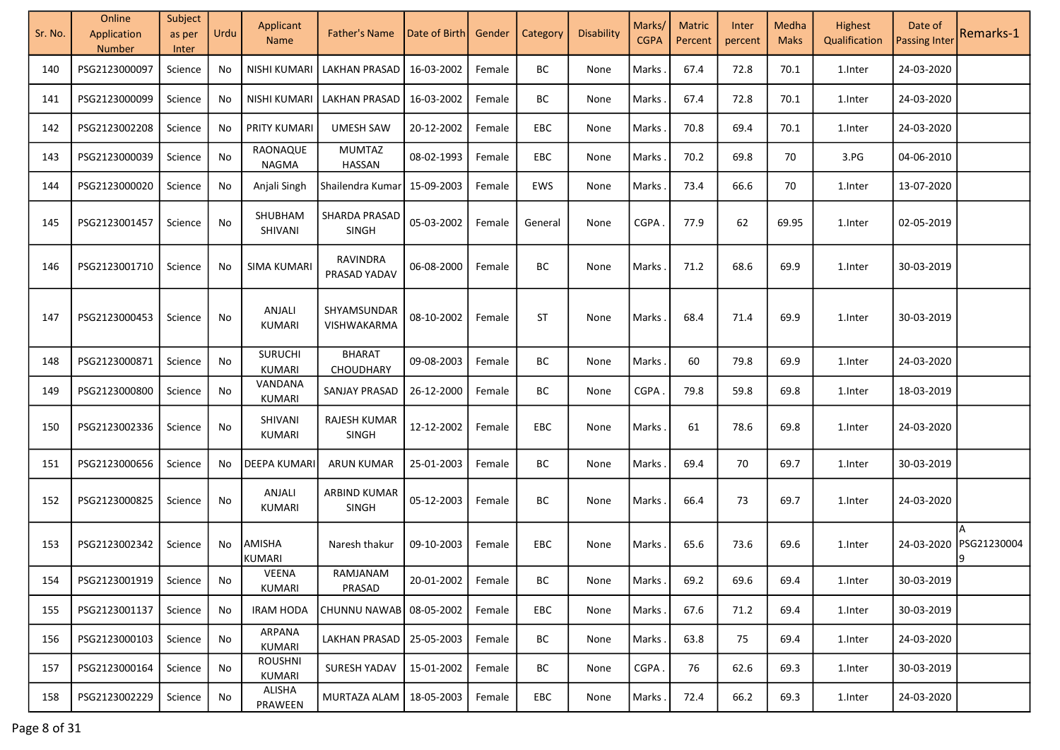| Sr. No. | Online Application Number | Subject as per Inter | Urdu | Applicant Name | Father's Name | Date of Birth | Gender | Category | Disability | Marks/ CGPA | Matric Percent | Inter percent | Medha Maks | Highest Qualification | Date of Passing Inter | Remarks-1 |
|---|---|---|---|---|---|---|---|---|---|---|---|---|---|---|---|---|
| 140 | PSG2123000097 | Science | No | NISHI KUMARI | LAKHAN PRASAD | 16-03-2002 | Female | BC | None | Marks . | 67.4 | 72.8 | 70.1 | 1.Inter | 24-03-2020 | |
| 141 | PSG2123000099 | Science | No | NISHI KUMARI | LAKHAN PRASAD | 16-03-2002 | Female | BC | None | Marks . | 67.4 | 72.8 | 70.1 | 1.Inter | 24-03-2020 | |
| 142 | PSG2123002208 | Science | No | PRITY KUMARI | UMESH SAW | 20-12-2002 | Female | EBC | None | Marks . | 70.8 | 69.4 | 70.1 | 1.Inter | 24-03-2020 | |
| 143 | PSG2123000039 | Science | No | RAONAQUE NAGMA | MUMTAZ HASSAN | 08-02-1993 | Female | EBC | None | Marks . | 70.2 | 69.8 | 70 | 3.PG | 04-06-2010 | |
| 144 | PSG2123000020 | Science | No | Anjali Singh | Shailendra Kumar | 15-09-2003 | Female | EWS | None | Marks . | 73.4 | 66.6 | 70 | 1.Inter | 13-07-2020 | |
| 145 | PSG2123001457 | Science | No | SHUBHAM SHIVANI | SHARDA PRASAD SINGH | 05-03-2002 | Female | General | None | CGPA . | 77.9 | 62 | 69.95 | 1.Inter | 02-05-2019 | |
| 146 | PSG2123001710 | Science | No | SIMA KUMARI | RAVINDRA PRASAD YADAV | 06-08-2000 | Female | BC | None | Marks . | 71.2 | 68.6 | 69.9 | 1.Inter | 30-03-2019 | |
| 147 | PSG2123000453 | Science | No | ANJALI KUMARI | SHYAMSUNDAR VISHWAKARMA | 08-10-2002 | Female | ST | None | Marks . | 68.4 | 71.4 | 69.9 | 1.Inter | 30-03-2019 | |
| 148 | PSG2123000871 | Science | No | SURUCHI KUMARI | BHARAT CHOUDHARY | 09-08-2003 | Female | BC | None | Marks . | 60 | 79.8 | 69.9 | 1.Inter | 24-03-2020 | |
| 149 | PSG2123000800 | Science | No | VANDANA KUMARI | SANJAY PRASAD | 26-12-2000 | Female | BC | None | CGPA . | 79.8 | 59.8 | 69.8 | 1.Inter | 18-03-2019 | |
| 150 | PSG2123002336 | Science | No | SHIVANI KUMARI | RAJESH KUMAR SINGH | 12-12-2002 | Female | EBC | None | Marks . | 61 | 78.6 | 69.8 | 1.Inter | 24-03-2020 | |
| 151 | PSG2123000656 | Science | No | DEEPA KUMARI | ARUN KUMAR | 25-01-2003 | Female | BC | None | Marks . | 69.4 | 70 | 69.7 | 1.Inter | 30-03-2019 | |
| 152 | PSG2123000825 | Science | No | ANJALI KUMARI | ARBIND KUMAR SINGH | 05-12-2003 | Female | BC | None | Marks . | 66.4 | 73 | 69.7 | 1.Inter | 24-03-2020 | |
| 153 | PSG2123002342 | Science | No | AMISHA KUMARI | Naresh thakur | 09-10-2003 | Female | EBC | None | Marks . | 65.6 | 73.6 | 69.6 | 1.Inter | 24-03-2020 | A PSG212300049 |
| 154 | PSG2123001919 | Science | No | VEENA KUMARI | RAMJANAM PRASAD | 20-01-2002 | Female | BC | None | Marks . | 69.2 | 69.6 | 69.4 | 1.Inter | 30-03-2019 | |
| 155 | PSG2123001137 | Science | No | IRAM HODA | CHUNNU NAWAB | 08-05-2002 | Female | EBC | None | Marks . | 67.6 | 71.2 | 69.4 | 1.Inter | 30-03-2019 | |
| 156 | PSG2123000103 | Science | No | ARPANA KUMARI | LAKHAN PRASAD | 25-05-2003 | Female | BC | None | Marks . | 63.8 | 75 | 69.4 | 1.Inter | 24-03-2020 | |
| 157 | PSG2123000164 | Science | No | ROUSHNI KUMARI | SURESH YADAV | 15-01-2002 | Female | BC | None | CGPA . | 76 | 62.6 | 69.3 | 1.Inter | 30-03-2019 | |
| 158 | PSG2123002229 | Science | No | ALISHA PRAWEEN | MURTAZA ALAM | 18-05-2003 | Female | EBC | None | Marks . | 72.4 | 66.2 | 69.3 | 1.Inter | 24-03-2020 | |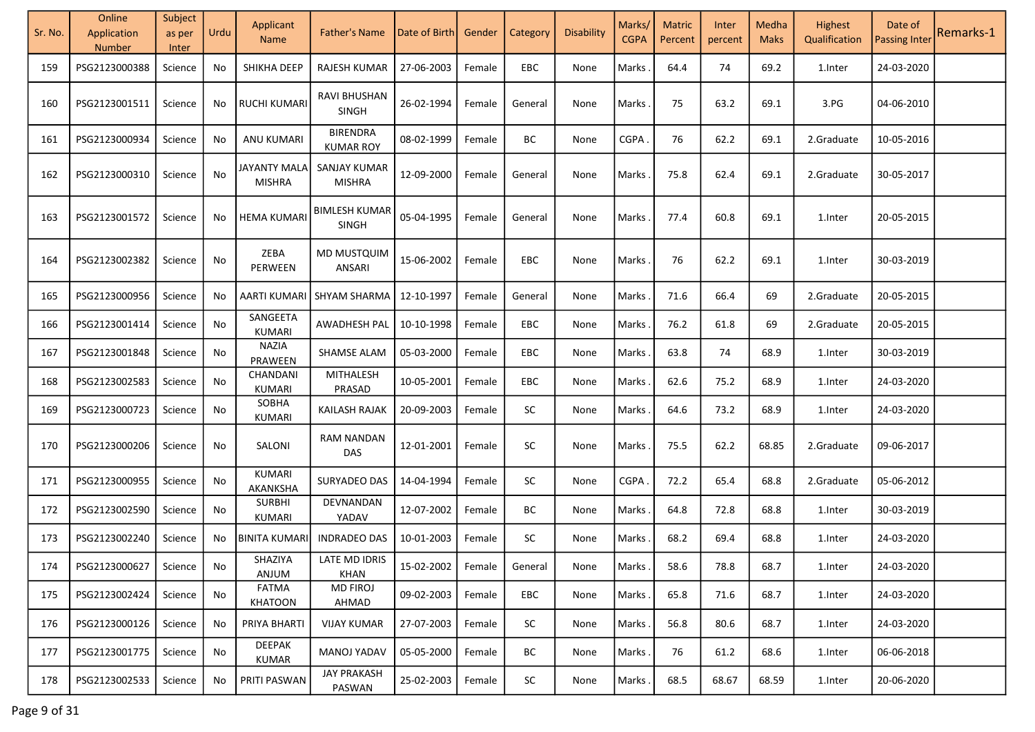| Sr. No. | Online Application Number | Subject as per Inter | Urdu | Applicant Name | Father's Name | Date of Birth | Gender | Category | Disability | Marks/ CGPA | Matric Percent | Inter percent | Medha Maks | Highest Qualification | Date of Passing Inter | Remarks-1 |
|---|---|---|---|---|---|---|---|---|---|---|---|---|---|---|---|---|
| 159 | PSG2123000388 | Science | No | SHIKHA DEEP | RAJESH KUMAR | 27-06-2003 | Female | EBC | None | Marks . | 64.4 | 74 | 69.2 | 1.Inter | 24-03-2020 | |
| 160 | PSG2123001511 | Science | No | RUCHI KUMARI | RAVI BHUSHAN SINGH | 26-02-1994 | Female | General | None | Marks . | 75 | 63.2 | 69.1 | 3.PG | 04-06-2010 | |
| 161 | PSG2123000934 | Science | No | ANU KUMARI | BIRENDRA KUMAR ROY | 08-02-1999 | Female | BC | None | CGPA . | 76 | 62.2 | 69.1 | 2.Graduate | 10-05-2016 | |
| 162 | PSG2123000310 | Science | No | JAYANTY MALA MISHRA | SANJAY KUMAR MISHRA | 12-09-2000 | Female | General | None | Marks . | 75.8 | 62.4 | 69.1 | 2.Graduate | 30-05-2017 | |
| 163 | PSG2123001572 | Science | No | HEMA KUMARI | BIMLESH KUMAR SINGH | 05-04-1995 | Female | General | None | Marks . | 77.4 | 60.8 | 69.1 | 1.Inter | 20-05-2015 | |
| 164 | PSG2123002382 | Science | No | ZEBA PERWEEN | MD MUSTQUIM ANSARI | 15-06-2002 | Female | EBC | None | Marks . | 76 | 62.2 | 69.1 | 1.Inter | 30-03-2019 | |
| 165 | PSG2123000956 | Science | No | AARTI KUMARI | SHYAM SHARMA | 12-10-1997 | Female | General | None | Marks . | 71.6 | 66.4 | 69 | 2.Graduate | 20-05-2015 | |
| 166 | PSG2123001414 | Science | No | SANGEETA KUMARI | AWADHESH PAL | 10-10-1998 | Female | EBC | None | Marks . | 76.2 | 61.8 | 69 | 2.Graduate | 20-05-2015 | |
| 167 | PSG2123001848 | Science | No | NAZIA PRAWEEN | SHAMSE ALAM | 05-03-2000 | Female | EBC | None | Marks . | 63.8 | 74 | 68.9 | 1.Inter | 30-03-2019 | |
| 168 | PSG2123002583 | Science | No | CHANDANI KUMARI | MITHALESH PRASAD | 10-05-2001 | Female | EBC | None | Marks . | 62.6 | 75.2 | 68.9 | 1.Inter | 24-03-2020 | |
| 169 | PSG2123000723 | Science | No | SOBHA KUMARI | KAILASH RAJAK | 20-09-2003 | Female | SC | None | Marks . | 64.6 | 73.2 | 68.9 | 1.Inter | 24-03-2020 | |
| 170 | PSG2123000206 | Science | No | SALONI | RAM NANDAN DAS | 12-01-2001 | Female | SC | None | Marks . | 75.5 | 62.2 | 68.85 | 2.Graduate | 09-06-2017 | |
| 171 | PSG2123000955 | Science | No | KUMARI AKANKSHA | SURYADEO DAS | 14-04-1994 | Female | SC | None | CGPA . | 72.2 | 65.4 | 68.8 | 2.Graduate | 05-06-2012 | |
| 172 | PSG2123002590 | Science | No | SURBHI KUMARI | DEVNANDAN YADAV | 12-07-2002 | Female | BC | None | Marks . | 64.8 | 72.8 | 68.8 | 1.Inter | 30-03-2019 | |
| 173 | PSG2123002240 | Science | No | BINITA KUMARI | INDRADEO DAS | 10-01-2003 | Female | SC | None | Marks . | 68.2 | 69.4 | 68.8 | 1.Inter | 24-03-2020 | |
| 174 | PSG2123000627 | Science | No | SHAZIYA ANJUM | LATE MD IDRIS KHAN | 15-02-2002 | Female | General | None | Marks . | 58.6 | 78.8 | 68.7 | 1.Inter | 24-03-2020 | |
| 175 | PSG2123002424 | Science | No | FATMA KHATOON | MD FIROJ AHMAD | 09-02-2003 | Female | EBC | None | Marks . | 65.8 | 71.6 | 68.7 | 1.Inter | 24-03-2020 | |
| 176 | PSG2123000126 | Science | No | PRIYA BHARTI | VIJAY KUMAR | 27-07-2003 | Female | SC | None | Marks . | 56.8 | 80.6 | 68.7 | 1.Inter | 24-03-2020 | |
| 177 | PSG2123001775 | Science | No | DEEPAK KUMAR | MANOJ YADAV | 05-05-2000 | Female | BC | None | Marks . | 76 | 61.2 | 68.6 | 1.Inter | 06-06-2018 | |
| 178 | PSG2123002533 | Science | No | PRITI PASWAN | JAY PRAKASH PASWAN | 25-02-2003 | Female | SC | None | Marks . | 68.5 | 68.67 | 68.59 | 1.Inter | 20-06-2020 | |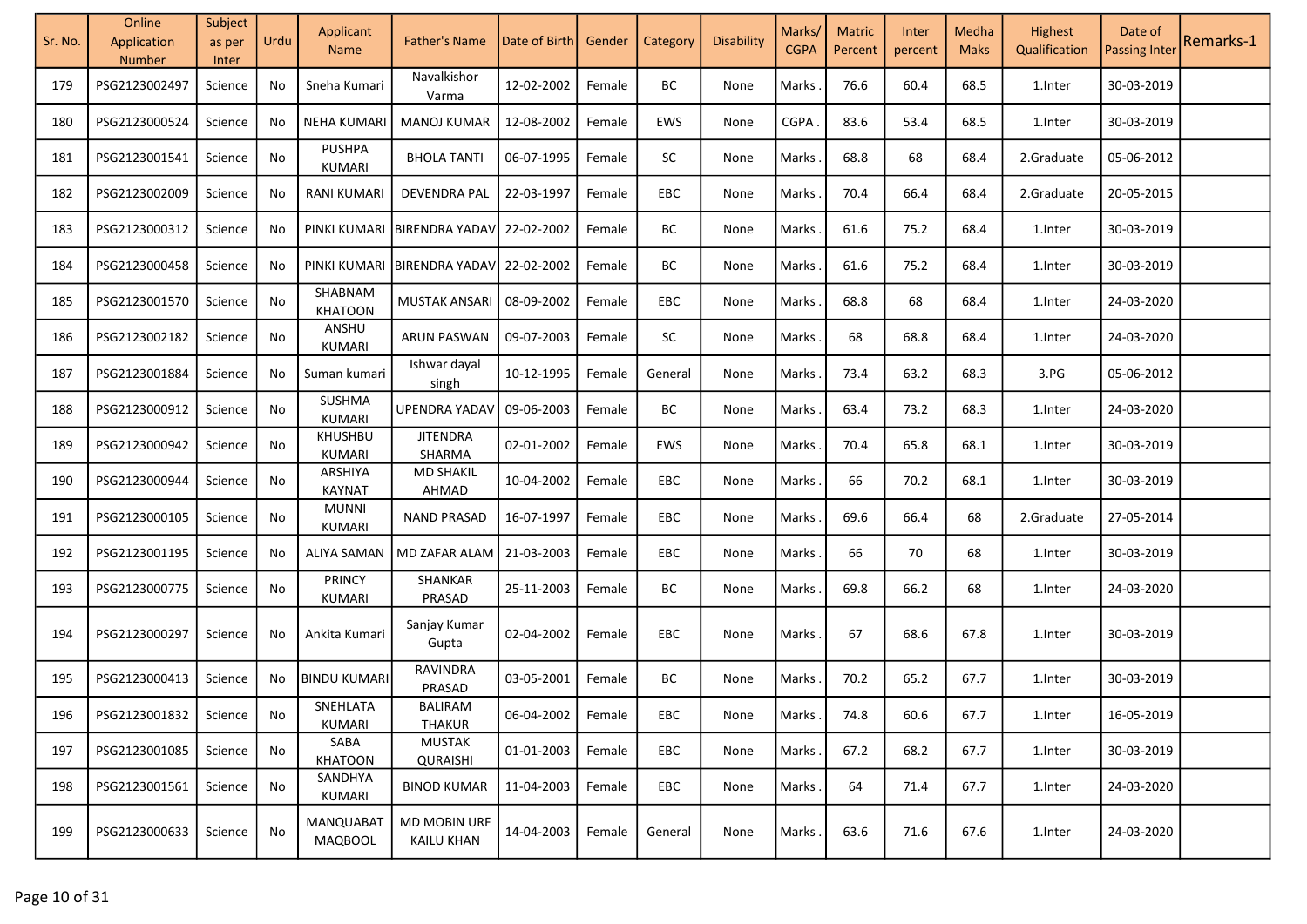| Sr. No. | Online Application Number | Subject as per Inter | Urdu | Applicant Name | Father's Name | Date of Birth | Gender | Category | Disability | Marks/ CGPA | Matric Percent | Inter percent | Medha Maks | Highest Qualification | Date of Passing Inter | Remarks-1 |
|---|---|---|---|---|---|---|---|---|---|---|---|---|---|---|---|---|
| 179 | PSG2123002497 | Science | No | Sneha Kumari | Navalkishor Varma | 12-02-2002 | Female | BC | None | Marks . | 76.6 | 60.4 | 68.5 | 1.Inter | 30-03-2019 | |
| 180 | PSG2123000524 | Science | No | NEHA KUMARI | MANOJ KUMAR | 12-08-2002 | Female | EWS | None | CGPA . | 83.6 | 53.4 | 68.5 | 1.Inter | 30-03-2019 | |
| 181 | PSG2123001541 | Science | No | PUSHPA KUMARI | BHOLA TANTI | 06-07-1995 | Female | SC | None | Marks . | 68.8 | 68 | 68.4 | 2.Graduate | 05-06-2012 | |
| 182 | PSG2123002009 | Science | No | RANI KUMARI | DEVENDRA PAL | 22-03-1997 | Female | EBC | None | Marks . | 70.4 | 66.4 | 68.4 | 2.Graduate | 20-05-2015 | |
| 183 | PSG2123000312 | Science | No | PINKI KUMARI | BIRENDRA YADAV | 22-02-2002 | Female | BC | None | Marks . | 61.6 | 75.2 | 68.4 | 1.Inter | 30-03-2019 | |
| 184 | PSG2123000458 | Science | No | PINKI KUMARI | BIRENDRA YADAV | 22-02-2002 | Female | BC | None | Marks . | 61.6 | 75.2 | 68.4 | 1.Inter | 30-03-2019 | |
| 185 | PSG2123001570 | Science | No | SHABNAM KHATOON | MUSTAK ANSARI | 08-09-2002 | Female | EBC | None | Marks . | 68.8 | 68 | 68.4 | 1.Inter | 24-03-2020 | |
| 186 | PSG2123002182 | Science | No | ANSHU KUMARI | ARUN PASWAN | 09-07-2003 | Female | SC | None | Marks . | 68 | 68.8 | 68.4 | 1.Inter | 24-03-2020 | |
| 187 | PSG2123001884 | Science | No | Suman kumari | Ishwar dayal singh | 10-12-1995 | Female | General | None | Marks . | 73.4 | 63.2 | 68.3 | 3.PG | 05-06-2012 | |
| 188 | PSG2123000912 | Science | No | SUSHMA KUMARI | UPENDRA YADAV | 09-06-2003 | Female | BC | None | Marks . | 63.4 | 73.2 | 68.3 | 1.Inter | 24-03-2020 | |
| 189 | PSG2123000942 | Science | No | KHUSHBU KUMARI | JITENDRA SHARMA | 02-01-2002 | Female | EWS | None | Marks . | 70.4 | 65.8 | 68.1 | 1.Inter | 30-03-2019 | |
| 190 | PSG2123000944 | Science | No | ARSHIYA KAYNAT | MD SHAKIL AHMAD | 10-04-2002 | Female | EBC | None | Marks . | 66 | 70.2 | 68.1 | 1.Inter | 30-03-2019 | |
| 191 | PSG2123000105 | Science | No | MUNNI KUMARI | NAND PRASAD | 16-07-1997 | Female | EBC | None | Marks . | 69.6 | 66.4 | 68 | 2.Graduate | 27-05-2014 | |
| 192 | PSG2123001195 | Science | No | ALIYA SAMAN | MD ZAFAR ALAM | 21-03-2003 | Female | EBC | None | Marks . | 66 | 70 | 68 | 1.Inter | 30-03-2019 | |
| 193 | PSG2123000775 | Science | No | PRINCY KUMARI | SHANKAR PRASAD | 25-11-2003 | Female | BC | None | Marks . | 69.8 | 66.2 | 68 | 1.Inter | 24-03-2020 | |
| 194 | PSG2123000297 | Science | No | Ankita Kumari | Sanjay Kumar Gupta | 02-04-2002 | Female | EBC | None | Marks . | 67 | 68.6 | 67.8 | 1.Inter | 30-03-2019 | |
| 195 | PSG2123000413 | Science | No | BINDU KUMARI | RAVINDRA PRASAD | 03-05-2001 | Female | BC | None | Marks . | 70.2 | 65.2 | 67.7 | 1.Inter | 30-03-2019 | |
| 196 | PSG2123001832 | Science | No | SNEHLATA KUMARI | BALIRAM THAKUR | 06-04-2002 | Female | EBC | None | Marks . | 74.8 | 60.6 | 67.7 | 1.Inter | 16-05-2019 | |
| 197 | PSG2123001085 | Science | No | SABA KHATOON | MUSTAK QURAISHI | 01-01-2003 | Female | EBC | None | Marks . | 67.2 | 68.2 | 67.7 | 1.Inter | 30-03-2019 | |
| 198 | PSG2123001561 | Science | No | SANDHYA KUMARI | BINOD KUMAR | 11-04-2003 | Female | EBC | None | Marks . | 64 | 71.4 | 67.7 | 1.Inter | 24-03-2020 | |
| 199 | PSG2123000633 | Science | No | MANQUABAT MAQBOOL | MD MOBIN URF KAILU KHAN | 14-04-2003 | Female | General | None | Marks . | 63.6 | 71.6 | 67.6 | 1.Inter | 24-03-2020 | |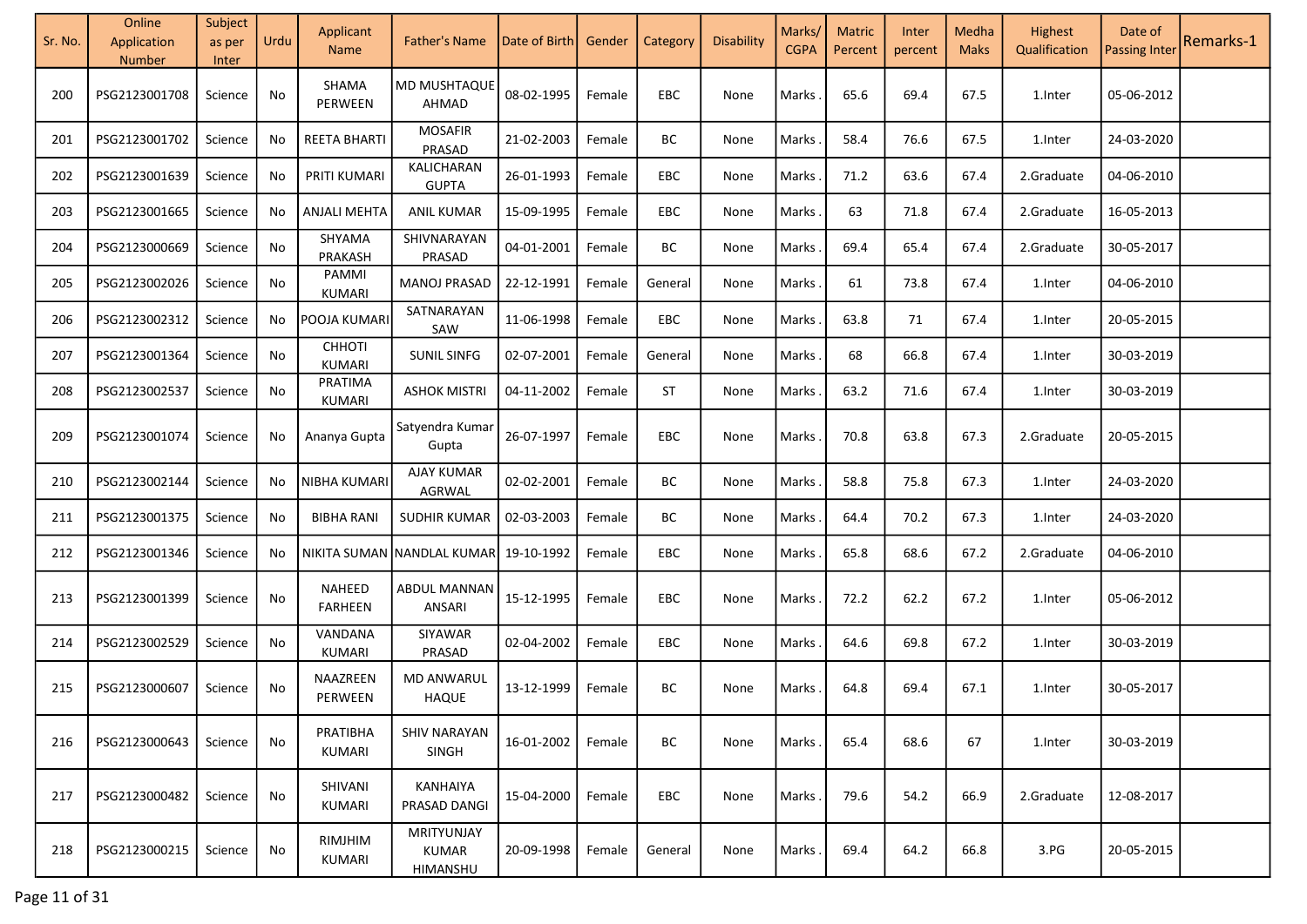| Sr. No. | Online Application Number | Subject as per Inter | Urdu | Applicant Name | Father's Name | Date of Birth | Gender | Category | Disability | Marks/ CGPA | Matric Percent | Inter percent | Medha Maks | Highest Qualification | Date of Passing Inter | Remarks-1 |
|---|---|---|---|---|---|---|---|---|---|---|---|---|---|---|---|---|
| 200 | PSG2123001708 | Science | No | SHAMA PERWEEN | MD MUSHTAQUE AHMAD | 08-02-1995 | Female | EBC | None | Marks . | 65.6 | 69.4 | 67.5 | 1.Inter | 05-06-2012 | |
| 201 | PSG2123001702 | Science | No | REETA BHARTI | MOSAFIR PRASAD | 21-02-2003 | Female | BC | None | Marks . | 58.4 | 76.6 | 67.5 | 1.Inter | 24-03-2020 | |
| 202 | PSG2123001639 | Science | No | PRITI KUMARI | KALICHARAN GUPTA | 26-01-1993 | Female | EBC | None | Marks . | 71.2 | 63.6 | 67.4 | 2.Graduate | 04-06-2010 | |
| 203 | PSG2123001665 | Science | No | ANJALI MEHTA | ANIL KUMAR | 15-09-1995 | Female | EBC | None | Marks . | 63 | 71.8 | 67.4 | 2.Graduate | 16-05-2013 | |
| 204 | PSG2123000669 | Science | No | SHYAMA PRAKASH | SHIVNARAYAN PRASAD | 04-01-2001 | Female | BC | None | Marks . | 69.4 | 65.4 | 67.4 | 2.Graduate | 30-05-2017 | |
| 205 | PSG2123002026 | Science | No | PAMMI KUMARI | MANOJ PRASAD | 22-12-1991 | Female | General | None | Marks . | 61 | 73.8 | 67.4 | 1.Inter | 04-06-2010 | |
| 206 | PSG2123002312 | Science | No | POOJA KUMARI | SATNARAYAN SAW | 11-06-1998 | Female | EBC | None | Marks . | 63.8 | 71 | 67.4 | 1.Inter | 20-05-2015 | |
| 207 | PSG2123001364 | Science | No | CHHOTI KUMARI | SUNIL SINFG | 02-07-2001 | Female | General | None | Marks . | 68 | 66.8 | 67.4 | 1.Inter | 30-03-2019 | |
| 208 | PSG2123002537 | Science | No | PRATIMA KUMARI | ASHOK MISTRI | 04-11-2002 | Female | ST | None | Marks . | 63.2 | 71.6 | 67.4 | 1.Inter | 30-03-2019 | |
| 209 | PSG2123001074 | Science | No | Ananya Gupta | Satyendra Kumar Gupta | 26-07-1997 | Female | EBC | None | Marks . | 70.8 | 63.8 | 67.3 | 2.Graduate | 20-05-2015 | |
| 210 | PSG2123002144 | Science | No | NIBHA KUMARI | AJAY KUMAR AGRWAL | 02-02-2001 | Female | BC | None | Marks . | 58.8 | 75.8 | 67.3 | 1.Inter | 24-03-2020 | |
| 211 | PSG2123001375 | Science | No | BIBHA RANI | SUDHIR KUMAR | 02-03-2003 | Female | BC | None | Marks . | 64.4 | 70.2 | 67.3 | 1.Inter | 24-03-2020 | |
| 212 | PSG2123001346 | Science | No | NIKITA SUMAN | NANDLAL KUMAR | 19-10-1992 | Female | EBC | None | Marks . | 65.8 | 68.6 | 67.2 | 2.Graduate | 04-06-2010 | |
| 213 | PSG2123001399 | Science | No | NAHEED FARHEEN | ABDUL MANNAN ANSARI | 15-12-1995 | Female | EBC | None | Marks . | 72.2 | 62.2 | 67.2 | 1.Inter | 05-06-2012 | |
| 214 | PSG2123002529 | Science | No | VANDANA KUMARI | SIYAWAR PRASAD | 02-04-2002 | Female | EBC | None | Marks . | 64.6 | 69.8 | 67.2 | 1.Inter | 30-03-2019 | |
| 215 | PSG2123000607 | Science | No | NAAZREEN PERWEEN | MD ANWARUL HAQUE | 13-12-1999 | Female | BC | None | Marks . | 64.8 | 69.4 | 67.1 | 1.Inter | 30-05-2017 | |
| 216 | PSG2123000643 | Science | No | PRATIBHA KUMARI | SHIV NARAYAN SINGH | 16-01-2002 | Female | BC | None | Marks . | 65.4 | 68.6 | 67 | 1.Inter | 30-03-2019 | |
| 217 | PSG2123000482 | Science | No | SHIVANI KUMARI | KANHAIYA PRASAD DANGI | 15-04-2000 | Female | EBC | None | Marks . | 79.6 | 54.2 | 66.9 | 2.Graduate | 12-08-2017 | |
| 218 | PSG2123000215 | Science | No | RIMJHIM KUMARI | MRITYUNJAY KUMAR HIMANSHU | 20-09-1998 | Female | General | None | Marks . | 69.4 | 64.2 | 66.8 | 3.PG | 20-05-2015 | |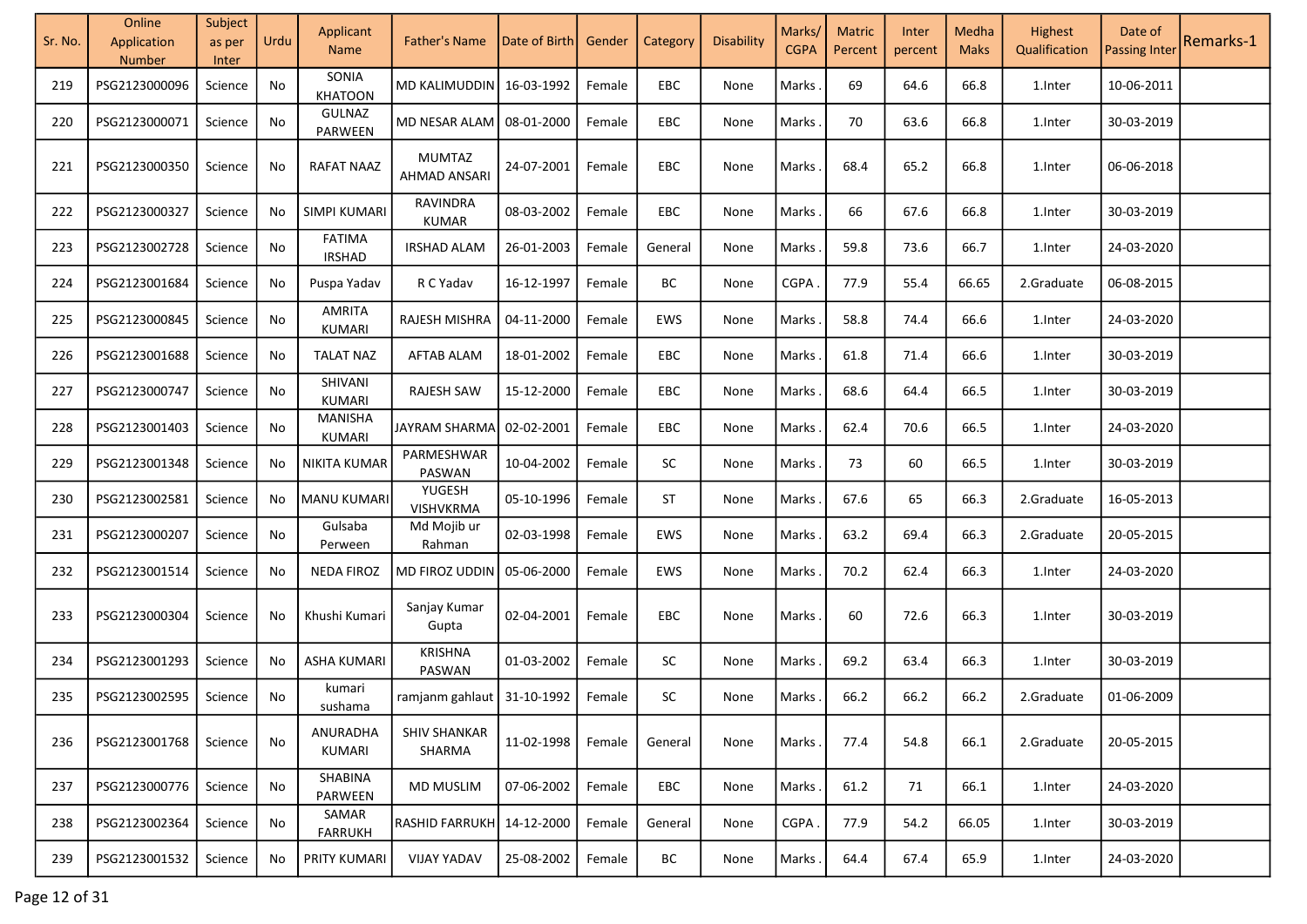| Sr. No. | Online Application Number | Subject as per Inter | Urdu | Applicant Name | Father's Name | Date of Birth | Gender | Category | Disability | Marks/ CGPA | Matric Percent | Inter percent | Medha Maks | Highest Qualification | Date of Passing Inter | Remarks-1 |
|---|---|---|---|---|---|---|---|---|---|---|---|---|---|---|---|---|
| 219 | PSG2123000096 | Science | No | SONIA KHATOON | MD KALIMUDDIN | 16-03-1992 | Female | EBC | None | Marks . | 69 | 64.6 | 66.8 | 1.Inter | 10-06-2011 | |
| 220 | PSG2123000071 | Science | No | GULNAZ PARWEEN | MD NESAR ALAM | 08-01-2000 | Female | EBC | None | Marks . | 70 | 63.6 | 66.8 | 1.Inter | 30-03-2019 | |
| 221 | PSG2123000350 | Science | No | RAFAT NAAZ | MUMTAZ AHMAD ANSARI | 24-07-2001 | Female | EBC | None | Marks . | 68.4 | 65.2 | 66.8 | 1.Inter | 06-06-2018 | |
| 222 | PSG2123000327 | Science | No | SIMPI KUMARI | RAVINDRA KUMAR | 08-03-2002 | Female | EBC | None | Marks . | 66 | 67.6 | 66.8 | 1.Inter | 30-03-2019 | |
| 223 | PSG2123002728 | Science | No | FATIMA IRSHAD | IRSHAD ALAM | 26-01-2003 | Female | General | None | Marks . | 59.8 | 73.6 | 66.7 | 1.Inter | 24-03-2020 | |
| 224 | PSG2123001684 | Science | No | Puspa Yadav | R C Yadav | 16-12-1997 | Female | BC | None | CGPA . | 77.9 | 55.4 | 66.65 | 2.Graduate | 06-08-2015 | |
| 225 | PSG2123000845 | Science | No | AMRITA KUMARI | RAJESH MISHRA | 04-11-2000 | Female | EWS | None | Marks . | 58.8 | 74.4 | 66.6 | 1.Inter | 24-03-2020 | |
| 226 | PSG2123001688 | Science | No | TALAT NAZ | AFTAB ALAM | 18-01-2002 | Female | EBC | None | Marks . | 61.8 | 71.4 | 66.6 | 1.Inter | 30-03-2019 | |
| 227 | PSG2123000747 | Science | No | SHIVANI KUMARI | RAJESH SAW | 15-12-2000 | Female | EBC | None | Marks . | 68.6 | 64.4 | 66.5 | 1.Inter | 30-03-2019 | |
| 228 | PSG2123001403 | Science | No | MANISHA KUMARI | JAYRAM SHARMA | 02-02-2001 | Female | EBC | None | Marks . | 62.4 | 70.6 | 66.5 | 1.Inter | 24-03-2020 | |
| 229 | PSG2123001348 | Science | No | NIKITA KUMAR | PARMESHWAR PASWAN | 10-04-2002 | Female | SC | None | Marks . | 73 | 60 | 66.5 | 1.Inter | 30-03-2019 | |
| 230 | PSG2123002581 | Science | No | MANU KUMARI | YUGESH VISHVKRMA | 05-10-1996 | Female | ST | None | Marks . | 67.6 | 65 | 66.3 | 2.Graduate | 16-05-2013 | |
| 231 | PSG2123000207 | Science | No | Gulsaba Perween | Md Mojib ur Rahman | 02-03-1998 | Female | EWS | None | Marks . | 63.2 | 69.4 | 66.3 | 2.Graduate | 20-05-2015 | |
| 232 | PSG2123001514 | Science | No | NEDA FIROZ | MD FIROZ UDDIN | 05-06-2000 | Female | EWS | None | Marks . | 70.2 | 62.4 | 66.3 | 1.Inter | 24-03-2020 | |
| 233 | PSG2123000304 | Science | No | Khushi Kumari | Sanjay Kumar Gupta | 02-04-2001 | Female | EBC | None | Marks . | 60 | 72.6 | 66.3 | 1.Inter | 30-03-2019 | |
| 234 | PSG2123001293 | Science | No | ASHA KUMARI | KRISHNA PASWAN | 01-03-2002 | Female | SC | None | Marks . | 69.2 | 63.4 | 66.3 | 1.Inter | 30-03-2019 | |
| 235 | PSG2123002595 | Science | No | kumari sushama | ramjanm gahlaut | 31-10-1992 | Female | SC | None | Marks . | 66.2 | 66.2 | 66.2 | 2.Graduate | 01-06-2009 | |
| 236 | PSG2123001768 | Science | No | ANURADHA KUMARI | SHIV SHANKAR SHARMA | 11-02-1998 | Female | General | None | Marks . | 77.4 | 54.8 | 66.1 | 2.Graduate | 20-05-2015 | |
| 237 | PSG2123000776 | Science | No | SHABINA PARWEEN | MD MUSLIM | 07-06-2002 | Female | EBC | None | Marks . | 61.2 | 71 | 66.1 | 1.Inter | 24-03-2020 | |
| 238 | PSG2123002364 | Science | No | SAMAR FARRUKH | RASHID FARRUKH | 14-12-2000 | Female | General | None | CGPA . | 77.9 | 54.2 | 66.05 | 1.Inter | 30-03-2019 | |
| 239 | PSG2123001532 | Science | No | PRITY KUMARI | VIJAY YADAV | 25-08-2002 | Female | BC | None | Marks . | 64.4 | 67.4 | 65.9 | 1.Inter | 24-03-2020 | |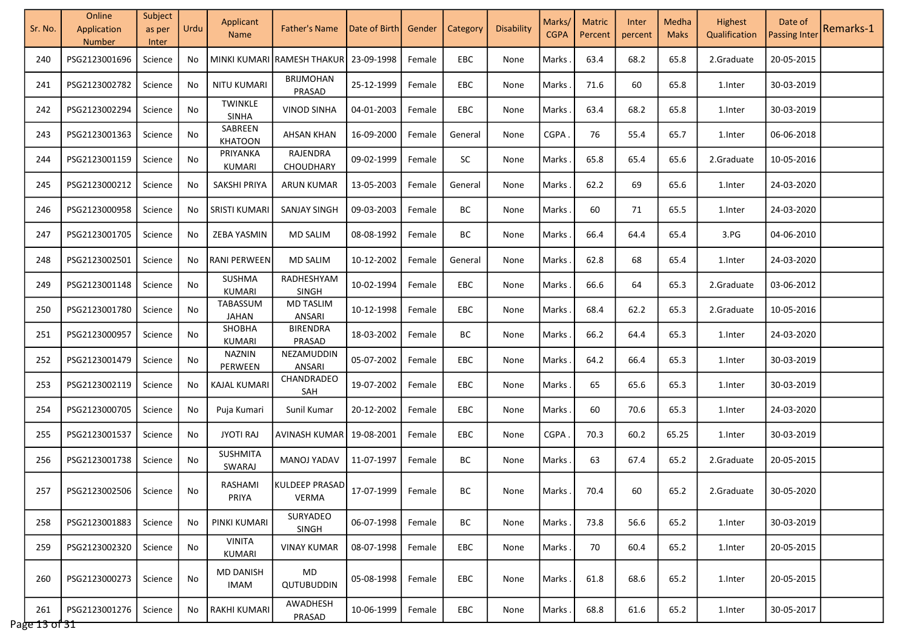| Sr. No. | Online Application Number | Subject as per Inter | Urdu | Applicant Name | Father's Name | Date of Birth | Gender | Category | Disability | Marks/ CGPA | Matric Percent | Inter percent | Medha Maks | Highest Qualification | Date of Passing Inter | Remarks-1 |
|---|---|---|---|---|---|---|---|---|---|---|---|---|---|---|---|---|
| 240 | PSG2123001696 | Science | No | MINKI KUMARI | RAMESH THAKUR | 23-09-1998 | Female | EBC | None | Marks . | 63.4 | 68.2 | 65.8 | 2.Graduate | 20-05-2015 | |
| 241 | PSG2123002782 | Science | No | NITU KUMARI | BRIJMOHAN PRASAD | 25-12-1999 | Female | EBC | None | Marks . | 71.6 | 60 | 65.8 | 1.Inter | 30-03-2019 | |
| 242 | PSG2123002294 | Science | No | TWINKLE SINHA | VINOD SINHA | 04-01-2003 | Female | EBC | None | Marks . | 63.4 | 68.2 | 65.8 | 1.Inter | 30-03-2019 | |
| 243 | PSG2123001363 | Science | No | SABREEN KHATOON | AHSAN KHAN | 16-09-2000 | Female | General | None | CGPA . | 76 | 55.4 | 65.7 | 1.Inter | 06-06-2018 | |
| 244 | PSG2123001159 | Science | No | PRIYANKA KUMARI | RAJENDRA CHOUDHARY | 09-02-1999 | Female | SC | None | Marks . | 65.8 | 65.4 | 65.6 | 2.Graduate | 10-05-2016 | |
| 245 | PSG2123000212 | Science | No | SAKSHI PRIYA | ARUN KUMAR | 13-05-2003 | Female | General | None | Marks . | 62.2 | 69 | 65.6 | 1.Inter | 24-03-2020 | |
| 246 | PSG2123000958 | Science | No | SRISTI KUMARI | SANJAY SINGH | 09-03-2003 | Female | BC | None | Marks . | 60 | 71 | 65.5 | 1.Inter | 24-03-2020 | |
| 247 | PSG2123001705 | Science | No | ZEBA YASMIN | MD SALIM | 08-08-1992 | Female | BC | None | Marks . | 66.4 | 64.4 | 65.4 | 3.PG | 04-06-2010 | |
| 248 | PSG2123002501 | Science | No | RANI PERWEEN | MD SALIM | 10-12-2002 | Female | General | None | Marks . | 62.8 | 68 | 65.4 | 1.Inter | 24-03-2020 | |
| 249 | PSG2123001148 | Science | No | SUSHMA KUMARI | RADHESHYAM SINGH | 10-02-1994 | Female | EBC | None | Marks . | 66.6 | 64 | 65.3 | 2.Graduate | 03-06-2012 | |
| 250 | PSG2123001780 | Science | No | TABASSUM JAHAN | MD TASLIM ANSARI | 10-12-1998 | Female | EBC | None | Marks . | 68.4 | 62.2 | 65.3 | 2.Graduate | 10-05-2016 | |
| 251 | PSG2123000957 | Science | No | SHOBHA KUMARI | BIRENDRA PRASAD | 18-03-2002 | Female | BC | None | Marks . | 66.2 | 64.4 | 65.3 | 1.Inter | 24-03-2020 | |
| 252 | PSG2123001479 | Science | No | NAZNIN PERWEEN | NEZAMUDDIN ANSARI | 05-07-2002 | Female | EBC | None | Marks . | 64.2 | 66.4 | 65.3 | 1.Inter | 30-03-2019 | |
| 253 | PSG2123002119 | Science | No | KAJAL KUMARI | CHANDRADEO SAH | 19-07-2002 | Female | EBC | None | Marks . | 65 | 65.6 | 65.3 | 1.Inter | 30-03-2019 | |
| 254 | PSG2123000705 | Science | No | Puja Kumari | Sunil Kumar | 20-12-2002 | Female | EBC | None | Marks . | 60 | 70.6 | 65.3 | 1.Inter | 24-03-2020 | |
| 255 | PSG2123001537 | Science | No | JYOTI RAJ | AVINASH KUMAR | 19-08-2001 | Female | EBC | None | CGPA . | 70.3 | 60.2 | 65.25 | 1.Inter | 30-03-2019 | |
| 256 | PSG2123001738 | Science | No | SUSHMITA SWARAJ | MANOJ YADAV | 11-07-1997 | Female | BC | None | Marks . | 63 | 67.4 | 65.2 | 2.Graduate | 20-05-2015 | |
| 257 | PSG2123002506 | Science | No | RASHAMI PRIYA | KULDEEP PRASAD VERMA | 17-07-1999 | Female | BC | None | Marks . | 70.4 | 60 | 65.2 | 2.Graduate | 30-05-2020 | |
| 258 | PSG2123001883 | Science | No | PINKI KUMARI | SURYADEO SINGH | 06-07-1998 | Female | BC | None | Marks . | 73.8 | 56.6 | 65.2 | 1.Inter | 30-03-2019 | |
| 259 | PSG2123002320 | Science | No | VINITA KUMARI | VINAY KUMAR | 08-07-1998 | Female | EBC | None | Marks . | 70 | 60.4 | 65.2 | 1.Inter | 20-05-2015 | |
| 260 | PSG2123000273 | Science | No | MD DANISH IMAM | MD QUTUBUDDIN | 05-08-1998 | Female | EBC | None | Marks . | 61.8 | 68.6 | 65.2 | 1.Inter | 20-05-2015 | |
| 261 | PSG2123001276 | Science | No | RAKHI KUMARI | AWADHESH PRASAD | 10-06-1999 | Female | EBC | None | Marks . | 68.8 | 61.6 | 65.2 | 1.Inter | 30-05-2017 | |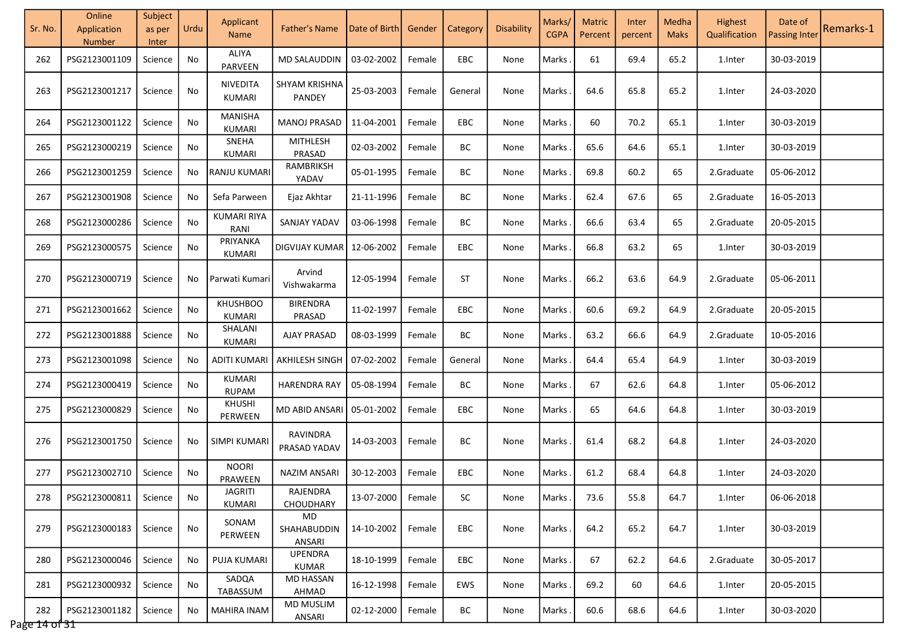| Sr. No. | Online Application Number | Subject as per Inter | Urdu | Applicant Name | Father's Name | Date of Birth | Gender | Category | Disability | Marks/ CGPA | Matric Percent | Inter percent | Medha Maks | Highest Qualification | Date of Passing Inter | Remarks-1 |
|---|---|---|---|---|---|---|---|---|---|---|---|---|---|---|---|---|
| 262 | PSG2123001109 | Science | No | ALIYA PARVEEN | MD SALAUDDIN | 03-02-2002 | Female | EBC | None | Marks . | 61 | 69.4 | 65.2 | 1.Inter | 30-03-2019 | |
| 263 | PSG2123001217 | Science | No | NIVEDITA KUMARI | SHYAM KRISHNA PANDEY | 25-03-2003 | Female | General | None | Marks . | 64.6 | 65.8 | 65.2 | 1.Inter | 24-03-2020 | |
| 264 | PSG2123001122 | Science | No | MANISHA KUMARI | MANOJ PRASAD | 11-04-2001 | Female | EBC | None | Marks . | 60 | 70.2 | 65.1 | 1.Inter | 30-03-2019 | |
| 265 | PSG2123000219 | Science | No | SNEHA KUMARI | MITHLESH PRASAD | 02-03-2002 | Female | BC | None | Marks . | 65.6 | 64.6 | 65.1 | 1.Inter | 30-03-2019 | |
| 266 | PSG2123001259 | Science | No | RANJU KUMARI | RAMBRIKSH YADAV | 05-01-1995 | Female | BC | None | Marks . | 69.8 | 60.2 | 65 | 2.Graduate | 05-06-2012 | |
| 267 | PSG2123001908 | Science | No | Sefa Parween | Ejaz Akhtar | 21-11-1996 | Female | BC | None | Marks . | 62.4 | 67.6 | 65 | 2.Graduate | 16-05-2013 | |
| 268 | PSG2123000286 | Science | No | KUMARI RIYA RANI | SANJAY YADAV | 03-06-1998 | Female | BC | None | Marks . | 66.6 | 63.4 | 65 | 2.Graduate | 20-05-2015 | |
| 269 | PSG2123000575 | Science | No | PRIYANKA KUMARI | DIGVIJAY KUMAR | 12-06-2002 | Female | EBC | None | Marks . | 66.8 | 63.2 | 65 | 1.Inter | 30-03-2019 | |
| 270 | PSG2123000719 | Science | No | Parwati Kumari | Arvind Vishwakarma | 12-05-1994 | Female | ST | None | Marks . | 66.2 | 63.6 | 64.9 | 2.Graduate | 05-06-2011 | |
| 271 | PSG2123001662 | Science | No | KHUSHBOO KUMARI | BIRENDRA PRASAD | 11-02-1997 | Female | EBC | None | Marks . | 60.6 | 69.2 | 64.9 | 2.Graduate | 20-05-2015 | |
| 272 | PSG2123001888 | Science | No | SHALANI KUMARI | AJAY PRASAD | 08-03-1999 | Female | BC | None | Marks . | 63.2 | 66.6 | 64.9 | 2.Graduate | 10-05-2016 | |
| 273 | PSG2123001098 | Science | No | ADITI KUMARI | AKHILESH SINGH | 07-02-2002 | Female | General | None | Marks . | 64.4 | 65.4 | 64.9 | 1.Inter | 30-03-2019 | |
| 274 | PSG2123000419 | Science | No | KUMARI RUPAM | HARENDRA RAY | 05-08-1994 | Female | BC | None | Marks . | 67 | 62.6 | 64.8 | 1.Inter | 05-06-2012 | |
| 275 | PSG2123000829 | Science | No | KHUSHI PERWEEN | MD ABID ANSARI | 05-01-2002 | Female | EBC | None | Marks . | 65 | 64.6 | 64.8 | 1.Inter | 30-03-2019 | |
| 276 | PSG2123001750 | Science | No | SIMPI KUMARI | RAVINDRA PRASAD YADAV | 14-03-2003 | Female | BC | None | Marks . | 61.4 | 68.2 | 64.8 | 1.Inter | 24-03-2020 | |
| 277 | PSG2123002710 | Science | No | NOORI PRAWEEN | NAZIM ANSARI | 30-12-2003 | Female | EBC | None | Marks . | 61.2 | 68.4 | 64.8 | 1.Inter | 24-03-2020 | |
| 278 | PSG2123000811 | Science | No | JAGRITI KUMARI | RAJENDRA CHOUDHARY | 13-07-2000 | Female | SC | None | Marks . | 73.6 | 55.8 | 64.7 | 1.Inter | 06-06-2018 | |
| 279 | PSG2123000183 | Science | No | SONAM PERWEEN | MD SHAHABUDDIN ANSARI | 14-10-2002 | Female | EBC | None | Marks . | 64.2 | 65.2 | 64.7 | 1.Inter | 30-03-2019 | |
| 280 | PSG2123000046 | Science | No | PUJA KUMARI | UPENDRA KUMAR | 18-10-1999 | Female | EBC | None | Marks . | 67 | 62.2 | 64.6 | 2.Graduate | 30-05-2017 | |
| 281 | PSG2123000932 | Science | No | SADQA TABASSUM | MD HASSAN AHMAD | 16-12-1998 | Female | EWS | None | Marks . | 69.2 | 60 | 64.6 | 1.Inter | 20-05-2015 | |
| 282 | PSG2123001182 | Science | No | MAHIRA INAM | MD MUSLIM ANSARI | 02-12-2000 | Female | BC | None | Marks . | 60.6 | 68.6 | 64.6 | 1.Inter | 30-03-2020 | |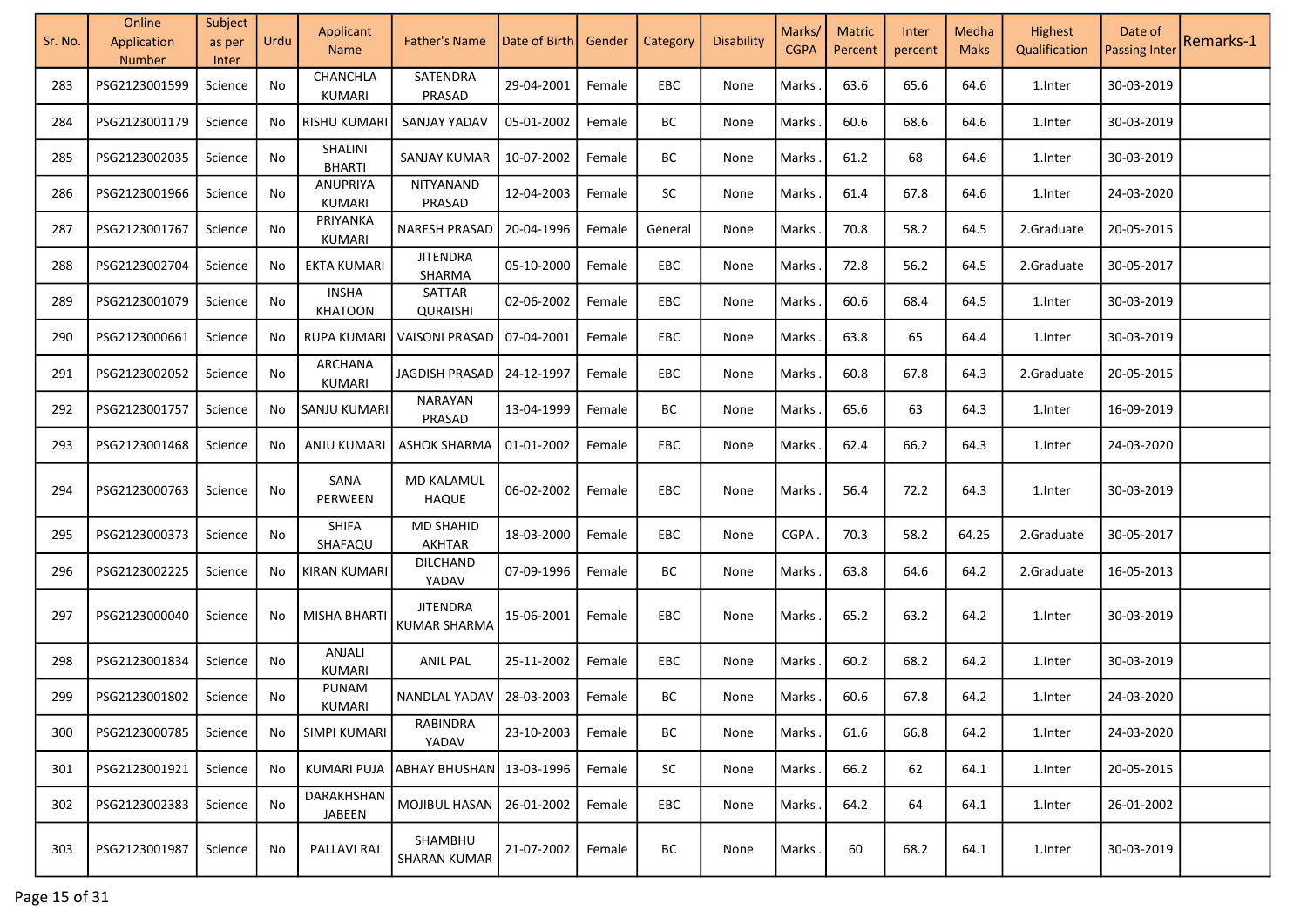| Sr. No. | Online Application Number | Subject as per Inter | Urdu | Applicant Name | Father's Name | Date of Birth | Gender | Category | Disability | Marks/ CGPA | Matric Percent | Inter percent | Medha Maks | Highest Qualification | Date of Passing Inter | Remarks-1 |
|---|---|---|---|---|---|---|---|---|---|---|---|---|---|---|---|---|
| 283 | PSG2123001599 | Science | No | CHANCHLA KUMARI | SATENDRA PRASAD | 29-04-2001 | Female | EBC | None | Marks . | 63.6 | 65.6 | 64.6 | 1.Inter | 30-03-2019 | |
| 284 | PSG2123001179 | Science | No | RISHU KUMARI | SANJAY YADAV | 05-01-2002 | Female | BC | None | Marks . | 60.6 | 68.6 | 64.6 | 1.Inter | 30-03-2019 | |
| 285 | PSG2123002035 | Science | No | SHALINI BHARTI | SANJAY KUMAR | 10-07-2002 | Female | BC | None | Marks . | 61.2 | 68 | 64.6 | 1.Inter | 30-03-2019 | |
| 286 | PSG2123001966 | Science | No | ANUPRIYA KUMARI | NITYANAND PRASAD | 12-04-2003 | Female | SC | None | Marks . | 61.4 | 67.8 | 64.6 | 1.Inter | 24-03-2020 | |
| 287 | PSG2123001767 | Science | No | PRIYANKA KUMARI | NARESH PRASAD | 20-04-1996 | Female | General | None | Marks . | 70.8 | 58.2 | 64.5 | 2.Graduate | 20-05-2015 | |
| 288 | PSG2123002704 | Science | No | EKTA KUMARI | JITENDRA SHARMA | 05-10-2000 | Female | EBC | None | Marks . | 72.8 | 56.2 | 64.5 | 2.Graduate | 30-05-2017 | |
| 289 | PSG2123001079 | Science | No | INSHA KHATOON | SATTAR QURAISHI | 02-06-2002 | Female | EBC | None | Marks . | 60.6 | 68.4 | 64.5 | 1.Inter | 30-03-2019 | |
| 290 | PSG2123000661 | Science | No | RUPA KUMARI | VAISONI PRASAD | 07-04-2001 | Female | EBC | None | Marks . | 63.8 | 65 | 64.4 | 1.Inter | 30-03-2019 | |
| 291 | PSG2123002052 | Science | No | ARCHANA KUMARI | JAGDISH PRASAD | 24-12-1997 | Female | EBC | None | Marks . | 60.8 | 67.8 | 64.3 | 2.Graduate | 20-05-2015 | |
| 292 | PSG2123001757 | Science | No | SANJU KUMARI | NARAYAN PRASAD | 13-04-1999 | Female | BC | None | Marks . | 65.6 | 63 | 64.3 | 1.Inter | 16-09-2019 | |
| 293 | PSG2123001468 | Science | No | ANJU KUMARI | ASHOK SHARMA | 01-01-2002 | Female | EBC | None | Marks . | 62.4 | 66.2 | 64.3 | 1.Inter | 24-03-2020 | |
| 294 | PSG2123000763 | Science | No | SANA PERWEEN | MD KALAMUL HAQUE | 06-02-2002 | Female | EBC | None | Marks . | 56.4 | 72.2 | 64.3 | 1.Inter | 30-03-2019 | |
| 295 | PSG2123000373 | Science | No | SHIFA SHAFAQU | MD SHAHID AKHTAR | 18-03-2000 | Female | EBC | None | CGPA . | 70.3 | 58.2 | 64.25 | 2.Graduate | 30-05-2017 | |
| 296 | PSG2123002225 | Science | No | KIRAN KUMARI | DILCHAND YADAV | 07-09-1996 | Female | BC | None | Marks . | 63.8 | 64.6 | 64.2 | 2.Graduate | 16-05-2013 | |
| 297 | PSG2123000040 | Science | No | MISHA BHARTI | JITENDRA KUMAR SHARMA | 15-06-2001 | Female | EBC | None | Marks . | 65.2 | 63.2 | 64.2 | 1.Inter | 30-03-2019 | |
| 298 | PSG2123001834 | Science | No | ANJALI KUMARI | ANIL PAL | 25-11-2002 | Female | EBC | None | Marks . | 60.2 | 68.2 | 64.2 | 1.Inter | 30-03-2019 | |
| 299 | PSG2123001802 | Science | No | PUNAM KUMARI | NANDLAL YADAV | 28-03-2003 | Female | BC | None | Marks . | 60.6 | 67.8 | 64.2 | 1.Inter | 24-03-2020 | |
| 300 | PSG2123000785 | Science | No | SIMPI KUMARI | RABINDRA YADAV | 23-10-2003 | Female | BC | None | Marks . | 61.6 | 66.8 | 64.2 | 1.Inter | 24-03-2020 | |
| 301 | PSG2123001921 | Science | No | KUMARI PUJA | ABHAY BHUSHAN | 13-03-1996 | Female | SC | None | Marks . | 66.2 | 62 | 64.1 | 1.Inter | 20-05-2015 | |
| 302 | PSG2123002383 | Science | No | DARAKHSHAN JABEEN | MOJIBUL HASAN | 26-01-2002 | Female | EBC | None | Marks . | 64.2 | 64 | 64.1 | 1.Inter | 26-01-2002 | |
| 303 | PSG2123001987 | Science | No | PALLAVI RAJ | SHAMBHU SHARAN KUMAR | 21-07-2002 | Female | BC | None | Marks . | 60 | 68.2 | 64.1 | 1.Inter | 30-03-2019 | |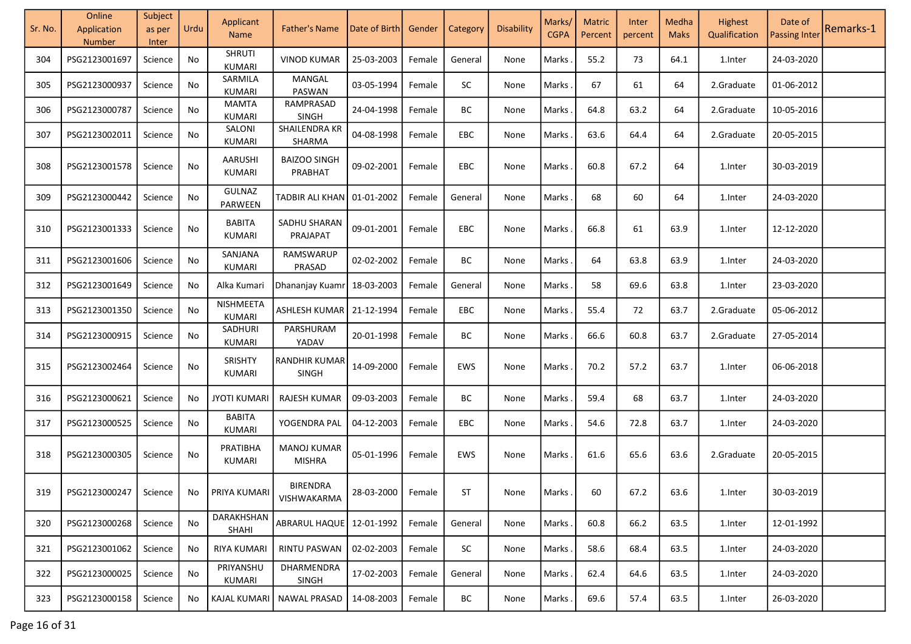| Sr. No. | Online Application Number | Subject as per Inter | Urdu | Applicant Name | Father's Name | Date of Birth | Gender | Category | Disability | Marks/ CGPA | Matric Percent | Inter percent | Medha Maks | Highest Qualification | Date of Passing Inter | Remarks-1 |
|---|---|---|---|---|---|---|---|---|---|---|---|---|---|---|---|---|
| 304 | PSG2123001697 | Science | No | SHRUTI KUMARI | VINOD KUMAR | 25-03-2003 | Female | General | None | Marks . | 55.2 | 73 | 64.1 | 1.Inter | 24-03-2020 | |
| 305 | PSG2123000937 | Science | No | SARMILA KUMARI | MANGAL PASWAN | 03-05-1994 | Female | SC | None | Marks . | 67 | 61 | 64 | 2.Graduate | 01-06-2012 | |
| 306 | PSG2123000787 | Science | No | MAMTA KUMARI | RAMPRASAD SINGH | 24-04-1998 | Female | BC | None | Marks . | 64.8 | 63.2 | 64 | 2.Graduate | 10-05-2016 | |
| 307 | PSG2123002011 | Science | No | SALONI KUMARI | SHAILENDRA KR SHARMA | 04-08-1998 | Female | EBC | None | Marks . | 63.6 | 64.4 | 64 | 2.Graduate | 20-05-2015 | |
| 308 | PSG2123001578 | Science | No | AARUSHI KUMARI | BAIZOO SINGH PRABHAT | 09-02-2001 | Female | EBC | None | Marks . | 60.8 | 67.2 | 64 | 1.Inter | 30-03-2019 | |
| 309 | PSG2123000442 | Science | No | GULNAZ PARWEEN | TADBIR ALI KHAN | 01-01-2002 | Female | General | None | Marks . | 68 | 60 | 64 | 1.Inter | 24-03-2020 | |
| 310 | PSG2123001333 | Science | No | BABITA KUMARI | SADHU SHARAN PRAJAPAT | 09-01-2001 | Female | EBC | None | Marks . | 66.8 | 61 | 63.9 | 1.Inter | 12-12-2020 | |
| 311 | PSG2123001606 | Science | No | SANJANA KUMARI | RAMSWARUP PRASAD | 02-02-2002 | Female | BC | None | Marks . | 64 | 63.8 | 63.9 | 1.Inter | 24-03-2020 | |
| 312 | PSG2123001649 | Science | No | Alka Kumari | Dhananjay Kuamr | 18-03-2003 | Female | General | None | Marks . | 58 | 69.6 | 63.8 | 1.Inter | 23-03-2020 | |
| 313 | PSG2123001350 | Science | No | NISHMEETA KUMARI | ASHLESH KUMAR | 21-12-1994 | Female | EBC | None | Marks . | 55.4 | 72 | 63.7 | 2.Graduate | 05-06-2012 | |
| 314 | PSG2123000915 | Science | No | SADHURI KUMARI | PARSHURAM YADAV | 20-01-1998 | Female | BC | None | Marks . | 66.6 | 60.8 | 63.7 | 2.Graduate | 27-05-2014 | |
| 315 | PSG2123002464 | Science | No | SRISHTY KUMARI | RANDHIR KUMAR SINGH | 14-09-2000 | Female | EWS | None | Marks . | 70.2 | 57.2 | 63.7 | 1.Inter | 06-06-2018 | |
| 316 | PSG2123000621 | Science | No | JYOTI KUMARI | RAJESH KUMAR | 09-03-2003 | Female | BC | None | Marks . | 59.4 | 68 | 63.7 | 1.Inter | 24-03-2020 | |
| 317 | PSG2123000525 | Science | No | BABITA KUMARI | YOGENDRA PAL | 04-12-2003 | Female | EBC | None | Marks . | 54.6 | 72.8 | 63.7 | 1.Inter | 24-03-2020 | |
| 318 | PSG2123000305 | Science | No | PRATIBHA KUMARI | MANOJ KUMAR MISHRA | 05-01-1996 | Female | EWS | None | Marks . | 61.6 | 65.6 | 63.6 | 2.Graduate | 20-05-2015 | |
| 319 | PSG2123000247 | Science | No | PRIYA KUMARI | BIRENDRA VISHWAKARMA | 28-03-2000 | Female | ST | None | Marks . | 60 | 67.2 | 63.6 | 1.Inter | 30-03-2019 | |
| 320 | PSG2123000268 | Science | No | DARAKHSHAN SHAHI | ABRARUL HAQUE | 12-01-1992 | Female | General | None | Marks . | 60.8 | 66.2 | 63.5 | 1.Inter | 12-01-1992 | |
| 321 | PSG2123001062 | Science | No | RIYA KUMARI | RINTU PASWAN | 02-02-2003 | Female | SC | None | Marks . | 58.6 | 68.4 | 63.5 | 1.Inter | 24-03-2020 | |
| 322 | PSG2123000025 | Science | No | PRIYANSHU KUMARI | DHARMENDRA SINGH | 17-02-2003 | Female | General | None | Marks . | 62.4 | 64.6 | 63.5 | 1.Inter | 24-03-2020 | |
| 323 | PSG2123000158 | Science | No | KAJAL KUMARI | NAWAL PRASAD | 14-08-2003 | Female | BC | None | Marks . | 69.6 | 57.4 | 63.5 | 1.Inter | 26-03-2020 | |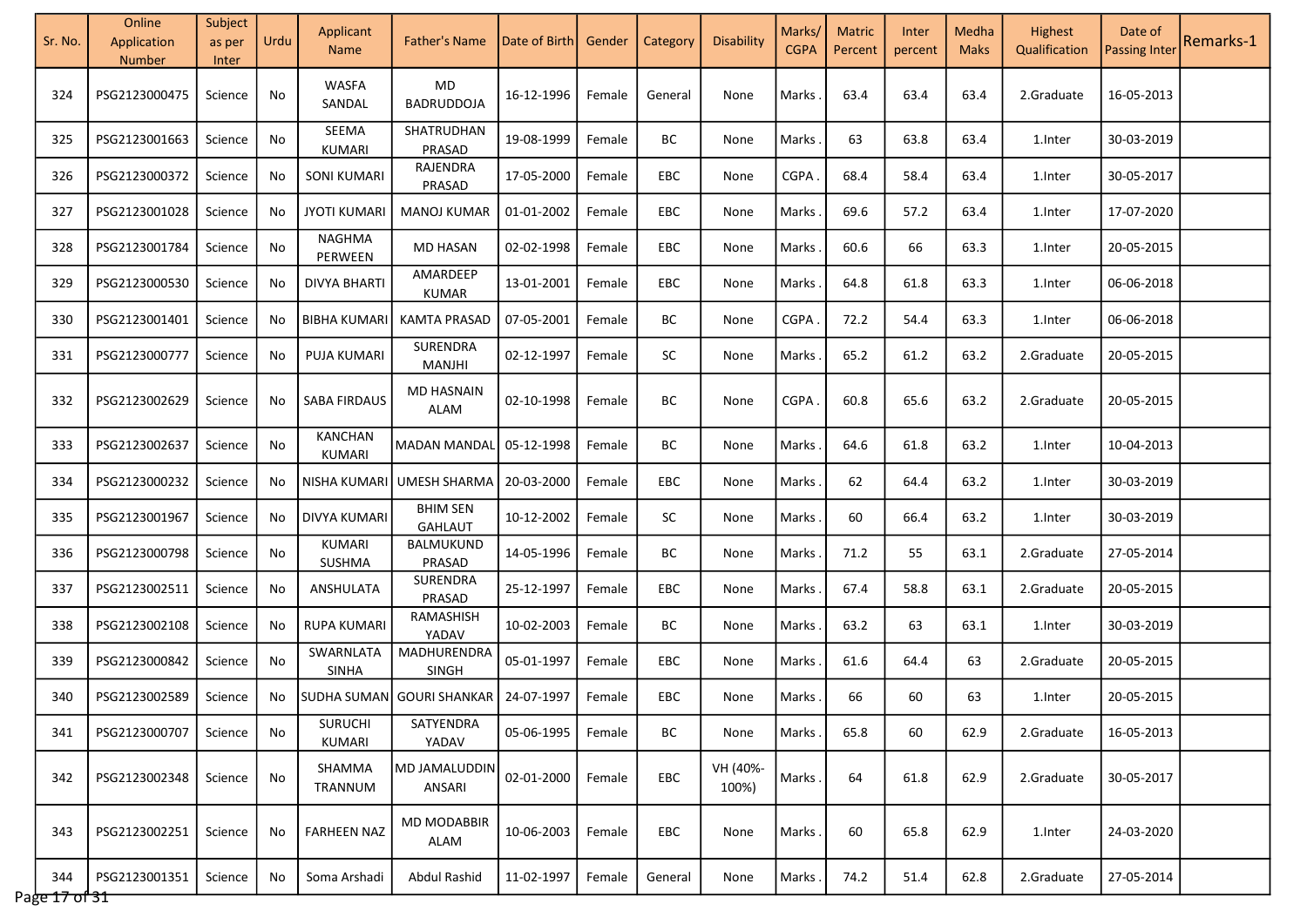| Sr. No. | Online Application Number | Subject as per Inter | Urdu | Applicant Name | Father's Name | Date of Birth | Gender | Category | Disability | Marks/ CGPA | Matric Percent | Inter percent | Medha Maks | Highest Qualification | Date of Passing Inter | Remarks-1 |
|---|---|---|---|---|---|---|---|---|---|---|---|---|---|---|---|---|
| 324 | PSG2123000475 | Science | No | WASFA SANDAL | MD BADRUDDOJA | 16-12-1996 | Female | General | None | Marks . | 63.4 | 63.4 | 63.4 | 2.Graduate | 16-05-2013 | |
| 325 | PSG2123001663 | Science | No | SEEMA KUMARI | SHATRUDHAN PRASAD | 19-08-1999 | Female | BC | None | Marks . | 63 | 63.8 | 63.4 | 1.Inter | 30-03-2019 | |
| 326 | PSG2123000372 | Science | No | SONI KUMARI | RAJENDRA PRASAD | 17-05-2000 | Female | EBC | None | CGPA . | 68.4 | 58.4 | 63.4 | 1.Inter | 30-05-2017 | |
| 327 | PSG2123001028 | Science | No | JYOTI KUMARI | MANOJ KUMAR | 01-01-2002 | Female | EBC | None | Marks . | 69.6 | 57.2 | 63.4 | 1.Inter | 17-07-2020 | |
| 328 | PSG2123001784 | Science | No | NAGHMA PERWEEN | MD HASAN | 02-02-1998 | Female | EBC | None | Marks . | 60.6 | 66 | 63.3 | 1.Inter | 20-05-2015 | |
| 329 | PSG2123000530 | Science | No | DIVYA BHARTI | AMARDEEP KUMAR | 13-01-2001 | Female | EBC | None | Marks . | 64.8 | 61.8 | 63.3 | 1.Inter | 06-06-2018 | |
| 330 | PSG2123001401 | Science | No | BIBHA KUMARI | KAMTA PRASAD | 07-05-2001 | Female | BC | None | CGPA . | 72.2 | 54.4 | 63.3 | 1.Inter | 06-06-2018 | |
| 331 | PSG2123000777 | Science | No | PUJA KUMARI | SURENDRA MANJHI | 02-12-1997 | Female | SC | None | Marks . | 65.2 | 61.2 | 63.2 | 2.Graduate | 20-05-2015 | |
| 332 | PSG2123002629 | Science | No | SABA FIRDAUS | MD HASNAIN ALAM | 02-10-1998 | Female | BC | None | CGPA . | 60.8 | 65.6 | 63.2 | 2.Graduate | 20-05-2015 | |
| 333 | PSG2123002637 | Science | No | KANCHAN KUMARI | MADAN MANDAL | 05-12-1998 | Female | BC | None | Marks . | 64.6 | 61.8 | 63.2 | 1.Inter | 10-04-2013 | |
| 334 | PSG2123000232 | Science | No | NISHA KUMARI | UMESH SHARMA | 20-03-2000 | Female | EBC | None | Marks . | 62 | 64.4 | 63.2 | 1.Inter | 30-03-2019 | |
| 335 | PSG2123001967 | Science | No | DIVYA KUMARI | BHIM SEN GAHLAUT | 10-12-2002 | Female | SC | None | Marks . | 60 | 66.4 | 63.2 | 1.Inter | 30-03-2019 | |
| 336 | PSG2123000798 | Science | No | KUMARI SUSHMA | BALMUKUND PRASAD | 14-05-1996 | Female | BC | None | Marks . | 71.2 | 55 | 63.1 | 2.Graduate | 27-05-2014 | |
| 337 | PSG2123002511 | Science | No | ANSHULATA | SURENDRA PRASAD | 25-12-1997 | Female | EBC | None | Marks . | 67.4 | 58.8 | 63.1 | 2.Graduate | 20-05-2015 | |
| 338 | PSG2123002108 | Science | No | RUPA KUMARI | RAMASHISH YADAV | 10-02-2003 | Female | BC | None | Marks . | 63.2 | 63 | 63.1 | 1.Inter | 30-03-2019 | |
| 339 | PSG2123000842 | Science | No | SWARNLATA SINHA | MADHURENDRA SINGH | 05-01-1997 | Female | EBC | None | Marks . | 61.6 | 64.4 | 63 | 2.Graduate | 20-05-2015 | |
| 340 | PSG2123002589 | Science | No | SUDHA SUMAN | GOURI SHANKAR | 24-07-1997 | Female | EBC | None | Marks . | 66 | 60 | 63 | 1.Inter | 20-05-2015 | |
| 341 | PSG2123000707 | Science | No | SURUCHI KUMARI | SATYENDRA YADAV | 05-06-1995 | Female | BC | None | Marks . | 65.8 | 60 | 62.9 | 2.Graduate | 16-05-2013 | |
| 342 | PSG2123002348 | Science | No | SHAMMA TRANNUM | MD JAMALUDDIN ANSARI | 02-01-2000 | Female | EBC | VH (40%-100%) | Marks . | 64 | 61.8 | 62.9 | 2.Graduate | 30-05-2017 | |
| 343 | PSG2123002251 | Science | No | FARHEEN NAZ | MD MODABBIR ALAM | 10-06-2003 | Female | EBC | None | Marks . | 60 | 65.8 | 62.9 | 1.Inter | 24-03-2020 | |
| 344 | PSG2123001351 | Science | No | Soma Arshadi | Abdul Rashid | 11-02-1997 | Female | General | None | Marks . | 74.2 | 51.4 | 62.8 | 2.Graduate | 27-05-2014 | |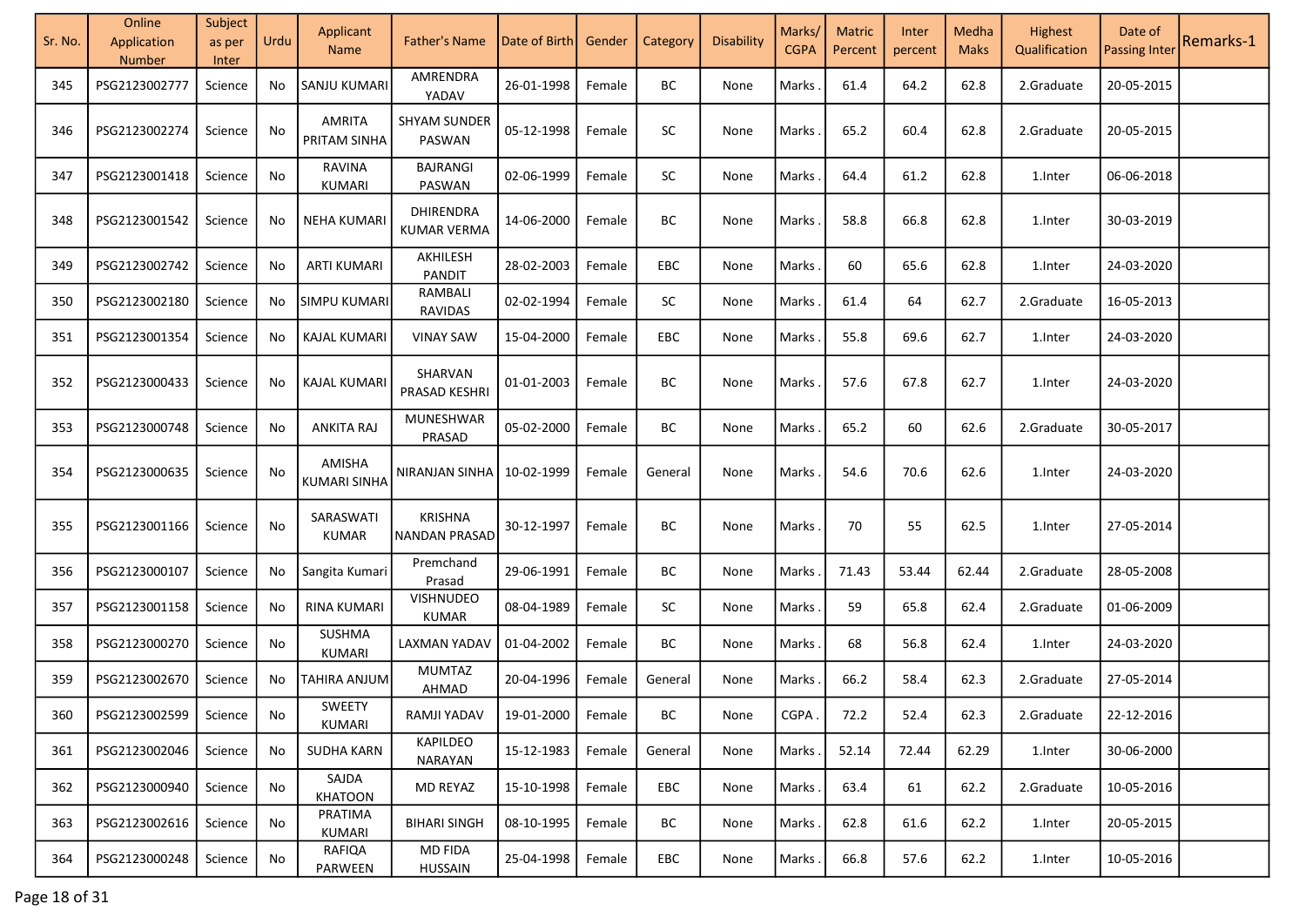| Sr. No. | Online Application Number | Subject as per Inter | Urdu | Applicant Name | Father's Name | Date of Birth | Gender | Category | Disability | Marks/ CGPA | Matric Percent | Inter percent | Medha Maks | Highest Qualification | Date of Passing Inter | Remarks-1 |
|---|---|---|---|---|---|---|---|---|---|---|---|---|---|---|---|---|
| 345 | PSG2123002777 | Science | No | SANJU KUMARI | AMRENDRA YADAV | 26-01-1998 | Female | BC | None | Marks | 61.4 | 64.2 | 62.8 | 2.Graduate | 20-05-2015 | |
| 346 | PSG2123002274 | Science | No | AMRITA PRITAM SINHA | SHYAM SUNDER PASWAN | 05-12-1998 | Female | SC | None | Marks | 65.2 | 60.4 | 62.8 | 2.Graduate | 20-05-2015 | |
| 347 | PSG2123001418 | Science | No | RAVINA KUMARI | BAJRANGI PASWAN | 02-06-1999 | Female | SC | None | Marks | 64.4 | 61.2 | 62.8 | 1.Inter | 06-06-2018 | |
| 348 | PSG2123001542 | Science | No | NEHA KUMARI | DHIRENDRA KUMAR VERMA | 14-06-2000 | Female | BC | None | Marks | 58.8 | 66.8 | 62.8 | 1.Inter | 30-03-2019 | |
| 349 | PSG2123002742 | Science | No | ARTI KUMARI | AKHILESH PANDIT | 28-02-2003 | Female | EBC | None | Marks | 60 | 65.6 | 62.8 | 1.Inter | 24-03-2020 | |
| 350 | PSG2123002180 | Science | No | SIMPU KUMARI | RAMBALI RAVIDAS | 02-02-1994 | Female | SC | None | Marks | 61.4 | 64 | 62.7 | 2.Graduate | 16-05-2013 | |
| 351 | PSG2123001354 | Science | No | KAJAL KUMARI | VINAY SAW | 15-04-2000 | Female | EBC | None | Marks | 55.8 | 69.6 | 62.7 | 1.Inter | 24-03-2020 | |
| 352 | PSG2123000433 | Science | No | KAJAL KUMARI | SHARVAN PRASAD KESHRI | 01-01-2003 | Female | BC | None | Marks | 57.6 | 67.8 | 62.7 | 1.Inter | 24-03-2020 | |
| 353 | PSG2123000748 | Science | No | ANKITA RAJ | MUNESHWAR PRASAD | 05-02-2000 | Female | BC | None | Marks | 65.2 | 60 | 62.6 | 2.Graduate | 30-05-2017 | |
| 354 | PSG2123000635 | Science | No | AMISHA KUMARI SINHA | NIRANJAN SINHA | 10-02-1999 | Female | General | None | Marks | 54.6 | 70.6 | 62.6 | 1.Inter | 24-03-2020 | |
| 355 | PSG2123001166 | Science | No | SARASWATI KUMAR | KRISHNA NANDAN PRASAD | 30-12-1997 | Female | BC | None | Marks | 70 | 55 | 62.5 | 1.Inter | 27-05-2014 | |
| 356 | PSG2123000107 | Science | No | Sangita Kumari | Premchand Prasad | 29-06-1991 | Female | BC | None | Marks | 71.43 | 53.44 | 62.44 | 2.Graduate | 28-05-2008 | |
| 357 | PSG2123001158 | Science | No | RINA KUMARI | VISHNUDEO KUMAR | 08-04-1989 | Female | SC | None | Marks | 59 | 65.8 | 62.4 | 2.Graduate | 01-06-2009 | |
| 358 | PSG2123000270 | Science | No | SUSHMA KUMARI | LAXMAN YADAV | 01-04-2002 | Female | BC | None | Marks | 68 | 56.8 | 62.4 | 1.Inter | 24-03-2020 | |
| 359 | PSG2123002670 | Science | No | TAHIRA ANJUM | MUMTAZ AHMAD | 20-04-1996 | Female | General | None | Marks | 66.2 | 58.4 | 62.3 | 2.Graduate | 27-05-2014 | |
| 360 | PSG2123002599 | Science | No | SWEETY KUMARI | RAMJI YADAV | 19-01-2000 | Female | BC | None | CGPA | 72.2 | 52.4 | 62.3 | 2.Graduate | 22-12-2016 | |
| 361 | PSG2123002046 | Science | No | SUDHA KARN | KAPILDEO NARAYAN | 15-12-1983 | Female | General | None | Marks | 52.14 | 72.44 | 62.29 | 1.Inter | 30-06-2000 | |
| 362 | PSG2123000940 | Science | No | SAJDA KHATOON | MD REYAZ | 15-10-1998 | Female | EBC | None | Marks | 63.4 | 61 | 62.2 | 2.Graduate | 10-05-2016 | |
| 363 | PSG2123002616 | Science | No | PRATIMA KUMARI | BIHARI SINGH | 08-10-1995 | Female | BC | None | Marks | 62.8 | 61.6 | 62.2 | 1.Inter | 20-05-2015 | |
| 364 | PSG2123000248 | Science | No | RAFIQA PARWEEN | MD FIDA HUSSAIN | 25-04-1998 | Female | EBC | None | Marks | 66.8 | 57.6 | 62.2 | 1.Inter | 10-05-2016 | |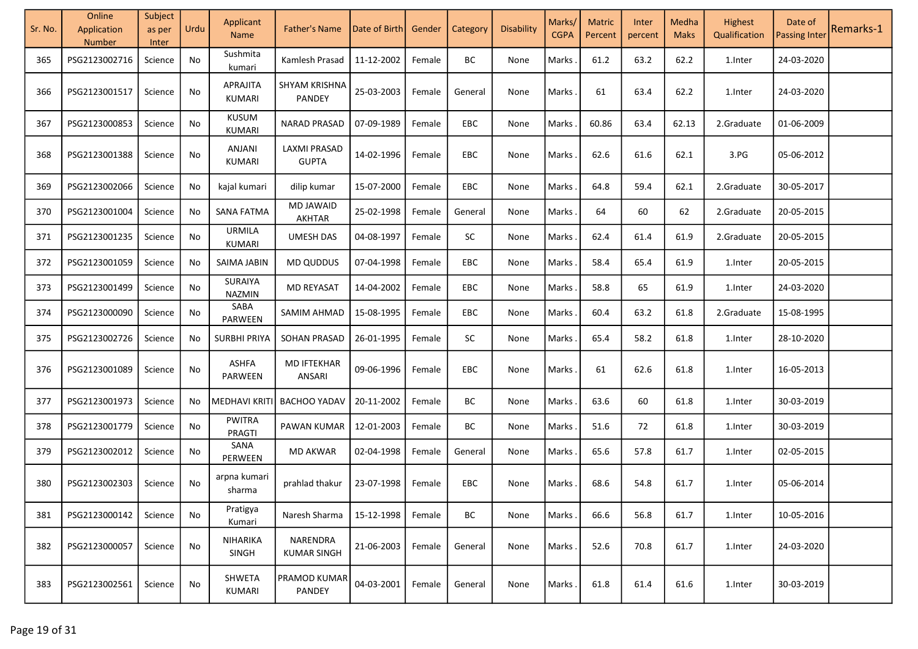| Sr. No. | Online Application Number | Subject as per Inter | Urdu | Applicant Name | Father's Name | Date of Birth | Gender | Category | Disability | Marks/ CGPA | Matric Percent | Inter percent | Medha Maks | Highest Qualification | Date of Passing Inter | Remarks-1 |
|---|---|---|---|---|---|---|---|---|---|---|---|---|---|---|---|---|
| 365 | PSG2123002716 | Science | No | Sushmita kumari | Kamlesh Prasad | 11-12-2002 | Female | BC | None | Marks | 61.2 | 63.2 | 62.2 | 1.Inter | 24-03-2020 | |
| 366 | PSG2123001517 | Science | No | APRAJITA KUMARI | SHYAM KRISHNA PANDEY | 25-03-2003 | Female | General | None | Marks | 61 | 63.4 | 62.2 | 1.Inter | 24-03-2020 | |
| 367 | PSG2123000853 | Science | No | KUSUM KUMARI | NARAD PRASAD | 07-09-1989 | Female | EBC | None | Marks | 60.86 | 63.4 | 62.13 | 2.Graduate | 01-06-2009 | |
| 368 | PSG2123001388 | Science | No | ANJANI KUMARI | LAXMI PRASAD GUPTA | 14-02-1996 | Female | EBC | None | Marks | 62.6 | 61.6 | 62.1 | 3.PG | 05-06-2012 | |
| 369 | PSG2123002066 | Science | No | kajal kumari | dilip kumar | 15-07-2000 | Female | EBC | None | Marks | 64.8 | 59.4 | 62.1 | 2.Graduate | 30-05-2017 | |
| 370 | PSG2123001004 | Science | No | SANA FATMA | MD JAWAID AKHTAR | 25-02-1998 | Female | General | None | Marks | 64 | 60 | 62 | 2.Graduate | 20-05-2015 | |
| 371 | PSG2123001235 | Science | No | URMILA KUMARI | UMESH DAS | 04-08-1997 | Female | SC | None | Marks | 62.4 | 61.4 | 61.9 | 2.Graduate | 20-05-2015 | |
| 372 | PSG2123001059 | Science | No | SAIMA JABIN | MD QUDDUS | 07-04-1998 | Female | EBC | None | Marks | 58.4 | 65.4 | 61.9 | 1.Inter | 20-05-2015 | |
| 373 | PSG2123001499 | Science | No | SURAIYA NAZMIN | MD REYASAT | 14-04-2002 | Female | EBC | None | Marks | 58.8 | 65 | 61.9 | 1.Inter | 24-03-2020 | |
| 374 | PSG2123000090 | Science | No | SABA PARWEEN | SAMIM AHMAD | 15-08-1995 | Female | EBC | None | Marks | 60.4 | 63.2 | 61.8 | 2.Graduate | 15-08-1995 | |
| 375 | PSG2123002726 | Science | No | SURBHI PRIYA | SOHAN PRASAD | 26-01-1995 | Female | SC | None | Marks | 65.4 | 58.2 | 61.8 | 1.Inter | 28-10-2020 | |
| 376 | PSG2123001089 | Science | No | ASHFA PARWEEN | MD IFTEKHAR ANSARI | 09-06-1996 | Female | EBC | None | Marks | 61 | 62.6 | 61.8 | 1.Inter | 16-05-2013 | |
| 377 | PSG2123001973 | Science | No | MEDHAVI KRITI | BACHOO YADAV | 20-11-2002 | Female | BC | None | Marks | 63.6 | 60 | 61.8 | 1.Inter | 30-03-2019 | |
| 378 | PSG2123001779 | Science | No | PWITRA PRAGTI | PAWAN KUMAR | 12-01-2003 | Female | BC | None | Marks | 51.6 | 72 | 61.8 | 1.Inter | 30-03-2019 | |
| 379 | PSG2123002012 | Science | No | SANA PERWEEN | MD AKWAR | 02-04-1998 | Female | General | None | Marks | 65.6 | 57.8 | 61.7 | 1.Inter | 02-05-2015 | |
| 380 | PSG2123002303 | Science | No | arpna kumari sharma | prahlad thakur | 23-07-1998 | Female | EBC | None | Marks | 68.6 | 54.8 | 61.7 | 1.Inter | 05-06-2014 | |
| 381 | PSG2123000142 | Science | No | Pratigya Kumari | Naresh Sharma | 15-12-1998 | Female | BC | None | Marks | 66.6 | 56.8 | 61.7 | 1.Inter | 10-05-2016 | |
| 382 | PSG2123000057 | Science | No | NIHARIKA SINGH | NARENDRA KUMAR SINGH | 21-06-2003 | Female | General | None | Marks | 52.6 | 70.8 | 61.7 | 1.Inter | 24-03-2020 | |
| 383 | PSG2123002561 | Science | No | SHWETA KUMARI | PRAMOD KUMAR PANDEY | 04-03-2001 | Female | General | None | Marks | 61.8 | 61.4 | 61.6 | 1.Inter | 30-03-2019 | |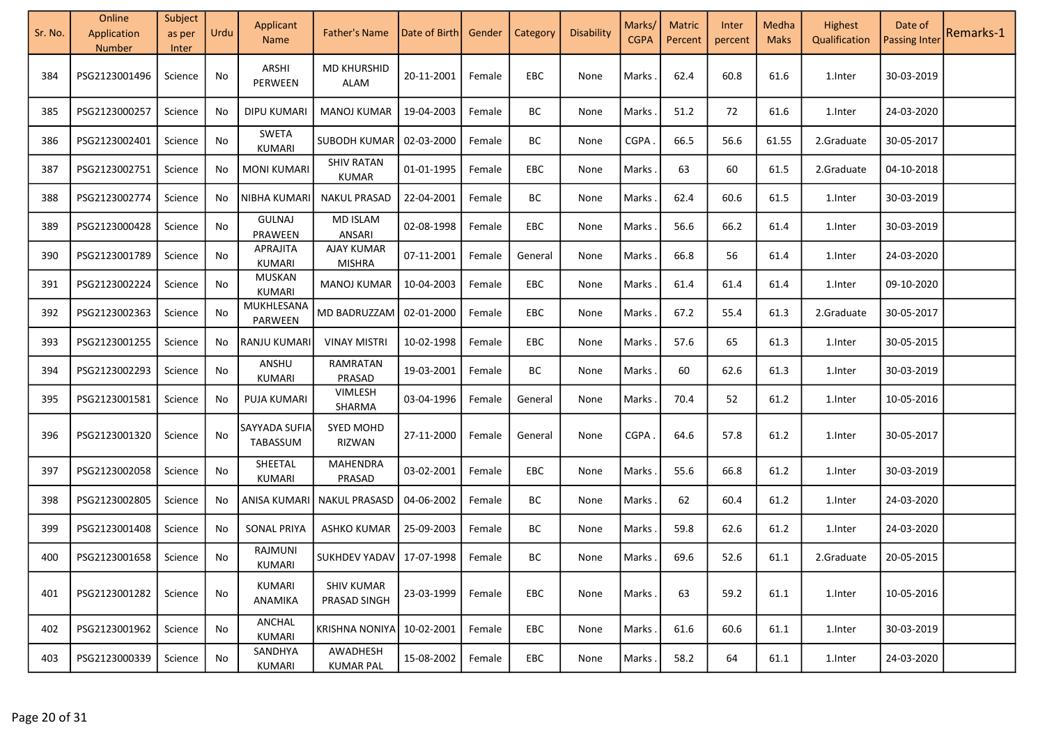| Sr. No. | Online Application Number | Subject as per Inter | Urdu | Applicant Name | Father's Name | Date of Birth | Gender | Category | Disability | Marks/ CGPA | Matric Percent | Inter percent | Medha Maks | Highest Qualification | Date of Passing Inter | Remarks-1 |
|---|---|---|---|---|---|---|---|---|---|---|---|---|---|---|---|---|
| 384 | PSG2123001496 | Science | No | ARSHI PERWEEN | MD KHURSHID ALAM | 20-11-2001 | Female | EBC | None | Marks . | 62.4 | 60.8 | 61.6 | 1.Inter | 30-03-2019 | |
| 385 | PSG2123000257 | Science | No | DIPU KUMARI | MANOJ KUMAR | 19-04-2003 | Female | BC | None | Marks . | 51.2 | 72 | 61.6 | 1.Inter | 24-03-2020 | |
| 386 | PSG2123002401 | Science | No | SWETA KUMARI | SUBODH KUMAR | 02-03-2000 | Female | BC | None | CGPA . | 66.5 | 56.6 | 61.55 | 2.Graduate | 30-05-2017 | |
| 387 | PSG2123002751 | Science | No | MONI KUMARI | SHIV RATAN KUMAR | 01-01-1995 | Female | EBC | None | Marks . | 63 | 60 | 61.5 | 2.Graduate | 04-10-2018 | |
| 388 | PSG2123002774 | Science | No | NIBHA KUMARI | NAKUL PRASAD | 22-04-2001 | Female | BC | None | Marks . | 62.4 | 60.6 | 61.5 | 1.Inter | 30-03-2019 | |
| 389 | PSG2123000428 | Science | No | GULNAJ PRAWEEN | MD ISLAM ANSARI | 02-08-1998 | Female | EBC | None | Marks . | 56.6 | 66.2 | 61.4 | 1.Inter | 30-03-2019 | |
| 390 | PSG2123001789 | Science | No | APRAJITA KUMARI | AJAY KUMAR MISHRA | 07-11-2001 | Female | General | None | Marks . | 66.8 | 56 | 61.4 | 1.Inter | 24-03-2020 | |
| 391 | PSG2123002224 | Science | No | MUSKAN KUMARI | MANOJ KUMAR | 10-04-2003 | Female | EBC | None | Marks . | 61.4 | 61.4 | 61.4 | 1.Inter | 09-10-2020 | |
| 392 | PSG2123002363 | Science | No | MUKHLESANA PARWEEN | MD BADRUZZAM | 02-01-2000 | Female | EBC | None | Marks . | 67.2 | 55.4 | 61.3 | 2.Graduate | 30-05-2017 | |
| 393 | PSG2123001255 | Science | No | RANJU KUMARI | VINAY MISTRI | 10-02-1998 | Female | EBC | None | Marks . | 57.6 | 65 | 61.3 | 1.Inter | 30-05-2015 | |
| 394 | PSG2123002293 | Science | No | ANSHU KUMARI | RAMRATAN PRASAD | 19-03-2001 | Female | BC | None | Marks . | 60 | 62.6 | 61.3 | 1.Inter | 30-03-2019 | |
| 395 | PSG2123001581 | Science | No | PUJA KUMARI | VIMLESH SHARMA | 03-04-1996 | Female | General | None | Marks . | 70.4 | 52 | 61.2 | 1.Inter | 10-05-2016 | |
| 396 | PSG2123001320 | Science | No | SAYYADA SUFIA TABASSUM | SYED MOHD RIZWAN | 27-11-2000 | Female | General | None | CGPA . | 64.6 | 57.8 | 61.2 | 1.Inter | 30-05-2017 | |
| 397 | PSG2123002058 | Science | No | SHEETAL KUMARI | MAHENDRA PRASAD | 03-02-2001 | Female | EBC | None | Marks . | 55.6 | 66.8 | 61.2 | 1.Inter | 30-03-2019 | |
| 398 | PSG2123002805 | Science | No | ANISA KUMARI | NAKUL PRASASD | 04-06-2002 | Female | BC | None | Marks . | 62 | 60.4 | 61.2 | 1.Inter | 24-03-2020 | |
| 399 | PSG2123001408 | Science | No | SONAL PRIYA | ASHKO KUMAR | 25-09-2003 | Female | BC | None | Marks . | 59.8 | 62.6 | 61.2 | 1.Inter | 24-03-2020 | |
| 400 | PSG2123001658 | Science | No | RAJMUNI KUMARI | SUKHDEV YADAV | 17-07-1998 | Female | BC | None | Marks . | 69.6 | 52.6 | 61.1 | 2.Graduate | 20-05-2015 | |
| 401 | PSG2123001282 | Science | No | KUMARI ANAMIKA | SHIV KUMAR PRASAD SINGH | 23-03-1999 | Female | EBC | None | Marks . | 63 | 59.2 | 61.1 | 1.Inter | 10-05-2016 | |
| 402 | PSG2123001962 | Science | No | ANCHAL KUMARI | KRISHNA NONIYA | 10-02-2001 | Female | EBC | None | Marks . | 61.6 | 60.6 | 61.1 | 1.Inter | 30-03-2019 | |
| 403 | PSG2123000339 | Science | No | SANDHYA KUMARI | AWADHESH KUMAR PAL | 15-08-2002 | Female | EBC | None | Marks . | 58.2 | 64 | 61.1 | 1.Inter | 24-03-2020 | |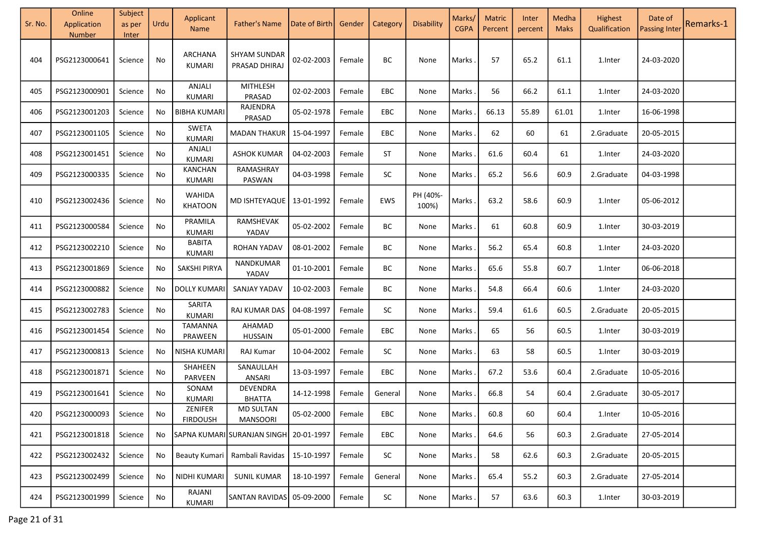| Sr. No. | Online Application Number | Subject as per Inter | Urdu | Applicant Name | Father's Name | Date of Birth | Gender | Category | Disability | Marks/ CGPA | Matric Percent | Inter percent | Medha Maks | Highest Qualification | Date of Passing Inter | Remarks-1 |
|---|---|---|---|---|---|---|---|---|---|---|---|---|---|---|---|---|
| 404 | PSG2123000641 | Science | No | ARCHANA KUMARI | SHYAM SUNDAR PRASAD DHIRAJ | 02-02-2003 | Female | BC | None | Marks . | 57 | 65.2 | 61.1 | 1.Inter | 24-03-2020 | |
| 405 | PSG2123000901 | Science | No | ANJALI KUMARI | MITHLESH PRASAD | 02-02-2003 | Female | EBC | None | Marks . | 56 | 66.2 | 61.1 | 1.Inter | 24-03-2020 | |
| 406 | PSG2123001203 | Science | No | BIBHA KUMARI | RAJENDRA PRASAD | 05-02-1978 | Female | EBC | None | Marks . | 66.13 | 55.89 | 61.01 | 1.Inter | 16-06-1998 | |
| 407 | PSG2123001105 | Science | No | SWETA KUMARI | MADAN THAKUR | 15-04-1997 | Female | EBC | None | Marks . | 62 | 60 | 61 | 2.Graduate | 20-05-2015 | |
| 408 | PSG2123001451 | Science | No | ANJALI KUMARI | ASHOK KUMAR | 04-02-2003 | Female | ST | None | Marks . | 61.6 | 60.4 | 61 | 1.Inter | 24-03-2020 | |
| 409 | PSG2123000335 | Science | No | KANCHAN KUMARI | RAMASHRAY PASWAN | 04-03-1998 | Female | SC | None | Marks . | 65.2 | 56.6 | 60.9 | 2.Graduate | 04-03-1998 | |
| 410 | PSG2123002436 | Science | No | WAHIDA KHATOON | MD ISHTEYAQUE | 13-01-1992 | Female | EWS | PH (40%-100%) | Marks . | 63.2 | 58.6 | 60.9 | 1.Inter | 05-06-2012 | |
| 411 | PSG2123000584 | Science | No | PRAMILA KUMARI | RAMSHEVAK YADAV | 05-02-2002 | Female | BC | None | Marks . | 61 | 60.8 | 60.9 | 1.Inter | 30-03-2019 | |
| 412 | PSG2123002210 | Science | No | BABITA KUMARI | ROHAN YADAV | 08-01-2002 | Female | BC | None | Marks . | 56.2 | 65.4 | 60.8 | 1.Inter | 24-03-2020 | |
| 413 | PSG2123001869 | Science | No | SAKSHI PIRYA | NANDKUMAR YADAV | 01-10-2001 | Female | BC | None | Marks . | 65.6 | 55.8 | 60.7 | 1.Inter | 06-06-2018 | |
| 414 | PSG2123000882 | Science | No | DOLLY KUMARI | SANJAY YADAV | 10-02-2003 | Female | BC | None | Marks . | 54.8 | 66.4 | 60.6 | 1.Inter | 24-03-2020 | |
| 415 | PSG2123002783 | Science | No | SARITA KUMARI | RAJ KUMAR DAS | 04-08-1997 | Female | SC | None | Marks . | 59.4 | 61.6 | 60.5 | 2.Graduate | 20-05-2015 | |
| 416 | PSG2123001454 | Science | No | TAMANNA PRAWEEN | AHAMAD HUSSAIN | 05-01-2000 | Female | EBC | None | Marks . | 65 | 56 | 60.5 | 1.Inter | 30-03-2019 | |
| 417 | PSG2123000813 | Science | No | NISHA KUMARI | RAJ Kumar | 10-04-2002 | Female | SC | None | Marks . | 63 | 58 | 60.5 | 1.Inter | 30-03-2019 | |
| 418 | PSG2123001871 | Science | No | SHAHEEN PARVEEN | SANAULLAH ANSARI | 13-03-1997 | Female | EBC | None | Marks . | 67.2 | 53.6 | 60.4 | 2.Graduate | 10-05-2016 | |
| 419 | PSG2123001641 | Science | No | SONAM KUMARI | DEVENDRA BHATTA | 14-12-1998 | Female | General | None | Marks . | 66.8 | 54 | 60.4 | 2.Graduate | 30-05-2017 | |
| 420 | PSG2123000093 | Science | No | ZENIFER FIRDOUSH | MD SULTAN MANSOORI | 05-02-2000 | Female | EBC | None | Marks . | 60.8 | 60 | 60.4 | 1.Inter | 10-05-2016 | |
| 421 | PSG2123001818 | Science | No | SAPNA KUMARI | SURANJAN SINGH | 20-01-1997 | Female | EBC | None | Marks . | 64.6 | 56 | 60.3 | 2.Graduate | 27-05-2014 | |
| 422 | PSG2123002432 | Science | No | Beauty Kumari | Rambali Ravidas | 15-10-1997 | Female | SC | None | Marks . | 58 | 62.6 | 60.3 | 2.Graduate | 20-05-2015 | |
| 423 | PSG2123002499 | Science | No | NIDHI KUMARI | SUNIL KUMAR | 18-10-1997 | Female | General | None | Marks . | 65.4 | 55.2 | 60.3 | 2.Graduate | 27-05-2014 | |
| 424 | PSG2123001999 | Science | No | RAJANI KUMARI | SANTAN RAVIDAS | 05-09-2000 | Female | SC | None | Marks . | 57 | 63.6 | 60.3 | 1.Inter | 30-03-2019 | |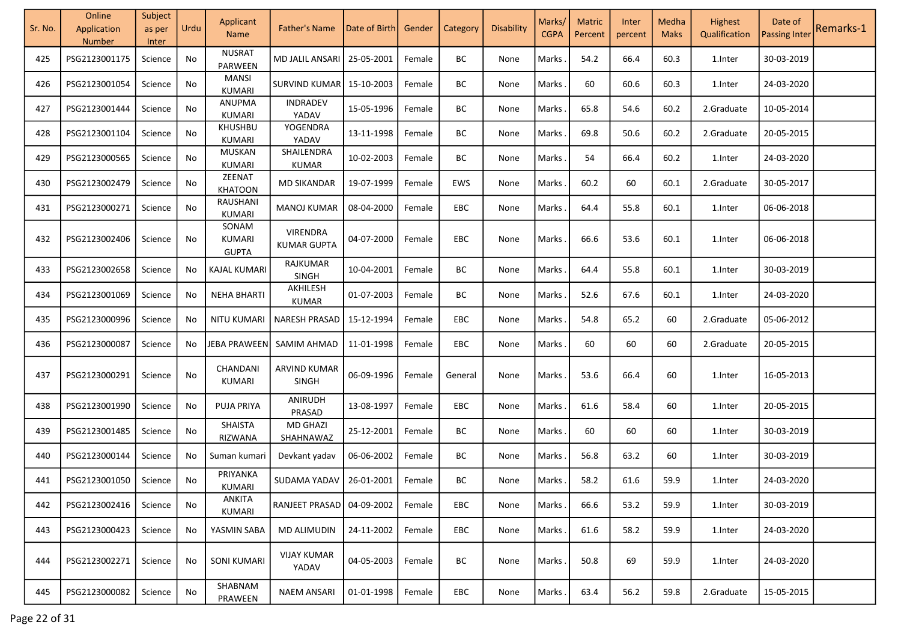| Sr. No. | Online Application Number | Subject as per Inter | Urdu | Applicant Name | Father's Name | Date of Birth | Gender | Category | Disability | Marks/ CGPA | Matric Percent | Inter percent | Medha Maks | Highest Qualification | Date of Passing Inter | Remarks-1 |
|---|---|---|---|---|---|---|---|---|---|---|---|---|---|---|---|---|
| 425 | PSG2123001175 | Science | No | NUSRAT PARWEEN | MD JALIL ANSARI | 25-05-2001 | Female | BC | None | Marks . | 54.2 | 66.4 | 60.3 | 1.Inter | 30-03-2019 | |
| 426 | PSG2123001054 | Science | No | MANSI KUMARI | SURVIND KUMAR | 15-10-2003 | Female | BC | None | Marks . | 60 | 60.6 | 60.3 | 1.Inter | 24-03-2020 | |
| 427 | PSG2123001444 | Science | No | ANUPMA KUMARI | INDRADEV YADAV | 15-05-1996 | Female | BC | None | Marks . | 65.8 | 54.6 | 60.2 | 2.Graduate | 10-05-2014 | |
| 428 | PSG2123001104 | Science | No | KHUSHBU KUMARI | YOGENDRA YADAV | 13-11-1998 | Female | BC | None | Marks . | 69.8 | 50.6 | 60.2 | 2.Graduate | 20-05-2015 | |
| 429 | PSG2123000565 | Science | No | MUSKAN KUMARI | SHAILENDRA KUMAR | 10-02-2003 | Female | BC | None | Marks . | 54 | 66.4 | 60.2 | 1.Inter | 24-03-2020 | |
| 430 | PSG2123002479 | Science | No | ZEENAT KHATOON | MD SIKANDAR | 19-07-1999 | Female | EWS | None | Marks . | 60.2 | 60 | 60.1 | 2.Graduate | 30-05-2017 | |
| 431 | PSG2123000271 | Science | No | RAUSHANI KUMARI | MANOJ KUMAR | 08-04-2000 | Female | EBC | None | Marks . | 64.4 | 55.8 | 60.1 | 1.Inter | 06-06-2018 | |
| 432 | PSG2123002406 | Science | No | SONAM KUMARI GUPTA | VIRENDRA KUMAR GUPTA | 04-07-2000 | Female | EBC | None | Marks . | 66.6 | 53.6 | 60.1 | 1.Inter | 06-06-2018 | |
| 433 | PSG2123002658 | Science | No | KAJAL KUMARI | RAJKUMAR SINGH | 10-04-2001 | Female | BC | None | Marks . | 64.4 | 55.8 | 60.1 | 1.Inter | 30-03-2019 | |
| 434 | PSG2123001069 | Science | No | NEHA BHARTI | AKHILESH KUMAR | 01-07-2003 | Female | BC | None | Marks . | 52.6 | 67.6 | 60.1 | 1.Inter | 24-03-2020 | |
| 435 | PSG2123000996 | Science | No | NITU KUMARI | NARESH PRASAD | 15-12-1994 | Female | EBC | None | Marks . | 54.8 | 65.2 | 60 | 2.Graduate | 05-06-2012 | |
| 436 | PSG2123000087 | Science | No | JEBA PRAWEEN | SAMIM AHMAD | 11-01-1998 | Female | EBC | None | Marks . | 60 | 60 | 60 | 2.Graduate | 20-05-2015 | |
| 437 | PSG2123000291 | Science | No | CHANDANI KUMARI | ARVIND KUMAR SINGH | 06-09-1996 | Female | General | None | Marks . | 53.6 | 66.4 | 60 | 1.Inter | 16-05-2013 | |
| 438 | PSG2123001990 | Science | No | PUJA PRIYA | ANIRUDH PRASAD | 13-08-1997 | Female | EBC | None | Marks . | 61.6 | 58.4 | 60 | 1.Inter | 20-05-2015 | |
| 439 | PSG2123001485 | Science | No | SHAISTA RIZWANA | MD GHAZI SHAHNAWAZ | 25-12-2001 | Female | BC | None | Marks . | 60 | 60 | 60 | 1.Inter | 30-03-2019 | |
| 440 | PSG2123000144 | Science | No | Suman kumari | Devkant yadav | 06-06-2002 | Female | BC | None | Marks . | 56.8 | 63.2 | 60 | 1.Inter | 30-03-2019 | |
| 441 | PSG2123001050 | Science | No | PRIYANKA KUMARI | SUDAMA YADAV | 26-01-2001 | Female | BC | None | Marks . | 58.2 | 61.6 | 59.9 | 1.Inter | 24-03-2020 | |
| 442 | PSG2123002416 | Science | No | ANKITA KUMARI | RANJEET PRASAD | 04-09-2002 | Female | EBC | None | Marks . | 66.6 | 53.2 | 59.9 | 1.Inter | 30-03-2019 | |
| 443 | PSG2123000423 | Science | No | YASMIN SABA | MD ALIMUDIN | 24-11-2002 | Female | EBC | None | Marks . | 61.6 | 58.2 | 59.9 | 1.Inter | 24-03-2020 | |
| 444 | PSG2123002271 | Science | No | SONI KUMARI | VIJAY KUMAR YADAV | 04-05-2003 | Female | BC | None | Marks . | 50.8 | 69 | 59.9 | 1.Inter | 24-03-2020 | |
| 445 | PSG2123000082 | Science | No | SHABNAM PRAWEEN | NAEM ANSARI | 01-01-1998 | Female | EBC | None | Marks . | 63.4 | 56.2 | 59.8 | 2.Graduate | 15-05-2015 | |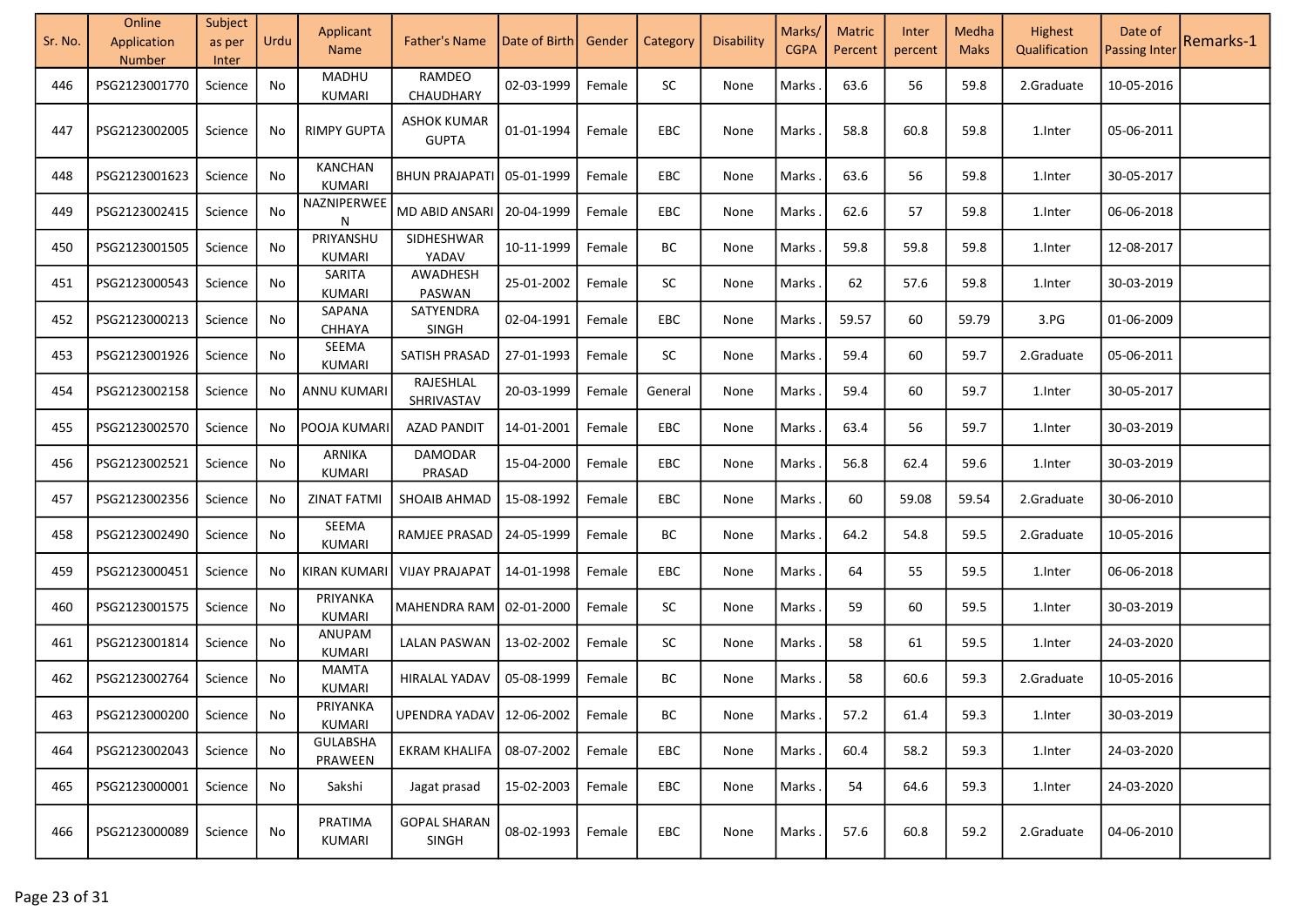| Sr. No. | Online Application Number | Subject as per Inter | Urdu | Applicant Name | Father's Name | Date of Birth | Gender | Category | Disability | Marks/ CGPA | Matric Percent | Inter percent | Medha Maks | Highest Qualification | Date of Passing Inter | Remarks-1 |
|---|---|---|---|---|---|---|---|---|---|---|---|---|---|---|---|---|
| 446 | PSG2123001770 | Science | No | MADHU KUMARI | RAMDEO CHAUDHARY | 02-03-1999 | Female | SC | None | Marks . | 63.6 | 56 | 59.8 | 2.Graduate | 10-05-2016 | |
| 447 | PSG2123002005 | Science | No | RIMPY GUPTA | ASHOK KUMAR GUPTA | 01-01-1994 | Female | EBC | None | Marks . | 58.8 | 60.8 | 59.8 | 1.Inter | 05-06-2011 | |
| 448 | PSG2123001623 | Science | No | KANCHAN KUMARI | BHUN PRAJAPATI | 05-01-1999 | Female | EBC | None | Marks . | 63.6 | 56 | 59.8 | 1.Inter | 30-05-2017 | |
| 449 | PSG2123002415 | Science | No | NAZNIPERWEEN | MD ABID ANSARI | 20-04-1999 | Female | EBC | None | Marks . | 62.6 | 57 | 59.8 | 1.Inter | 06-06-2018 | |
| 450 | PSG2123001505 | Science | No | PRIYANSHU KUMARI | SIDHESHWAR YADAV | 10-11-1999 | Female | BC | None | Marks . | 59.8 | 59.8 | 59.8 | 1.Inter | 12-08-2017 | |
| 451 | PSG2123000543 | Science | No | SARITA KUMARI | AWADHESH PASWAN | 25-01-2002 | Female | SC | None | Marks . | 62 | 57.6 | 59.8 | 1.Inter | 30-03-2019 | |
| 452 | PSG2123000213 | Science | No | SAPANA CHHAYA | SATYENDRA SINGH | 02-04-1991 | Female | EBC | None | Marks . | 59.57 | 60 | 59.79 | 3.PG | 01-06-2009 | |
| 453 | PSG2123001926 | Science | No | SEEMA KUMARI | SATISH PRASAD | 27-01-1993 | Female | SC | None | Marks . | 59.4 | 60 | 59.7 | 2.Graduate | 05-06-2011 | |
| 454 | PSG2123002158 | Science | No | ANNU KUMARI | RAJESHLAL SHRIVASTAV | 20-03-1999 | Female | General | None | Marks . | 59.4 | 60 | 59.7 | 1.Inter | 30-05-2017 | |
| 455 | PSG2123002570 | Science | No | POOJA KUMARI | AZAD PANDIT | 14-01-2001 | Female | EBC | None | Marks . | 63.4 | 56 | 59.7 | 1.Inter | 30-03-2019 | |
| 456 | PSG2123002521 | Science | No | ARNIKA KUMARI | DAMODAR PRASAD | 15-04-2000 | Female | EBC | None | Marks . | 56.8 | 62.4 | 59.6 | 1.Inter | 30-03-2019 | |
| 457 | PSG2123002356 | Science | No | ZINAT FATMI | SHOAIB AHMAD | 15-08-1992 | Female | EBC | None | Marks . | 60 | 59.08 | 59.54 | 2.Graduate | 30-06-2010 | |
| 458 | PSG2123002490 | Science | No | SEEMA KUMARI | RAMJEE PRASAD | 24-05-1999 | Female | BC | None | Marks . | 64.2 | 54.8 | 59.5 | 2.Graduate | 10-05-2016 | |
| 459 | PSG2123000451 | Science | No | KIRAN KUMARI | VIJAY PRAJAPAT | 14-01-1998 | Female | EBC | None | Marks . | 64 | 55 | 59.5 | 1.Inter | 06-06-2018 | |
| 460 | PSG2123001575 | Science | No | PRIYANKA KUMARI | MAHENDRA RAM | 02-01-2000 | Female | SC | None | Marks . | 59 | 60 | 59.5 | 1.Inter | 30-03-2019 | |
| 461 | PSG2123001814 | Science | No | ANUPAM KUMARI | LALAN PASWAN | 13-02-2002 | Female | SC | None | Marks . | 58 | 61 | 59.5 | 1.Inter | 24-03-2020 | |
| 462 | PSG2123002764 | Science | No | MAMTA KUMARI | HIRALAL YADAV | 05-08-1999 | Female | BC | None | Marks . | 58 | 60.6 | 59.3 | 2.Graduate | 10-05-2016 | |
| 463 | PSG2123000200 | Science | No | PRIYANKA KUMARI | UPENDRA YADAV | 12-06-2002 | Female | BC | None | Marks . | 57.2 | 61.4 | 59.3 | 1.Inter | 30-03-2019 | |
| 464 | PSG2123002043 | Science | No | GULABSHA PRAWEEN | EKRAM KHALIFA | 08-07-2002 | Female | EBC | None | Marks . | 60.4 | 58.2 | 59.3 | 1.Inter | 24-03-2020 | |
| 465 | PSG2123000001 | Science | No | Sakshi | Jagat prasad | 15-02-2003 | Female | EBC | None | Marks . | 54 | 64.6 | 59.3 | 1.Inter | 24-03-2020 | |
| 466 | PSG2123000089 | Science | No | PRATIMA KUMARI | GOPAL SHARAN SINGH | 08-02-1993 | Female | EBC | None | Marks . | 57.6 | 60.8 | 59.2 | 2.Graduate | 04-06-2010 | |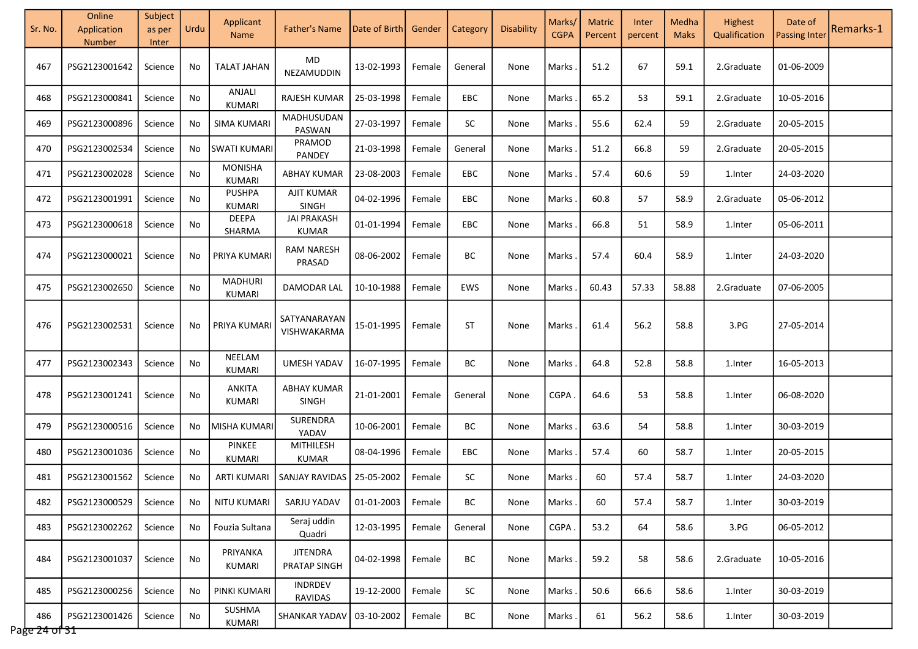| Sr. No. | Online Application Number | Subject as per Inter | Urdu | Applicant Name | Father's Name | Date of Birth | Gender | Category | Disability | Marks/ CGPA | Matric Percent | Inter percent | Medha Maks | Highest Qualification | Date of Passing Inter | Remarks-1 |
|---|---|---|---|---|---|---|---|---|---|---|---|---|---|---|---|---|
| 467 | PSG2123001642 | Science | No | TALAT JAHAN | MD NEZAMUDDIN | 13-02-1993 | Female | General | None | Marks . | 51.2 | 67 | 59.1 | 2.Graduate | 01-06-2009 | |
| 468 | PSG2123000841 | Science | No | ANJALI KUMARI | RAJESH KUMAR | 25-03-1998 | Female | EBC | None | Marks . | 65.2 | 53 | 59.1 | 2.Graduate | 10-05-2016 | |
| 469 | PSG2123000896 | Science | No | SIMA KUMARI | MADHUSUDAN PASWAN | 27-03-1997 | Female | SC | None | Marks . | 55.6 | 62.4 | 59 | 2.Graduate | 20-05-2015 | |
| 470 | PSG2123002534 | Science | No | SWATI KUMARI | PRAMOD PANDEY | 21-03-1998 | Female | General | None | Marks . | 51.2 | 66.8 | 59 | 2.Graduate | 20-05-2015 | |
| 471 | PSG2123002028 | Science | No | MONISHA KUMARI | ABHAY KUMAR | 23-08-2003 | Female | EBC | None | Marks . | 57.4 | 60.6 | 59 | 1.Inter | 24-03-2020 | |
| 472 | PSG2123001991 | Science | No | PUSHPA KUMARI | AJIT KUMAR SINGH | 04-02-1996 | Female | EBC | None | Marks . | 60.8 | 57 | 58.9 | 2.Graduate | 05-06-2012 | |
| 473 | PSG2123000618 | Science | No | DEEPA SHARMA | JAI PRAKASH KUMAR | 01-01-1994 | Female | EBC | None | Marks . | 66.8 | 51 | 58.9 | 1.Inter | 05-06-2011 | |
| 474 | PSG2123000021 | Science | No | PRIYA KUMARI | RAM NARESH PRASAD | 08-06-2002 | Female | BC | None | Marks . | 57.4 | 60.4 | 58.9 | 1.Inter | 24-03-2020 | |
| 475 | PSG2123002650 | Science | No | MADHURI KUMARI | DAMODAR LAL | 10-10-1988 | Female | EWS | None | Marks . | 60.43 | 57.33 | 58.88 | 2.Graduate | 07-06-2005 | |
| 476 | PSG2123002531 | Science | No | PRIYA KUMARI | SATYANARAYAN VISHWAKARMA | 15-01-1995 | Female | ST | None | Marks . | 61.4 | 56.2 | 58.8 | 3.PG | 27-05-2014 | |
| 477 | PSG2123002343 | Science | No | NEELAM KUMARI | UMESH YADAV | 16-07-1995 | Female | BC | None | Marks . | 64.8 | 52.8 | 58.8 | 1.Inter | 16-05-2013 | |
| 478 | PSG2123001241 | Science | No | ANKITA KUMARI | ABHAY KUMAR SINGH | 21-01-2001 | Female | General | None | CGPA . | 64.6 | 53 | 58.8 | 1.Inter | 06-08-2020 | |
| 479 | PSG2123000516 | Science | No | MISHA KUMARI | SURENDRA YADAV | 10-06-2001 | Female | BC | None | Marks . | 63.6 | 54 | 58.8 | 1.Inter | 30-03-2019 | |
| 480 | PSG2123001036 | Science | No | PINKEE KUMARI | MITHILESH KUMAR | 08-04-1996 | Female | EBC | None | Marks . | 57.4 | 60 | 58.7 | 1.Inter | 20-05-2015 | |
| 481 | PSG2123001562 | Science | No | ARTI KUMARI | SANJAY RAVIDAS | 25-05-2002 | Female | SC | None | Marks . | 60 | 57.4 | 58.7 | 1.Inter | 24-03-2020 | |
| 482 | PSG2123000529 | Science | No | NITU KUMARI | SARJU YADAV | 01-01-2003 | Female | BC | None | Marks . | 60 | 57.4 | 58.7 | 1.Inter | 30-03-2019 | |
| 483 | PSG2123002262 | Science | No | Fouzia Sultana | Seraj uddin Quadri | 12-03-1995 | Female | General | None | CGPA . | 53.2 | 64 | 58.6 | 3.PG | 06-05-2012 | |
| 484 | PSG2123001037 | Science | No | PRIYANKA KUMARI | JITENDRA PRATAP SINGH | 04-02-1998 | Female | BC | None | Marks . | 59.2 | 58 | 58.6 | 2.Graduate | 10-05-2016 | |
| 485 | PSG2123000256 | Science | No | PINKI KUMARI | INDRDEV RAVIDAS | 19-12-2000 | Female | SC | None | Marks . | 50.6 | 66.6 | 58.6 | 1.Inter | 30-03-2019 | |
| 486 | PSG2123001426 | Science | No | SUSHMA KUMARI | SHANKAR YADAV | 03-10-2002 | Female | BC | None | Marks . | 61 | 56.2 | 58.6 | 1.Inter | 30-03-2019 | |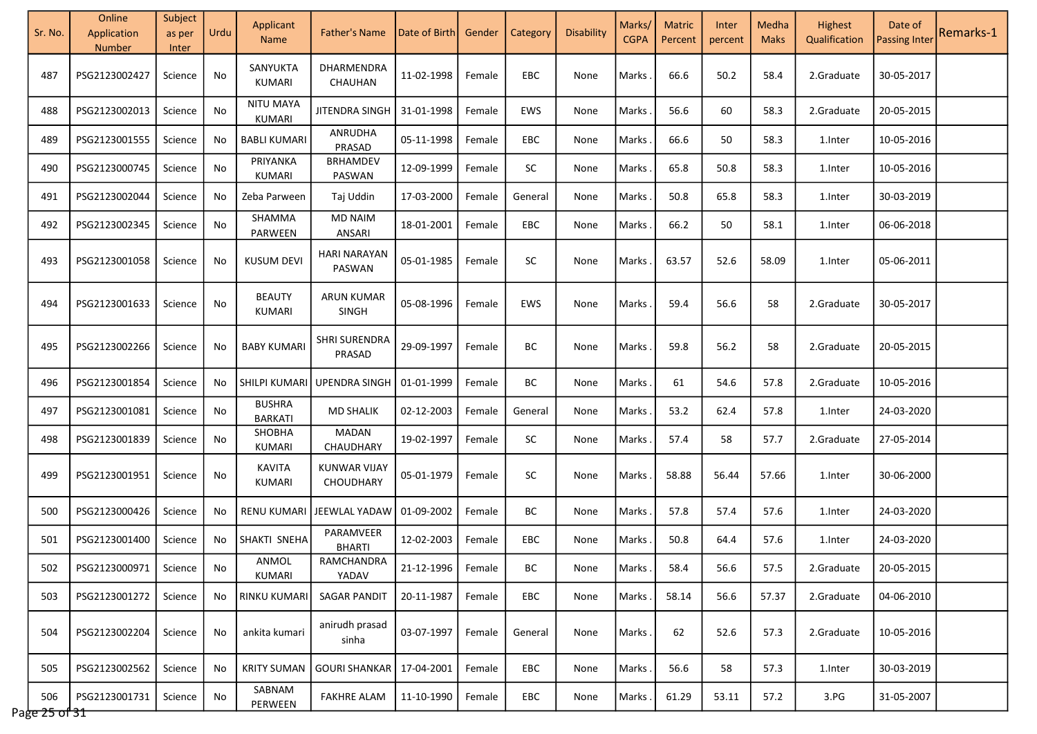| Sr. No. | Online Application Number | Subject as per Inter | Urdu | Applicant Name | Father's Name | Date of Birth | Gender | Category | Disability | Marks/ CGPA | Matric Percent | Inter percent | Medha Maks | Highest Qualification | Date of Passing Inter | Remarks-1 |
|---|---|---|---|---|---|---|---|---|---|---|---|---|---|---|---|---|
| 487 | PSG2123002427 | Science | No | SANYUKTA KUMARI | DHARMENDRA CHAUHAN | 11-02-1998 | Female | EBC | None | Marks . | 66.6 | 50.2 | 58.4 | 2.Graduate | 30-05-2017 | |
| 488 | PSG2123002013 | Science | No | NITU MAYA KUMARI | JITENDRA SINGH | 31-01-1998 | Female | EWS | None | Marks . | 56.6 | 60 | 58.3 | 2.Graduate | 20-05-2015 | |
| 489 | PSG2123001555 | Science | No | BABLI KUMARI | ANRUDHA PRASAD | 05-11-1998 | Female | EBC | None | Marks . | 66.6 | 50 | 58.3 | 1.Inter | 10-05-2016 | |
| 490 | PSG2123000745 | Science | No | PRIYANKA KUMARI | BRHAMDEV PASWAN | 12-09-1999 | Female | SC | None | Marks . | 65.8 | 50.8 | 58.3 | 1.Inter | 10-05-2016 | |
| 491 | PSG2123002044 | Science | No | Zeba Parweeen | Taj Uddin | 17-03-2000 | Female | General | None | Marks . | 50.8 | 65.8 | 58.3 | 1.Inter | 30-03-2019 | |
| 492 | PSG2123002345 | Science | No | SHAMMA PARWEEN | MD NAIM ANSARI | 18-01-2001 | Female | EBC | None | Marks . | 66.2 | 50 | 58.1 | 1.Inter | 06-06-2018 | |
| 493 | PSG2123001058 | Science | No | KUSUM DEVI | HARI NARAYAN PASWAN | 05-01-1985 | Female | SC | None | Marks . | 63.57 | 52.6 | 58.09 | 1.Inter | 05-06-2011 | |
| 494 | PSG2123001633 | Science | No | BEAUTY KUMARI | ARUN KUMAR SINGH | 05-08-1996 | Female | EWS | None | Marks . | 59.4 | 56.6 | 58 | 2.Graduate | 30-05-2017 | |
| 495 | PSG2123002266 | Science | No | BABY KUMARI | SHRI SURENDRA PRASAD | 29-09-1997 | Female | BC | None | Marks . | 59.8 | 56.2 | 58 | 2.Graduate | 20-05-2015 | |
| 496 | PSG2123001854 | Science | No | SHILPI KUMARI | UPENDRA SINGH | 01-01-1999 | Female | BC | None | Marks . | 61 | 54.6 | 57.8 | 2.Graduate | 10-05-2016 | |
| 497 | PSG2123001081 | Science | No | BUSHRA BARKATI | MD SHALIK | 02-12-2003 | Female | General | None | Marks . | 53.2 | 62.4 | 57.8 | 1.Inter | 24-03-2020 | |
| 498 | PSG2123001839 | Science | No | SHOBHA KUMARI | MADAN CHAUDHARY | 19-02-1997 | Female | SC | None | Marks . | 57.4 | 58 | 57.7 | 2.Graduate | 27-05-2014 | |
| 499 | PSG2123001951 | Science | No | KAVITA KUMARI | KUNWAR VIJAY CHOUDHARY | 05-01-1979 | Female | SC | None | Marks . | 58.88 | 56.44 | 57.66 | 1.Inter | 30-06-2000 | |
| 500 | PSG2123000426 | Science | No | RENU KUMARI | JEEWLAL YADAW | 01-09-2002 | Female | BC | None | Marks . | 57.8 | 57.4 | 57.6 | 1.Inter | 24-03-2020 | |
| 501 | PSG2123001400 | Science | No | SHAKTI SNEHA | PARAMVEER BHARTI | 12-02-2003 | Female | EBC | None | Marks . | 50.8 | 64.4 | 57.6 | 1.Inter | 24-03-2020 | |
| 502 | PSG2123000971 | Science | No | ANMOL KUMARI | RAMCHANDRA YADAV | 21-12-1996 | Female | BC | None | Marks . | 58.4 | 56.6 | 57.5 | 2.Graduate | 20-05-2015 | |
| 503 | PSG2123001272 | Science | No | RINKU KUMARI | SAGAR PANDIT | 20-11-1987 | Female | EBC | None | Marks . | 58.14 | 56.6 | 57.37 | 2.Graduate | 04-06-2010 | |
| 504 | PSG2123002204 | Science | No | ankita kumari | anirudh prasad sinha | 03-07-1997 | Female | General | None | Marks . | 62 | 52.6 | 57.3 | 2.Graduate | 10-05-2016 | |
| 505 | PSG2123002562 | Science | No | KRITY SUMAN | GOURI SHANKAR | 17-04-2001 | Female | EBC | None | Marks . | 56.6 | 58 | 57.3 | 1.Inter | 30-03-2019 | |
| 506 | PSG2123001731 | Science | No | SABNAM PERWEEN | FAKHRE ALAM | 11-10-1990 | Female | EBC | None | Marks . | 61.29 | 53.11 | 57.2 | 3.PG | 31-05-2007 | |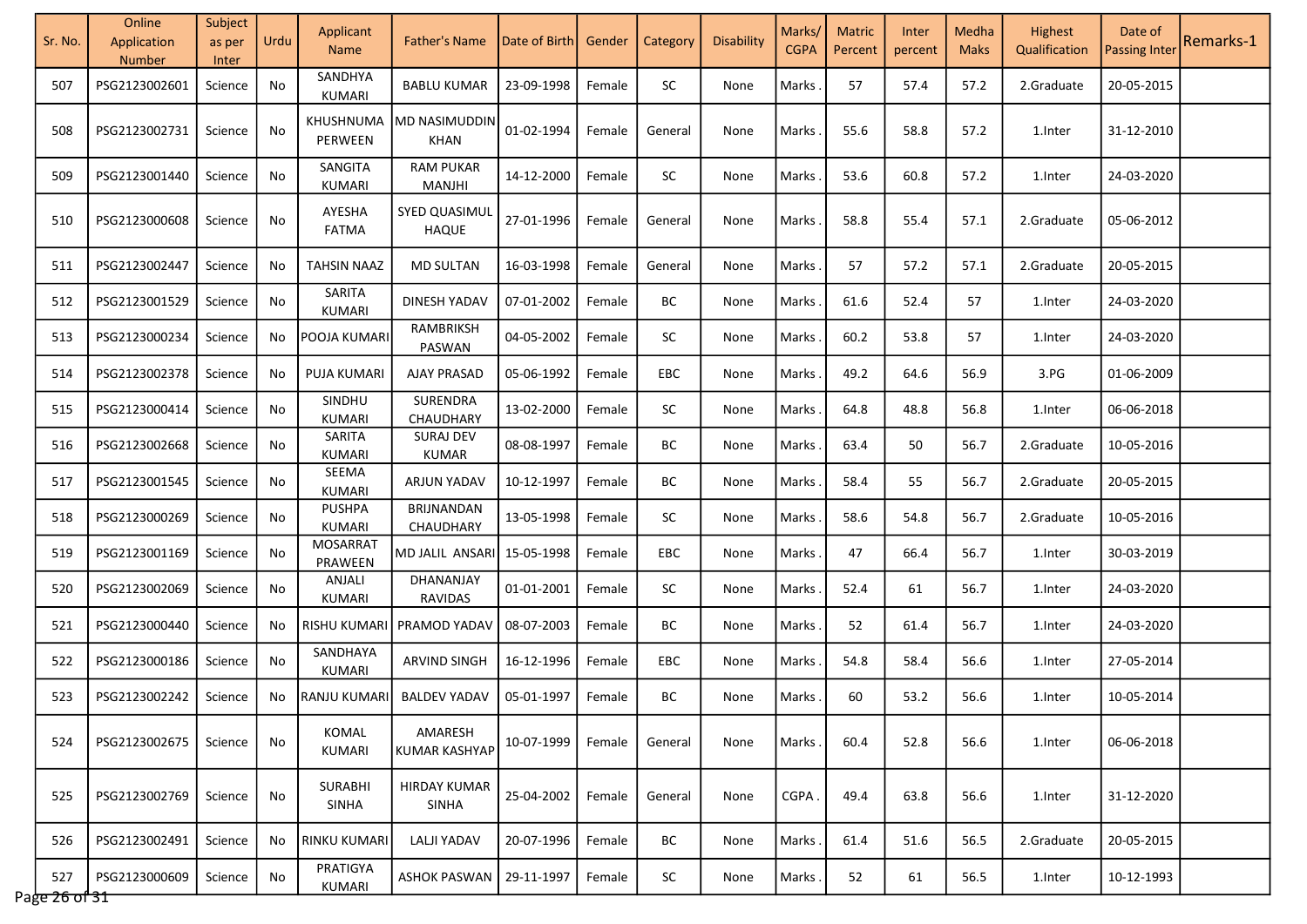| Sr. No. | Online Application Number | Subject as per Inter | Urdu | Applicant Name | Father's Name | Date of Birth | Gender | Category | Disability | Marks/ CGPA | Matric Percent | Inter percent | Medha Maks | Highest Qualification | Date of Passing Inter | Remarks-1 |
|---|---|---|---|---|---|---|---|---|---|---|---|---|---|---|---|---|
| 507 | PSG2123002601 | Science | No | SANDHYA KUMARI | BABLU KUMAR | 23-09-1998 | Female | SC | None | Marks . | 57 | 57.4 | 57.2 | 2.Graduate | 20-05-2015 | |
| 508 | PSG2123002731 | Science | No | KHUSHNUMA PERWEEN | MD NASIMUDDIN KHAN | 01-02-1994 | Female | General | None | Marks . | 55.6 | 58.8 | 57.2 | 1.Inter | 31-12-2010 | |
| 509 | PSG2123001440 | Science | No | SANGITA KUMARI | RAM PUKAR MANJHI | 14-12-2000 | Female | SC | None | Marks . | 53.6 | 60.8 | 57.2 | 1.Inter | 24-03-2020 | |
| 510 | PSG2123000608 | Science | No | AYESHA FATMA | SYED QUASIMUL HAQUE | 27-01-1996 | Female | General | None | Marks . | 58.8 | 55.4 | 57.1 | 2.Graduate | 05-06-2012 | |
| 511 | PSG2123002447 | Science | No | TAHSIN NAAZ | MD SULTAN | 16-03-1998 | Female | General | None | Marks . | 57 | 57.2 | 57.1 | 2.Graduate | 20-05-2015 | |
| 512 | PSG2123001529 | Science | No | SARITA KUMARI | DINESH YADAV | 07-01-2002 | Female | BC | None | Marks . | 61.6 | 52.4 | 57 | 1.Inter | 24-03-2020 | |
| 513 | PSG2123000234 | Science | No | POOJA KUMARI | RAMBRIKSH PASWAN | 04-05-2002 | Female | SC | None | Marks . | 60.2 | 53.8 | 57 | 1.Inter | 24-03-2020 | |
| 514 | PSG2123002378 | Science | No | PUJA KUMARI | AJAY PRASAD | 05-06-1992 | Female | EBC | None | Marks . | 49.2 | 64.6 | 56.9 | 3.PG | 01-06-2009 | |
| 515 | PSG2123000414 | Science | No | SINDHU KUMARI | SURENDRA CHAUDHARY | 13-02-2000 | Female | SC | None | Marks . | 64.8 | 48.8 | 56.8 | 1.Inter | 06-06-2018 | |
| 516 | PSG2123002668 | Science | No | SARITA KUMARI | SURAJ DEV KUMAR | 08-08-1997 | Female | BC | None | Marks . | 63.4 | 50 | 56.7 | 2.Graduate | 10-05-2016 | |
| 517 | PSG2123001545 | Science | No | SEEMA KUMARI | ARJUN YADAV | 10-12-1997 | Female | BC | None | Marks . | 58.4 | 55 | 56.7 | 2.Graduate | 20-05-2015 | |
| 518 | PSG2123000269 | Science | No | PUSHPA KUMARI | BRIJNANDAN CHAUDHARY | 13-05-1998 | Female | SC | None | Marks . | 58.6 | 54.8 | 56.7 | 2.Graduate | 10-05-2016 | |
| 519 | PSG2123001169 | Science | No | MOSARRAT PRAWEEN | MD JALIL ANSARI | 15-05-1998 | Female | EBC | None | Marks . | 47 | 66.4 | 56.7 | 1.Inter | 30-03-2019 | |
| 520 | PSG2123002069 | Science | No | ANJALI KUMARI | DHANANJAY RAVIDAS | 01-01-2001 | Female | SC | None | Marks . | 52.4 | 61 | 56.7 | 1.Inter | 24-03-2020 | |
| 521 | PSG2123000440 | Science | No | RISHU KUMARI | PRAMOD YADAV | 08-07-2003 | Female | BC | None | Marks . | 52 | 61.4 | 56.7 | 1.Inter | 24-03-2020 | |
| 522 | PSG2123000186 | Science | No | SANDHAYA KUMARI | ARVIND SINGH | 16-12-1996 | Female | EBC | None | Marks . | 54.8 | 58.4 | 56.6 | 1.Inter | 27-05-2014 | |
| 523 | PSG2123002242 | Science | No | RANJU KUMARI | BALDEV YADAV | 05-01-1997 | Female | BC | None | Marks . | 60 | 53.2 | 56.6 | 1.Inter | 10-05-2014 | |
| 524 | PSG2123002675 | Science | No | KOMAL KUMARI | AMARESH KUMAR KASHYAP | 10-07-1999 | Female | General | None | Marks . | 60.4 | 52.8 | 56.6 | 1.Inter | 06-06-2018 | |
| 525 | PSG2123002769 | Science | No | SURABHI SINHA | HIRDAY KUMAR SINHA | 25-04-2002 | Female | General | None | CGPA . | 49.4 | 63.8 | 56.6 | 1.Inter | 31-12-2020 | |
| 526 | PSG2123002491 | Science | No | RINKU KUMARI | LALJI YADAV | 20-07-1996 | Female | BC | None | Marks . | 61.4 | 51.6 | 56.5 | 2.Graduate | 20-05-2015 | |
| 527 | PSG2123000609 | Science | No | PRATIGYA KUMARI | ASHOK PASWAN | 29-11-1997 | Female | SC | None | Marks . | 52 | 61 | 56.5 | 1.Inter | 10-12-1993 | |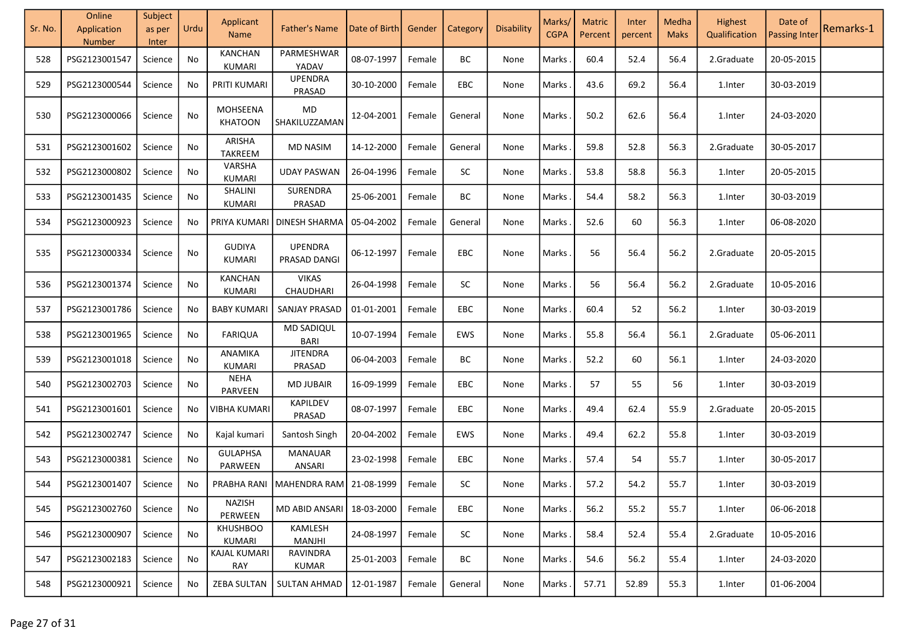| Sr. No. | Online Application Number | Subject as per Inter | Urdu | Applicant Name | Father's Name | Date of Birth | Gender | Category | Disability | Marks/ CGPA | Matric Percent | Inter percent | Medha Maks | Highest Qualification | Date of Passing Inter | Remarks-1 |
|---|---|---|---|---|---|---|---|---|---|---|---|---|---|---|---|---|
| 528 | PSG2123001547 | Science | No | KANCHAN KUMARI | PARMESHWAR YADAV | 08-07-1997 | Female | BC | None | Marks | 60.4 | 52.4 | 56.4 | 2.Graduate | 20-05-2015 | |
| 529 | PSG2123000544 | Science | No | PRITI KUMARI | UPENDRA PRASAD | 30-10-2000 | Female | EBC | None | Marks | 43.6 | 69.2 | 56.4 | 1.Inter | 30-03-2019 | |
| 530 | PSG2123000066 | Science | No | MOHSEENA KHATOON | MD SHAKILUZZAMAN | 12-04-2001 | Female | General | None | Marks | 50.2 | 62.6 | 56.4 | 1.Inter | 24-03-2020 | |
| 531 | PSG2123001602 | Science | No | ARISHA TAKREEM | MD NASIM | 14-12-2000 | Female | General | None | Marks | 59.8 | 52.8 | 56.3 | 2.Graduate | 30-05-2017 | |
| 532 | PSG2123000802 | Science | No | VARSHA KUMARI | UDAY PASWAN | 26-04-1996 | Female | SC | None | Marks | 53.8 | 58.8 | 56.3 | 1.Inter | 20-05-2015 | |
| 533 | PSG2123001435 | Science | No | SHALINI KUMARI | SURENDRA PRASAD | 25-06-2001 | Female | BC | None | Marks | 54.4 | 58.2 | 56.3 | 1.Inter | 30-03-2019 | |
| 534 | PSG2123000923 | Science | No | PRIYA KUMARI | DINESH SHARMA | 05-04-2002 | Female | General | None | Marks | 52.6 | 60 | 56.3 | 1.Inter | 06-08-2020 | |
| 535 | PSG2123000334 | Science | No | GUDIYA KUMARI | UPENDRA PRASAD DANGI | 06-12-1997 | Female | EBC | None | Marks | 56 | 56.4 | 56.2 | 2.Graduate | 20-05-2015 | |
| 536 | PSG2123001374 | Science | No | KANCHAN KUMARI | VIKAS CHAUDHARI | 26-04-1998 | Female | SC | None | Marks | 56 | 56.4 | 56.2 | 2.Graduate | 10-05-2016 | |
| 537 | PSG2123001786 | Science | No | BABY KUMARI | SANJAY PRASAD | 01-01-2001 | Female | EBC | None | Marks | 60.4 | 52 | 56.2 | 1.Inter | 30-03-2019 | |
| 538 | PSG2123001965 | Science | No | FARIQUA | MD SADIQUL BARI | 10-07-1994 | Female | EWS | None | Marks | 55.8 | 56.4 | 56.1 | 2.Graduate | 05-06-2011 | |
| 539 | PSG2123001018 | Science | No | ANAMIKA KUMARI | JITENDRA PRASAD | 06-04-2003 | Female | BC | None | Marks | 52.2 | 60 | 56.1 | 1.Inter | 24-03-2020 | |
| 540 | PSG2123002703 | Science | No | NEHA PARVEEN | MD JUBAIR | 16-09-1999 | Female | EBC | None | Marks | 57 | 55 | 56 | 1.Inter | 30-03-2019 | |
| 541 | PSG2123001601 | Science | No | VIBHA KUMARI | KAPILDEV PRASAD | 08-07-1997 | Female | EBC | None | Marks | 49.4 | 62.4 | 55.9 | 2.Graduate | 20-05-2015 | |
| 542 | PSG2123002747 | Science | No | Kajal kumari | Santosh Singh | 20-04-2002 | Female | EWS | None | Marks | 49.4 | 62.2 | 55.8 | 1.Inter | 30-03-2019 | |
| 543 | PSG2123000381 | Science | No | GULAPHSA PARWEEN | MANAUAR ANSARI | 23-02-1998 | Female | EBC | None | Marks | 57.4 | 54 | 55.7 | 1.Inter | 30-05-2017 | |
| 544 | PSG2123001407 | Science | No | PRABHA RANI | MAHENDRA RAM | 21-08-1999 | Female | SC | None | Marks | 57.2 | 54.2 | 55.7 | 1.Inter | 30-03-2019 | |
| 545 | PSG2123002760 | Science | No | NAZISH PERWEEN | MD ABID ANSARI | 18-03-2000 | Female | EBC | None | Marks | 56.2 | 55.2 | 55.7 | 1.Inter | 06-06-2018 | |
| 546 | PSG2123000907 | Science | No | KHUSHBOO KUMARI | KAMLESH MANJHI | 24-08-1997 | Female | SC | None | Marks | 58.4 | 52.4 | 55.4 | 2.Graduate | 10-05-2016 | |
| 547 | PSG2123002183 | Science | No | KAJAL KUMARI RAY | RAVINDRA KUMAR | 25-01-2003 | Female | BC | None | Marks | 54.6 | 56.2 | 55.4 | 1.Inter | 24-03-2020 | |
| 548 | PSG2123000921 | Science | No | ZEBA SULTAN | SULTAN AHMAD | 12-01-1987 | Female | General | None | Marks | 57.71 | 52.89 | 55.3 | 1.Inter | 01-06-2004 | |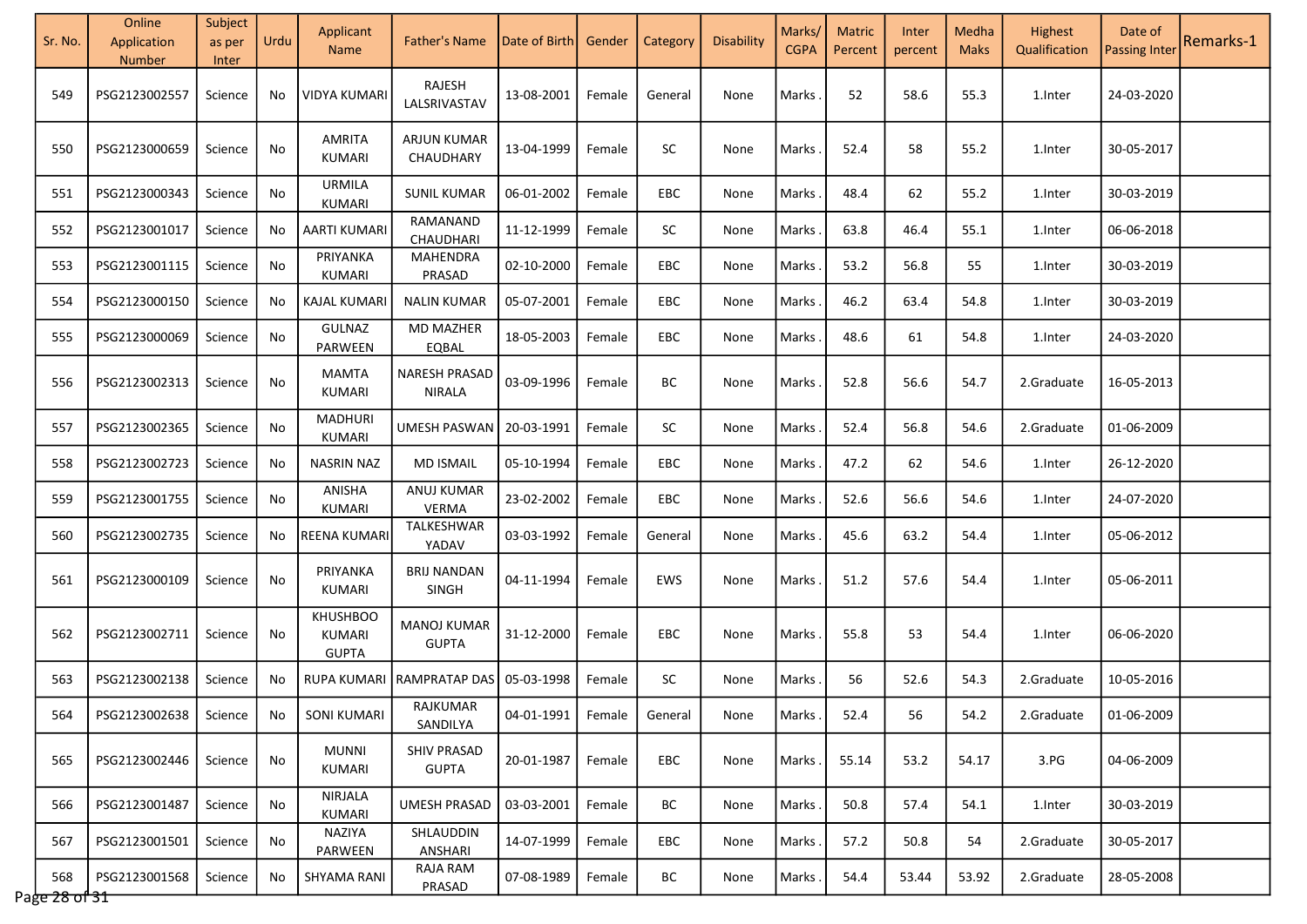| Sr. No. | Online Application Number | Subject as per Inter | Urdu | Applicant Name | Father's Name | Date of Birth | Gender | Category | Disability | Marks/ CGPA | Matric Percent | Inter percent | Medha Maks | Highest Qualification | Date of Passing Inter | Remarks-1 |
|---|---|---|---|---|---|---|---|---|---|---|---|---|---|---|---|---|
| 549 | PSG2123002557 | Science | No | VIDYA KUMARI | RAJESH LALSRIVASTAV | 13-08-2001 | Female | General | None | Marks . | 52 | 58.6 | 55.3 | 1.Inter | 24-03-2020 | |
| 550 | PSG2123000659 | Science | No | AMRITA KUMARI | ARJUN KUMAR CHAUDHARY | 13-04-1999 | Female | SC | None | Marks . | 52.4 | 58 | 55.2 | 1.Inter | 30-05-2017 | |
| 551 | PSG2123000343 | Science | No | URMILA KUMARI | SUNIL KUMAR | 06-01-2002 | Female | EBC | None | Marks . | 48.4 | 62 | 55.2 | 1.Inter | 30-03-2019 | |
| 552 | PSG2123001017 | Science | No | AARTI KUMARI | RAMANAND CHAUDHARI | 11-12-1999 | Female | SC | None | Marks . | 63.8 | 46.4 | 55.1 | 1.Inter | 06-06-2018 | |
| 553 | PSG2123001115 | Science | No | PRIYANKA KUMARI | MAHENDRA PRASAD | 02-10-2000 | Female | EBC | None | Marks . | 53.2 | 56.8 | 55 | 1.Inter | 30-03-2019 | |
| 554 | PSG2123000150 | Science | No | KAJAL KUMARI | NALIN KUMAR | 05-07-2001 | Female | EBC | None | Marks . | 46.2 | 63.4 | 54.8 | 1.Inter | 30-03-2019 | |
| 555 | PSG2123000069 | Science | No | GULNAZ PARWEEN | MD MAZHER EQBAL | 18-05-2003 | Female | EBC | None | Marks . | 48.6 | 61 | 54.8 | 1.Inter | 24-03-2020 | |
| 556 | PSG2123002313 | Science | No | MAMTA KUMARI | NARESH PRASAD NIRALA | 03-09-1996 | Female | BC | None | Marks . | 52.8 | 56.6 | 54.7 | 2.Graduate | 16-05-2013 | |
| 557 | PSG2123002365 | Science | No | MADHURI KUMARI | UMESH PASWAN | 20-03-1991 | Female | SC | None | Marks . | 52.4 | 56.8 | 54.6 | 2.Graduate | 01-06-2009 | |
| 558 | PSG2123002723 | Science | No | NASRIN NAZ | MD ISMAIL | 05-10-1994 | Female | EBC | None | Marks . | 47.2 | 62 | 54.6 | 1.Inter | 26-12-2020 | |
| 559 | PSG2123001755 | Science | No | ANISHA KUMARI | ANUJ KUMAR VERMA | 23-02-2002 | Female | EBC | None | Marks . | 52.6 | 56.6 | 54.6 | 1.Inter | 24-07-2020 | |
| 560 | PSG2123002735 | Science | No | REENA KUMARI | TALKESHWAR YADAV | 03-03-1992 | Female | General | None | Marks . | 45.6 | 63.2 | 54.4 | 1.Inter | 05-06-2012 | |
| 561 | PSG2123000109 | Science | No | PRIYANKA KUMARI | BRIJ NANDAN SINGH | 04-11-1994 | Female | EWS | None | Marks . | 51.2 | 57.6 | 54.4 | 1.Inter | 05-06-2011 | |
| 562 | PSG2123002711 | Science | No | KHUSHBOO KUMARI GUPTA | MANOJ KUMAR GUPTA | 31-12-2000 | Female | EBC | None | Marks . | 55.8 | 53 | 54.4 | 1.Inter | 06-06-2020 | |
| 563 | PSG2123002138 | Science | No | RUPA KUMARI | RAMPRATAP DAS | 05-03-1998 | Female | SC | None | Marks . | 56 | 52.6 | 54.3 | 2.Graduate | 10-05-2016 | |
| 564 | PSG2123002638 | Science | No | SONI KUMARI | RAJKUMAR SANDILYA | 04-01-1991 | Female | General | None | Marks . | 52.4 | 56 | 54.2 | 2.Graduate | 01-06-2009 | |
| 565 | PSG2123002446 | Science | No | MUNNI KUMARI | SHIV PRASAD GUPTA | 20-01-1987 | Female | EBC | None | Marks . | 55.14 | 53.2 | 54.17 | 3.PG | 04-06-2009 | |
| 566 | PSG2123001487 | Science | No | NIRJALA KUMARI | UMESH PRASAD | 03-03-2001 | Female | BC | None | Marks . | 50.8 | 57.4 | 54.1 | 1.Inter | 30-03-2019 | |
| 567 | PSG2123001501 | Science | No | NAZIYA PARWEEN | SHLAUDDIN ANSHARI | 14-07-1999 | Female | EBC | None | Marks . | 57.2 | 50.8 | 54 | 2.Graduate | 30-05-2017 | |
| 568 | PSG2123001568 | Science | No | SHYAMA RANI | RAJA RAM PRASAD | 07-08-1989 | Female | BC | None | Marks . | 54.4 | 53.44 | 53.92 | 2.Graduate | 28-05-2008 | |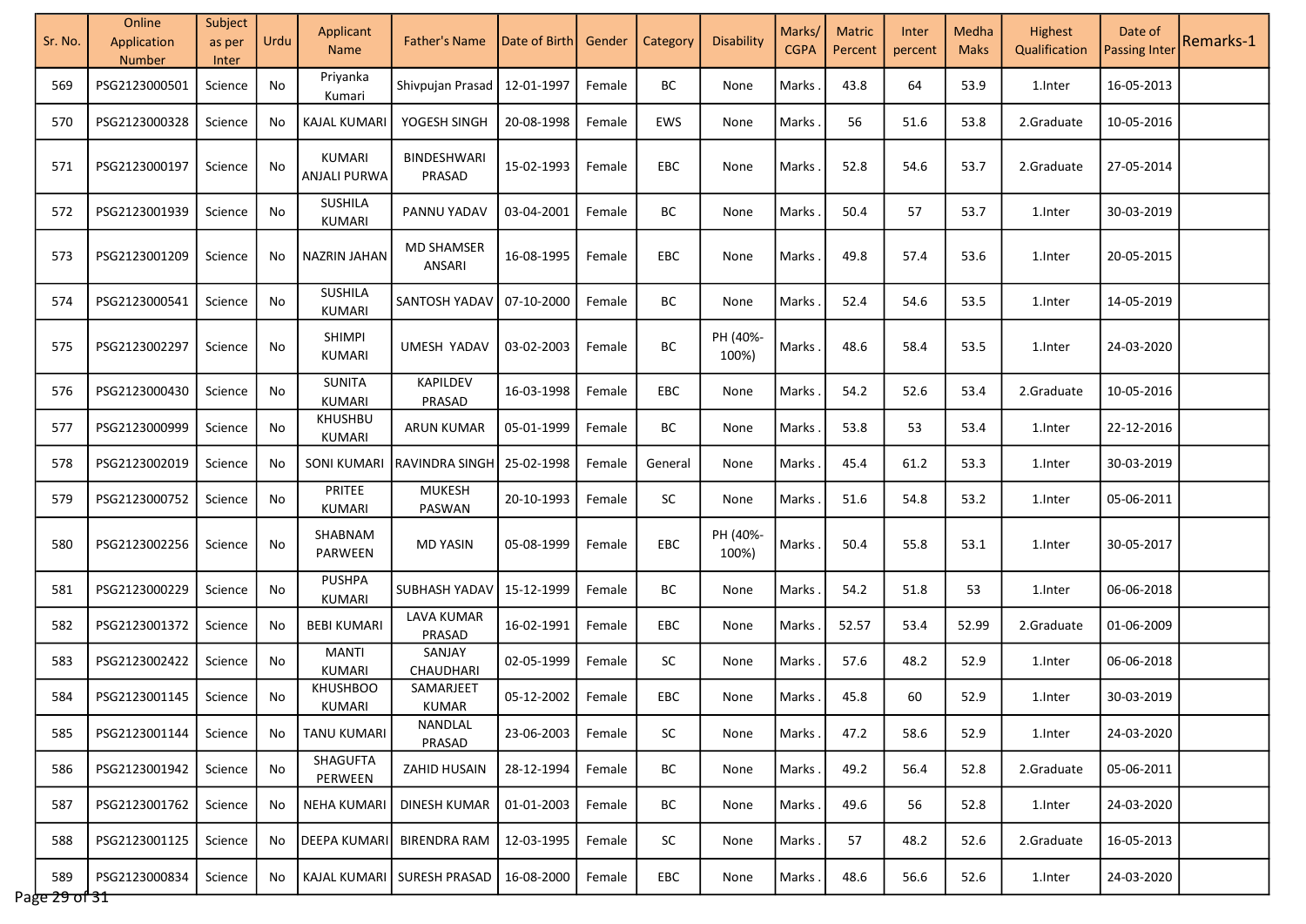| Sr. No. | Online Application Number | Subject as per Inter | Urdu | Applicant Name | Father's Name | Date of Birth | Gender | Category | Disability | Marks/ CGPA | Matric Percent | Inter percent | Medha Maks | Highest Qualification | Date of Passing Inter | Remarks-1 |
|---|---|---|---|---|---|---|---|---|---|---|---|---|---|---|---|---|
| 569 | PSG2123000501 | Science | No | Priyanka Kumari | Shivpujan Prasad | 12-01-1997 | Female | BC | None | Marks . | 43.8 | 64 | 53.9 | 1.Inter | 16-05-2013 | |
| 570 | PSG2123000328 | Science | No | KAJAL KUMARI | YOGESH SINGH | 20-08-1998 | Female | EWS | None | Marks . | 56 | 51.6 | 53.8 | 2.Graduate | 10-05-2016 | |
| 571 | PSG2123000197 | Science | No | KUMARI ANJALI PURWA | BINDESHWARI PRASAD | 15-02-1993 | Female | EBC | None | Marks . | 52.8 | 54.6 | 53.7 | 2.Graduate | 27-05-2014 | |
| 572 | PSG2123001939 | Science | No | SUSHILA KUMARI | PANNU YADAV | 03-04-2001 | Female | BC | None | Marks . | 50.4 | 57 | 53.7 | 1.Inter | 30-03-2019 | |
| 573 | PSG2123001209 | Science | No | NAZRIN JAHAN | MD SHAMSER ANSARI | 16-08-1995 | Female | EBC | None | Marks . | 49.8 | 57.4 | 53.6 | 1.Inter | 20-05-2015 | |
| 574 | PSG2123000541 | Science | No | SUSHILA KUMARI | SANTOSH YADAV | 07-10-2000 | Female | BC | None | Marks . | 52.4 | 54.6 | 53.5 | 1.Inter | 14-05-2019 | |
| 575 | PSG2123002297 | Science | No | SHIMPI KUMARI | UMESH YADAV | 03-02-2003 | Female | BC | PH (40%-100%) | Marks . | 48.6 | 58.4 | 53.5 | 1.Inter | 24-03-2020 | |
| 576 | PSG2123000430 | Science | No | SUNITA KUMARI | KAPILDEV PRASAD | 16-03-1998 | Female | EBC | None | Marks . | 54.2 | 52.6 | 53.4 | 2.Graduate | 10-05-2016 | |
| 577 | PSG2123000999 | Science | No | KHUSHBU KUMARI | ARUN KUMAR | 05-01-1999 | Female | BC | None | Marks . | 53.8 | 53 | 53.4 | 1.Inter | 22-12-2016 | |
| 578 | PSG2123002019 | Science | No | SONI KUMARI | RAVINDRA SINGH | 25-02-1998 | Female | General | None | Marks . | 45.4 | 61.2 | 53.3 | 1.Inter | 30-03-2019 | |
| 579 | PSG2123000752 | Science | No | PRITEE KUMARI | MUKESH PASWAN | 20-10-1993 | Female | SC | None | Marks . | 51.6 | 54.8 | 53.2 | 1.Inter | 05-06-2011 | |
| 580 | PSG2123002256 | Science | No | SHABNAM PARWEEN | MD YASIN | 05-08-1999 | Female | EBC | PH (40%-100%) | Marks . | 50.4 | 55.8 | 53.1 | 1.Inter | 30-05-2017 | |
| 581 | PSG2123000229 | Science | No | PUSHPA KUMARI | SUBHASH YADAV | 15-12-1999 | Female | BC | None | Marks . | 54.2 | 51.8 | 53 | 1.Inter | 06-06-2018 | |
| 582 | PSG2123001372 | Science | No | BEBI KUMARI | LAVA KUMAR PRASAD | 16-02-1991 | Female | EBC | None | Marks . | 52.57 | 53.4 | 52.99 | 2.Graduate | 01-06-2009 | |
| 583 | PSG2123002422 | Science | No | MANTI KUMARI | SANJAY CHAUDHARI | 02-05-1999 | Female | SC | None | Marks . | 57.6 | 48.2 | 52.9 | 1.Inter | 06-06-2018 | |
| 584 | PSG2123001145 | Science | No | KHUSHBOO KUMARI | SAMARJEET KUMAR | 05-12-2002 | Female | EBC | None | Marks . | 45.8 | 60 | 52.9 | 1.Inter | 30-03-2019 | |
| 585 | PSG2123001144 | Science | No | TANU KUMARI | NANDLAL PRASAD | 23-06-2003 | Female | SC | None | Marks . | 47.2 | 58.6 | 52.9 | 1.Inter | 24-03-2020 | |
| 586 | PSG2123001942 | Science | No | SHAGUFTA PERWEEN | ZAHID HUSAIN | 28-12-1994 | Female | BC | None | Marks . | 49.2 | 56.4 | 52.8 | 2.Graduate | 05-06-2011 | |
| 587 | PSG2123001762 | Science | No | NEHA KUMARI | DINESH KUMAR | 01-01-2003 | Female | BC | None | Marks . | 49.6 | 56 | 52.8 | 1.Inter | 24-03-2020 | |
| 588 | PSG2123001125 | Science | No | DEEPA KUMARI | BIRENDRA RAM | 12-03-1995 | Female | SC | None | Marks . | 57 | 48.2 | 52.6 | 2.Graduate | 16-05-2013 | |
| 589 | PSG2123000834 | Science | No | KAJAL KUMARI | SURESH PRASAD | 16-08-2000 | Female | EBC | None | Marks . | 48.6 | 56.6 | 52.6 | 1.Inter | 24-03-2020 | |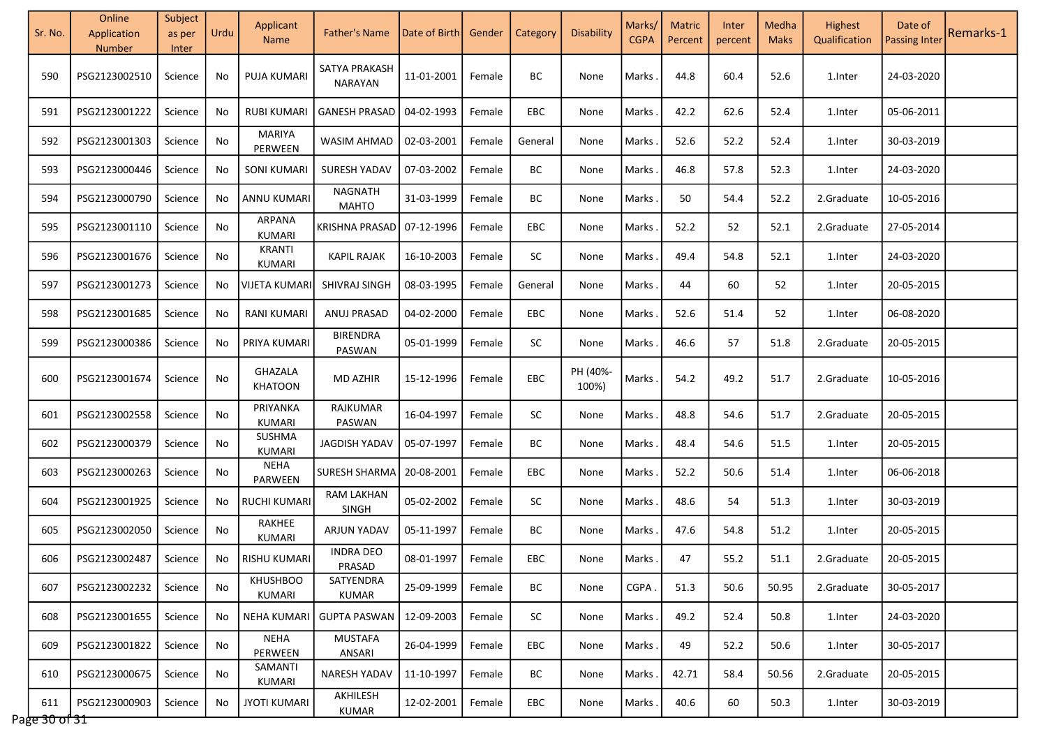| Sr. No. | Online Application Number | Subject as per Inter | Urdu | Applicant Name | Father's Name | Date of Birth | Gender | Category | Disability | Marks/ CGPA | Matric Percent | Inter percent | Medha Maks | Highest Qualification | Date of Passing Inter | Remarks-1 |
|---|---|---|---|---|---|---|---|---|---|---|---|---|---|---|---|---|
| 590 | PSG2123002510 | Science | No | PUJA KUMARI | SATYA PRAKASH NARAYAN | 11-01-2001 | Female | BC | None | Marks . | 44.8 | 60.4 | 52.6 | 1.Inter | 24-03-2020 | |
| 591 | PSG2123001222 | Science | No | RUBI KUMARI | GANESH PRASAD | 04-02-1993 | Female | EBC | None | Marks . | 42.2 | 62.6 | 52.4 | 1.Inter | 05-06-2011 | |
| 592 | PSG2123001303 | Science | No | MARIYA PERWEEN | WASIM AHMAD | 02-03-2001 | Female | General | None | Marks . | 52.6 | 52.2 | 52.4 | 1.Inter | 30-03-2019 | |
| 593 | PSG2123000446 | Science | No | SONI KUMARI | SURESH YADAV | 07-03-2002 | Female | BC | None | Marks . | 46.8 | 57.8 | 52.3 | 1.Inter | 24-03-2020 | |
| 594 | PSG2123000790 | Science | No | ANNU KUMARI | NAGNATH MAHTO | 31-03-1999 | Female | BC | None | Marks . | 50 | 54.4 | 52.2 | 2.Graduate | 10-05-2016 | |
| 595 | PSG2123001110 | Science | No | ARPANA KUMARI | KRISHNA PRASAD | 07-12-1996 | Female | EBC | None | Marks . | 52.2 | 52 | 52.1 | 2.Graduate | 27-05-2014 | |
| 596 | PSG2123001676 | Science | No | KRANTI KUMARI | KAPIL RAJAK | 16-10-2003 | Female | SC | None | Marks . | 49.4 | 54.8 | 52.1 | 1.Inter | 24-03-2020 | |
| 597 | PSG2123001273 | Science | No | VIJETA KUMARI | SHIVRAJ SINGH | 08-03-1995 | Female | General | None | Marks . | 44 | 60 | 52 | 1.Inter | 20-05-2015 | |
| 598 | PSG2123001685 | Science | No | RANI KUMARI | ANUJ PRASAD | 04-02-2000 | Female | EBC | None | Marks . | 52.6 | 51.4 | 52 | 1.Inter | 06-08-2020 | |
| 599 | PSG2123000386 | Science | No | PRIYA KUMARI | BIRENDRA PASWAN | 05-01-1999 | Female | SC | None | Marks . | 46.6 | 57 | 51.8 | 2.Graduate | 20-05-2015 | |
| 600 | PSG2123001674 | Science | No | GHAZALA KHATOON | MD AZHIR | 15-12-1996 | Female | EBC | PH (40%-100%) | Marks . | 54.2 | 49.2 | 51.7 | 2.Graduate | 10-05-2016 | |
| 601 | PSG2123002558 | Science | No | PRIYANKA KUMARI | RAJKUMAR PASWAN | 16-04-1997 | Female | SC | None | Marks . | 48.8 | 54.6 | 51.7 | 2.Graduate | 20-05-2015 | |
| 602 | PSG2123000379 | Science | No | SUSHMA KUMARI | JAGDISH YADAV | 05-07-1997 | Female | BC | None | Marks . | 48.4 | 54.6 | 51.5 | 1.Inter | 20-05-2015 | |
| 603 | PSG2123000263 | Science | No | NEHA PARWEEN | SURESH SHARMA | 20-08-2001 | Female | EBC | None | Marks . | 52.2 | 50.6 | 51.4 | 1.Inter | 06-06-2018 | |
| 604 | PSG2123001925 | Science | No | RUCHI KUMARI | RAM LAKHAN SINGH | 05-02-2002 | Female | SC | None | Marks . | 48.6 | 54 | 51.3 | 1.Inter | 30-03-2019 | |
| 605 | PSG2123002050 | Science | No | RAKHEE KUMARI | ARJUN YADAV | 05-11-1997 | Female | BC | None | Marks . | 47.6 | 54.8 | 51.2 | 1.Inter | 20-05-2015 | |
| 606 | PSG2123002487 | Science | No | RISHU KUMARI | INDRA DEO PRASAD | 08-01-1997 | Female | EBC | None | Marks . | 47 | 55.2 | 51.1 | 2.Graduate | 20-05-2015 | |
| 607 | PSG2123002232 | Science | No | KHUSHBOO KUMARI | SATYENDRA KUMAR | 25-09-1999 | Female | BC | None | CGPA . | 51.3 | 50.6 | 50.95 | 2.Graduate | 30-05-2017 | |
| 608 | PSG2123001655 | Science | No | NEHA KUMARI | GUPTA PASWAN | 12-09-2003 | Female | SC | None | Marks . | 49.2 | 52.4 | 50.8 | 1.Inter | 24-03-2020 | |
| 609 | PSG2123001822 | Science | No | NEHA PERWEEN | MUSTAFA ANSARI | 26-04-1999 | Female | EBC | None | Marks . | 49 | 52.2 | 50.6 | 1.Inter | 30-05-2017 | |
| 610 | PSG2123000675 | Science | No | SAMANTI KUMARI | NARESH YADAV | 11-10-1997 | Female | BC | None | Marks . | 42.71 | 58.4 | 50.56 | 2.Graduate | 20-05-2015 | |
| 611 | PSG2123000903 | Science | No | JYOTI KUMARI | AKHILESH KUMAR | 12-02-2001 | Female | EBC | None | Marks . | 40.6 | 60 | 50.3 | 1.Inter | 30-03-2019 | |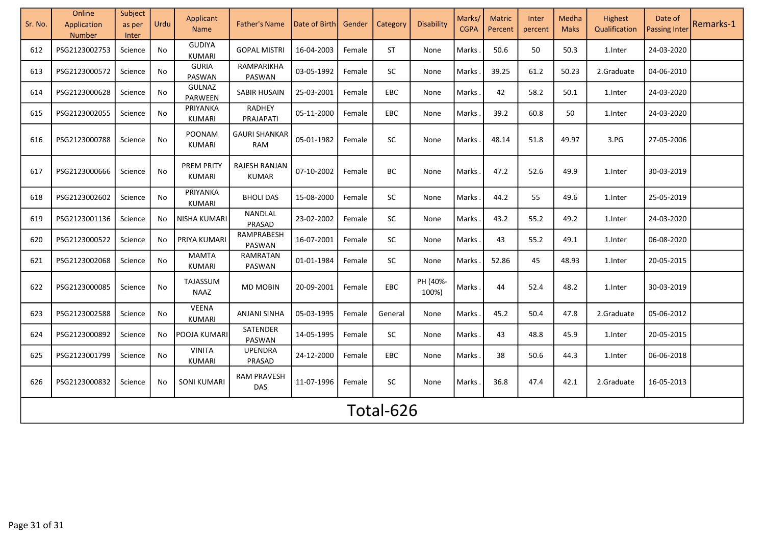| Sr. No. | Online Application Number | Subject as per Inter | Urdu | Applicant Name | Father's Name | Date of Birth | Gender | Category | Disability | Marks/ CGPA | Matric Percent | Inter percent | Medha Maks | Highest Qualification | Date of Passing Inter | Remarks-1 |
|---|---|---|---|---|---|---|---|---|---|---|---|---|---|---|---|---|
| 612 | PSG2123002753 | Science | No | GUDIYA KUMARI | GOPAL MISTRI | 16-04-2003 | Female | ST | None | Marks . | 50.6 | 50 | 50.3 | 1.Inter | 24-03-2020 | |
| 613 | PSG2123000572 | Science | No | GURIA PASWAN | RAMPARIKHA PASWAN | 03-05-1992 | Female | SC | None | Marks . | 39.25 | 61.2 | 50.23 | 2.Graduate | 04-06-2010 | |
| 614 | PSG2123000628 | Science | No | GULNAZ PARWEEN | SABIR HUSAIN | 25-03-2001 | Female | EBC | None | Marks . | 42 | 58.2 | 50.1 | 1.Inter | 24-03-2020 | |
| 615 | PSG2123002055 | Science | No | PRIYANKA KUMARI | RADHEY PRAJAPATI | 05-11-2000 | Female | EBC | None | Marks . | 39.2 | 60.8 | 50 | 1.Inter | 24-03-2020 | |
| 616 | PSG2123000788 | Science | No | POONAM KUMARI | GAURI SHANKAR RAM | 05-01-1982 | Female | SC | None | Marks . | 48.14 | 51.8 | 49.97 | 3.PG | 27-05-2006 | |
| 617 | PSG2123000666 | Science | No | PREM PRITY KUMARI | RAJESH RANJAN KUMAR | 07-10-2002 | Female | BC | None | Marks . | 47.2 | 52.6 | 49.9 | 1.Inter | 30-03-2019 | |
| 618 | PSG2123002602 | Science | No | PRIYANKA KUMARI | BHOLI DAS | 15-08-2000 | Female | SC | None | Marks . | 44.2 | 55 | 49.6 | 1.Inter | 25-05-2019 | |
| 619 | PSG2123001136 | Science | No | NISHA KUMARI | NANDLAL PRASAD | 23-02-2002 | Female | SC | None | Marks . | 43.2 | 55.2 | 49.2 | 1.Inter | 24-03-2020 | |
| 620 | PSG2123000522 | Science | No | PRIYA KUMARI | RAMPRABESH PASWAN | 16-07-2001 | Female | SC | None | Marks . | 43 | 55.2 | 49.1 | 1.Inter | 06-08-2020 | |
| 621 | PSG2123002068 | Science | No | MAMTA KUMARI | RAMRATAN PASWAN | 01-01-1984 | Female | SC | None | Marks . | 52.86 | 45 | 48.93 | 1.Inter | 20-05-2015 | |
| 622 | PSG2123000085 | Science | No | TAJASSUM NAAZ | MD MOBIN | 20-09-2001 | Female | EBC | PH (40%-100%) | Marks . | 44 | 52.4 | 48.2 | 1.Inter | 30-03-2019 | |
| 623 | PSG2123002588 | Science | No | VEENA KUMARI | ANJANI SINHA | 05-03-1995 | Female | General | None | Marks . | 45.2 | 50.4 | 47.8 | 2.Graduate | 05-06-2012 | |
| 624 | PSG2123000892 | Science | No | POOJA KUMARI | SATENDER PASWAN | 14-05-1995 | Female | SC | None | Marks . | 43 | 48.8 | 45.9 | 1.Inter | 20-05-2015 | |
| 625 | PSG2123001799 | Science | No | VINITA KUMARI | UPENDRA PRASAD | 24-12-2000 | Female | EBC | None | Marks . | 38 | 50.6 | 44.3 | 1.Inter | 06-06-2018 | |
| 626 | PSG2123000832 | Science | No | SONI KUMARI | RAM PRAVESH DAS | 11-07-1996 | Female | SC | None | Marks . | 36.8 | 47.4 | 42.1 | 2.Graduate | 16-05-2013 | |

Total-626